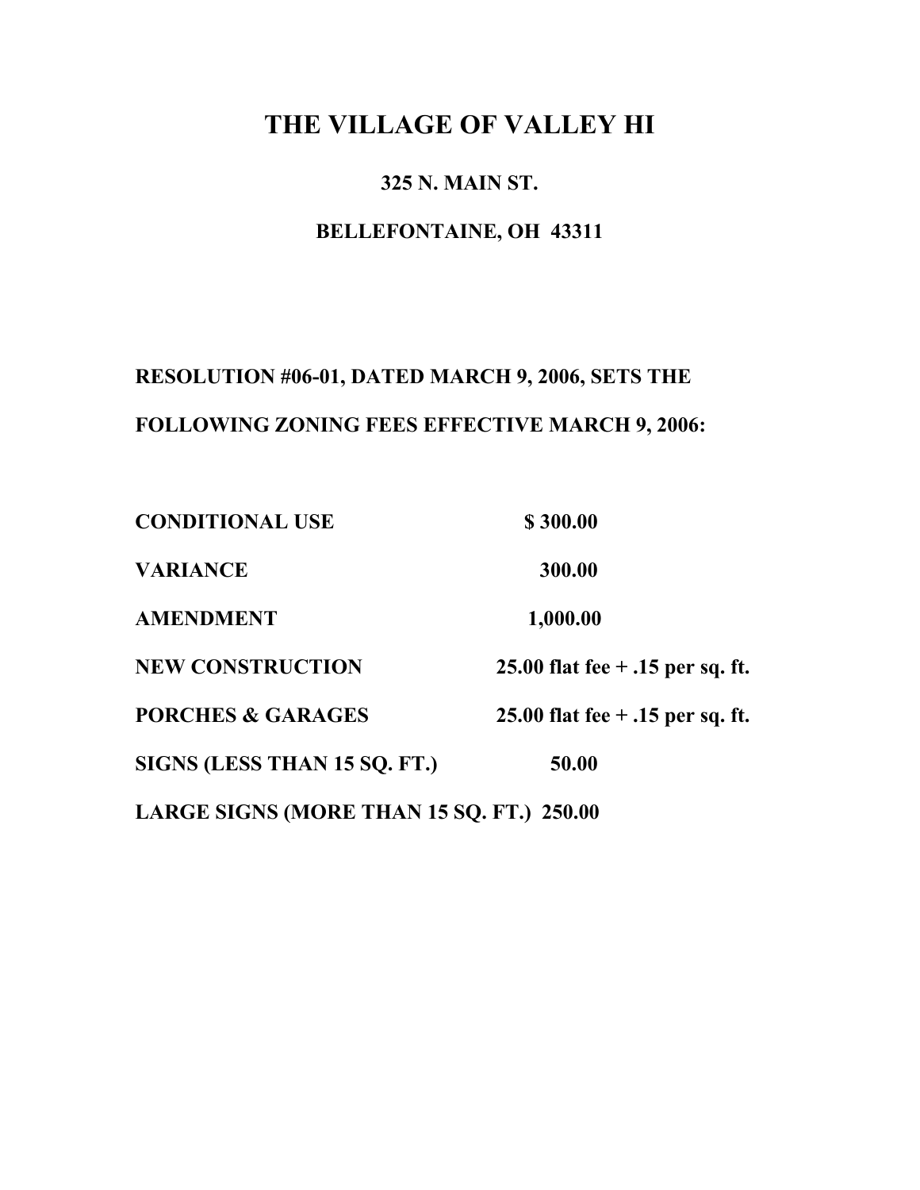# THE VILLAGE OF VALLEY HI

**325 N. MAIN ST.**

**BELLEFONTAINE, OH 43311**

**RESOLUTION #06-01, DATED MARCH 9, 2006, SETS THE FOLLOWING ZONING FEES EFFECTIVE MARCH 9, 2006:**

| | |
|---|---|
| **CONDITIONAL USE** | **$ 300.00** |
| **VARIANCE** | **300.00** |
| **AMENDMENT** | **1,000.00** |
| **NEW CONSTRUCTION** | **25.00 flat fee + .15 per sq. ft.** |
| **PORCHES & GARAGES** | **25.00 flat fee + .15 per sq. ft.** |
| **SIGNS (LESS THAN 15 SQ. FT.)** | **50.00** |
| **LARGE SIGNS (MORE THAN 15 SQ. FT.)** | **250.00** |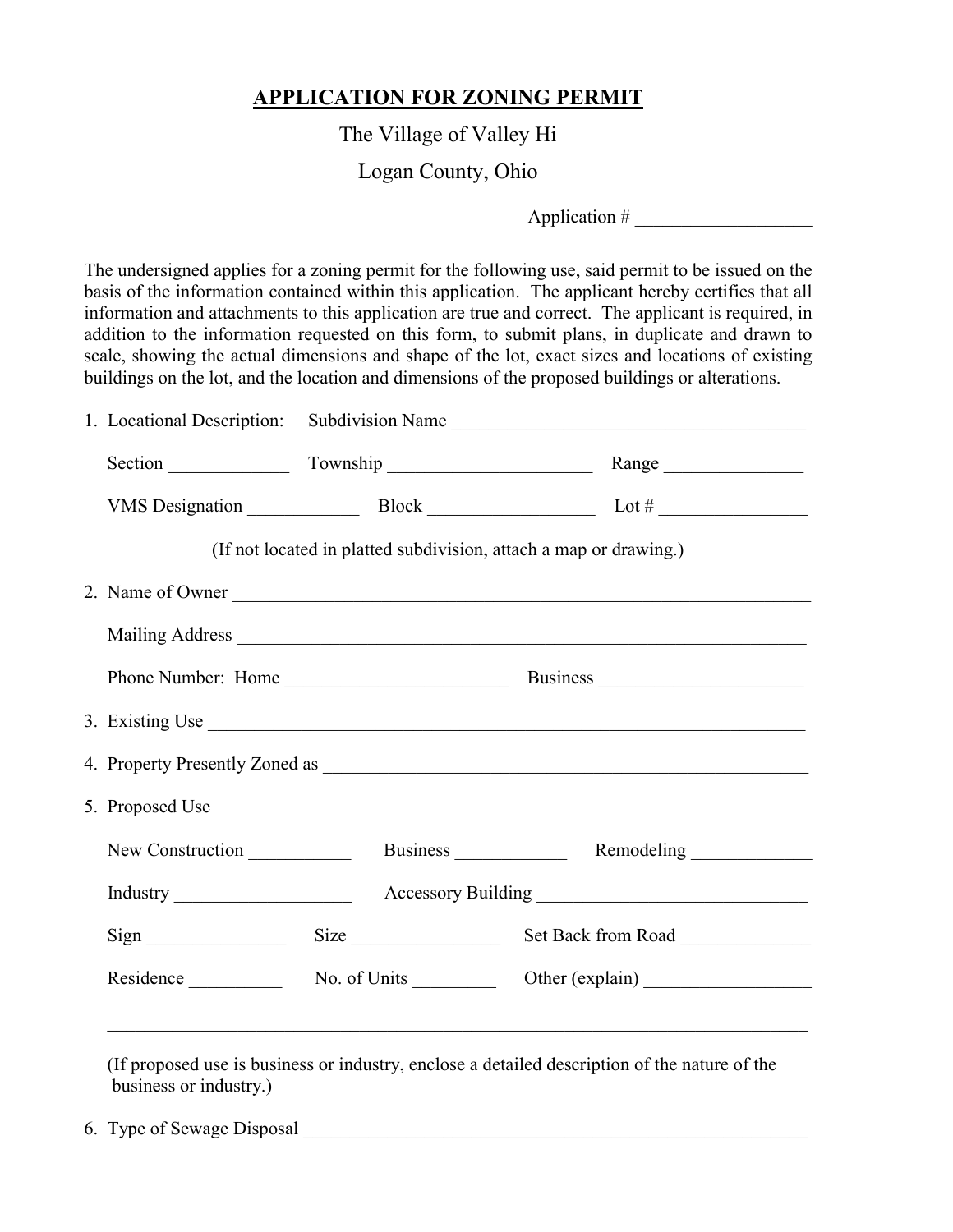# APPLICATION FOR ZONING PERMIT

The Village of Valley Hi

Logan County, Ohio

Application # ___________________

The undersigned applies for a zoning permit for the following use, said permit to be issued on the basis of the information contained within this application. The applicant hereby certifies that all information and attachments to this application are true and correct. The applicant is required, in addition to the information requested on this form, to submit plans, in duplicate and drawn to scale, showing the actual dimensions and shape of the lot, exact sizes and locations of existing buildings on the lot, and the location and dimensions of the proposed buildings or alterations.

1. Locational Description: Subdivision Name _______________________________________

   Section _____________ Township ______________________ Range _______________

   VMS Designation ____________ Block __________________ Lot # ________________

   (If not located in platted subdivision, attach a map or drawing.)

2. Name of Owner ________________________________________________________________

   Mailing Address ________________________________________________________________

   Phone Number: Home ________________________ Business ______________________

3. Existing Use ___________________________________________________________________

4. Property Presently Zoned as _____________________________________________________

5. Proposed Use

   New Construction ___________ Business ____________ Remodeling _____________

   Industry ___________________ Accessory Building _____________________________

   Sign _______________ Size ________________ Set Back from Road ______________

   Residence __________ No. of Units _________ Other (explain) __________________

   ____________________________________________________________________________

   (If proposed use is business or industry, enclose a detailed description of the nature of the business or industry.)

6. Type of Sewage Disposal _________________________________________________________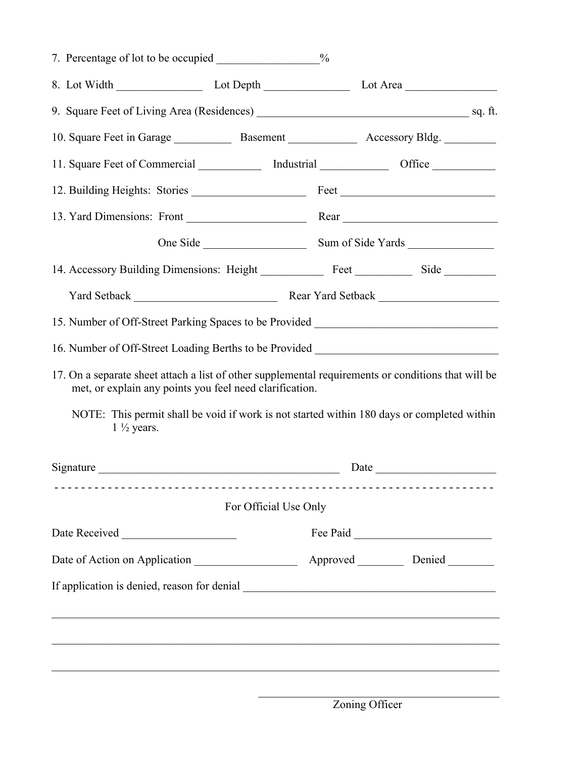7. Percentage of lot to be occupied _________________%

8. Lot Width _______________ Lot Depth _______________ Lot Area ________________

9. Square Feet of Living Area (Residences) _____________________________________ sq. ft.

10. Square Feet in Garage __________ Basement ____________ Accessory Bldg. _________

11. Square Feet of Commercial ___________ Industrial ____________ Office ___________

12. Building Heights: Stories ____________________ Feet ___________________________

13. Yard Dimensions: Front _____________________ Rear ____________________________

One Side __________________ Sum of Side Yards _______________

14. Accessory Building Dimensions: Height ___________ Feet __________ Side _________

Yard Setback _________________________ Rear Yard Setback _____________________

15. Number of Off-Street Parking Spaces to be Provided ________________________________

16. Number of Off-Street Loading Berths to be Provided ________________________________

17. On a separate sheet attach a list of other supplemental requirements or conditions that will be met, or explain any points you feel need clarification.

NOTE: This permit shall be void if work is not started within 180 days or completed within 1 ½ years.

Signature ___________________________________________ Date ____________________

- - - - - - - - - - - - - - - - - - - - - - - - - - - - - - - - - - - - - - - - - - - - - - - - - - - - - - - - - - - - - - - -

For Official Use Only

Date Received ____________________ Fee Paid ________________________

Date of Action on Application __________________ Approved ________ Denied ________

If application is denied, reason for denial ____________________________________________

_____________________________________________________________________________

_____________________________________________________________________________

_____________________________________________________________________________

_______________________________________________

Zoning Officer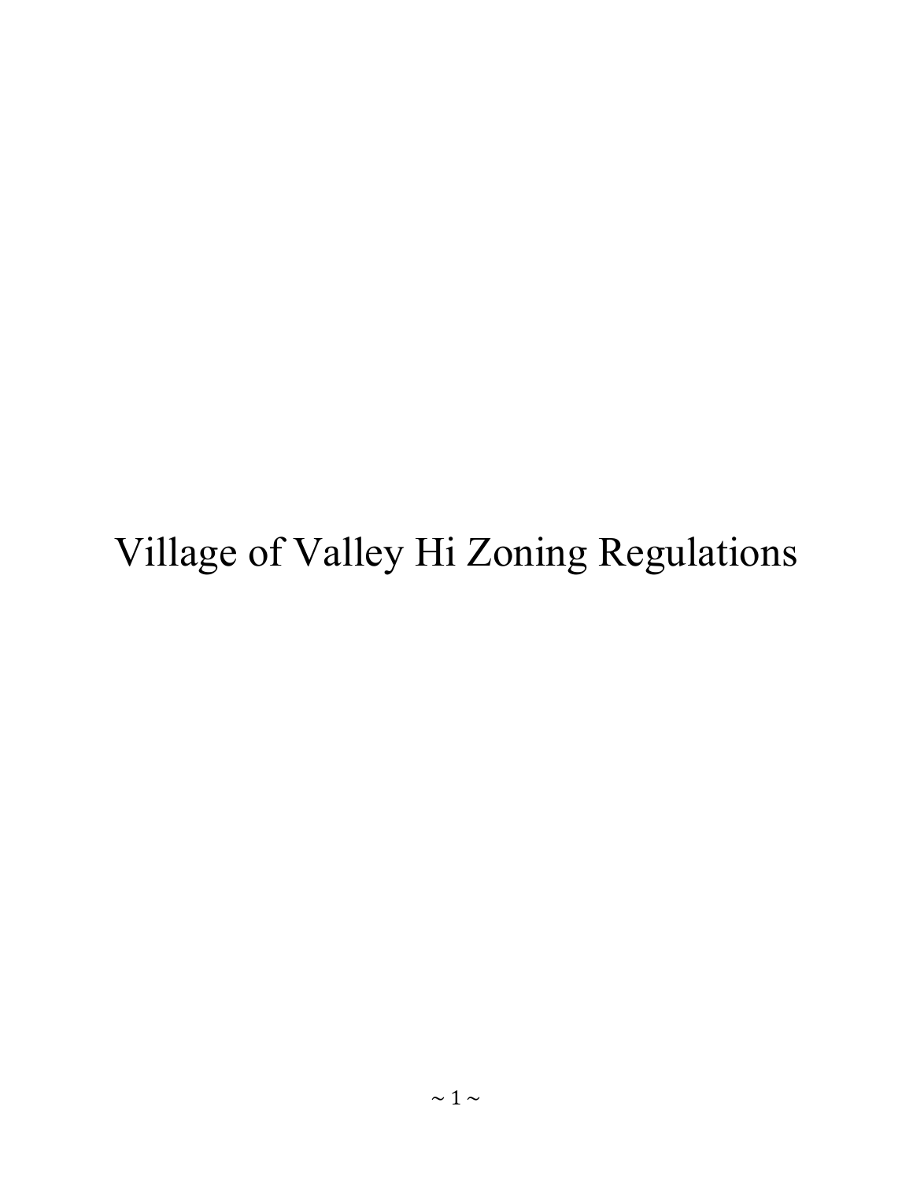# Village of Valley Hi Zoning Regulations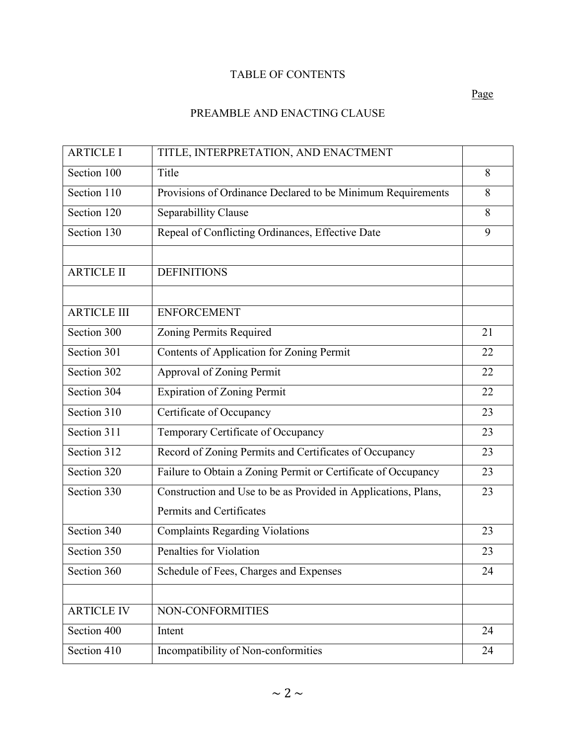# TABLE OF CONTENTS

Page

## PREAMBLE AND ENACTING CLAUSE

| | | |
|---|---|---|
| ARTICLE I | TITLE, INTERPRETATION, AND ENACTMENT | |
| Section 100 | Title | 8 |
| Section 110 | Provisions of Ordinance Declared to be Minimum Requirements | 8 |
| Section 120 | Separabillity Clause | 8 |
| Section 130 | Repeal of Conflicting Ordinances, Effective Date | 9 |
| | | |
| ARTICLE II | DEFINITIONS | |
| | | |
| ARTICLE III | ENFORCEMENT | |
| Section 300 | Zoning Permits Required | 21 |
| Section 301 | Contents of Application for Zoning Permit | 22 |
| Section 302 | Approval of Zoning Permit | 22 |
| Section 304 | Expiration of Zoning Permit | 22 |
| Section 310 | Certificate of Occupancy | 23 |
| Section 311 | Temporary Certificate of Occupancy | 23 |
| Section 312 | Record of Zoning Permits and Certificates of Occupancy | 23 |
| Section 320 | Failure to Obtain a Zoning Permit or Certificate of Occupancy | 23 |
| Section 330 | Construction and Use to be as Provided in Applications, Plans, Permits and Certificates | 23 |
| Section 340 | Complaints Regarding Violations | 23 |
| Section 350 | Penalties for Violation | 23 |
| Section 360 | Schedule of Fees, Charges and Expenses | 24 |
| | | |
| ARTICLE IV | NON-CONFORMITIES | |
| Section 400 | Intent | 24 |
| Section 410 | Incompatibility of Non-conformities | 24 |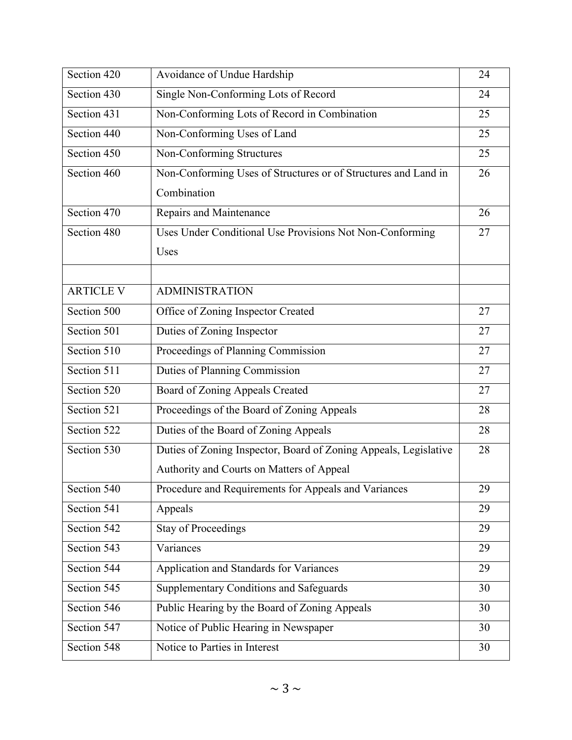| | | |
|---|---|---|
| Section 420 | Avoidance of Undue Hardship | 24 |
| Section 430 | Single Non-Conforming Lots of Record | 24 |
| Section 431 | Non-Conforming Lots of Record in Combination | 25 |
| Section 440 | Non-Conforming Uses of Land | 25 |
| Section 450 | Non-Conforming Structures | 25 |
| Section 460 | Non-Conforming Uses of Structures or of Structures and Land in Combination | 26 |
| Section 470 | Repairs and Maintenance | 26 |
| Section 480 | Uses Under Conditional Use Provisions Not Non-Conforming Uses | 27 |
| | | |
| ARTICLE V | ADMINISTRATION | |
| Section 500 | Office of Zoning Inspector Created | 27 |
| Section 501 | Duties of Zoning Inspector | 27 |
| Section 510 | Proceedings of Planning Commission | 27 |
| Section 511 | Duties of Planning Commission | 27 |
| Section 520 | Board of Zoning Appeals Created | 27 |
| Section 521 | Proceedings of the Board of Zoning Appeals | 28 |
| Section 522 | Duties of the Board of Zoning Appeals | 28 |
| Section 530 | Duties of Zoning Inspector, Board of Zoning Appeals, Legislative Authority and Courts on Matters of Appeal | 28 |
| Section 540 | Procedure and Requirements for Appeals and Variances | 29 |
| Section 541 | Appeals | 29 |
| Section 542 | Stay of Proceedings | 29 |
| Section 543 | Variances | 29 |
| Section 544 | Application and Standards for Variances | 29 |
| Section 545 | Supplementary Conditions and Safeguards | 30 |
| Section 546 | Public Hearing by the Board of Zoning Appeals | 30 |
| Section 547 | Notice of Public Hearing in Newspaper | 30 |
| Section 548 | Notice to Parties in Interest | 30 |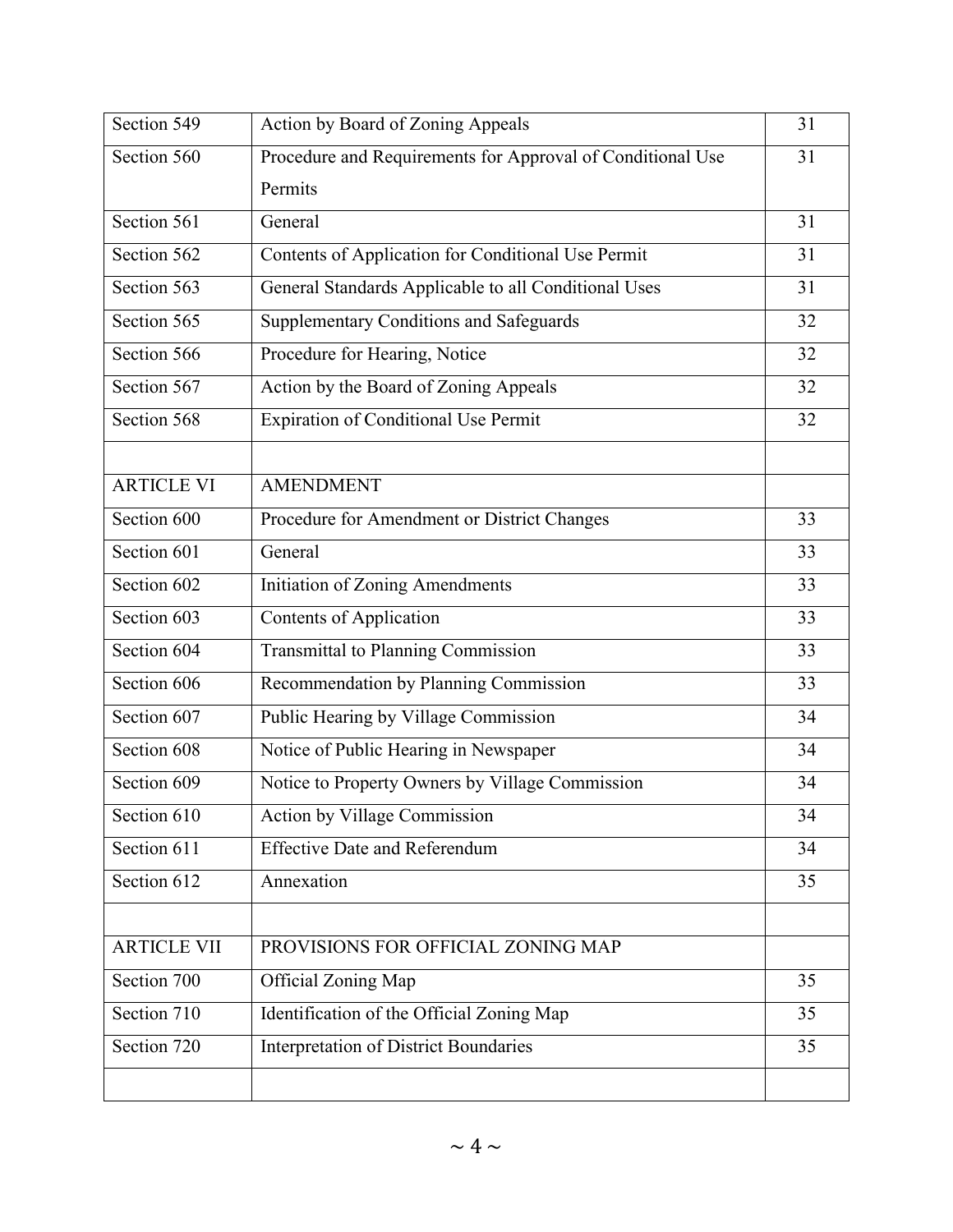| Section 549 | Action by Board of Zoning Appeals | 31 |
|---|---|---|
| Section 560 | Procedure and Requirements for Approval of Conditional Use Permits | 31 |
| Section 561 | General | 31 |
| Section 562 | Contents of Application for Conditional Use Permit | 31 |
| Section 563 | General Standards Applicable to all Conditional Uses | 31 |
| Section 565 | Supplementary Conditions and Safeguards | 32 |
| Section 566 | Procedure for Hearing, Notice | 32 |
| Section 567 | Action by the Board of Zoning Appeals | 32 |
| Section 568 | Expiration of Conditional Use Permit | 32 |
| | | |
| ARTICLE VI | AMENDMENT | |
| Section 600 | Procedure for Amendment or District Changes | 33 |
| Section 601 | General | 33 |
| Section 602 | Initiation of Zoning Amendments | 33 |
| Section 603 | Contents of Application | 33 |
| Section 604 | Transmittal to Planning Commission | 33 |
| Section 606 | Recommendation by Planning Commission | 33 |
| Section 607 | Public Hearing by Village Commission | 34 |
| Section 608 | Notice of Public Hearing in Newspaper | 34 |
| Section 609 | Notice to Property Owners by Village Commission | 34 |
| Section 610 | Action by Village Commission | 34 |
| Section 611 | Effective Date and Referendum | 34 |
| Section 612 | Annexation | 35 |
| | | |
| ARTICLE VII | PROVISIONS FOR OFFICIAL ZONING MAP | |
| Section 700 | Official Zoning Map | 35 |
| Section 710 | Identification of the Official Zoning Map | 35 |
| Section 720 | Interpretation of District Boundaries | 35 |
| | | |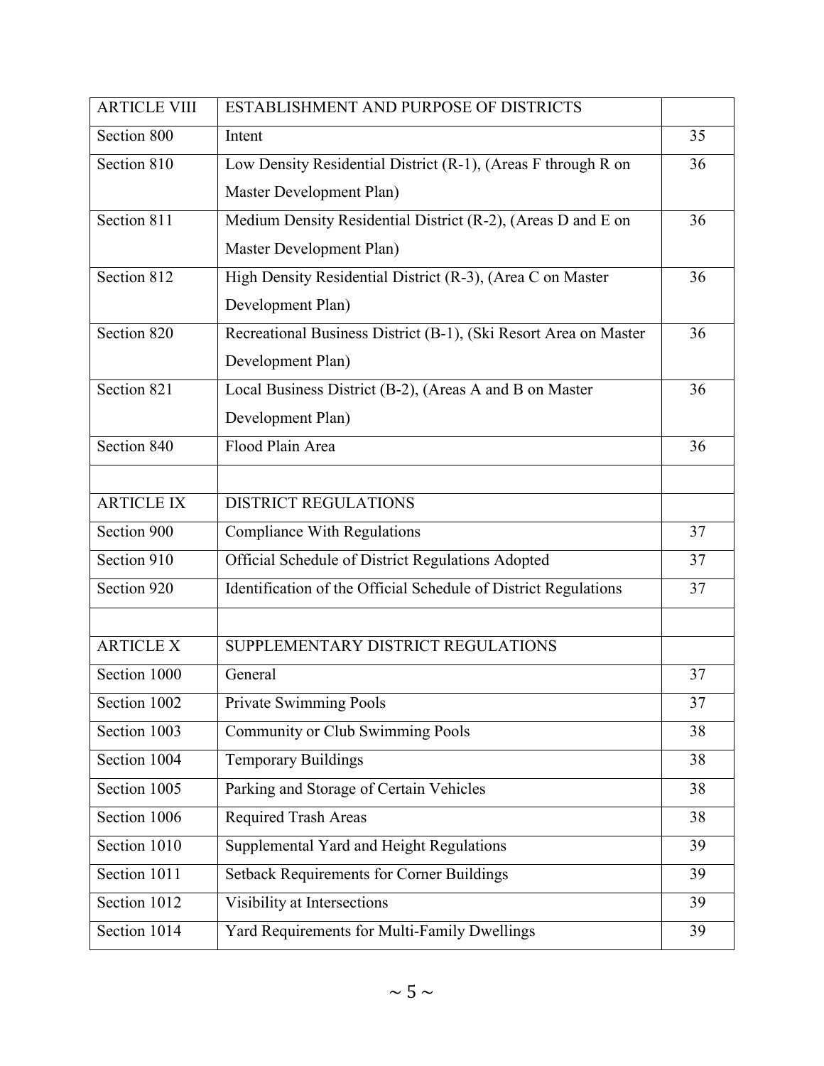| ARTICLE VIII | ESTABLISHMENT AND PURPOSE OF DISTRICTS | |
|---|---|---|
| Section 800 | Intent | 35 |
| Section 810 | Low Density Residential District (R-1), (Areas F through R on Master Development Plan) | 36 |
| Section 811 | Medium Density Residential District (R-2), (Areas D and E on Master Development Plan) | 36 |
| Section 812 | High Density Residential District (R-3), (Area C on Master Development Plan) | 36 |
| Section 820 | Recreational Business District (B-1), (Ski Resort Area on Master Development Plan) | 36 |
| Section 821 | Local Business District (B-2), (Areas A and B on Master Development Plan) | 36 |
| Section 840 | Flood Plain Area | 36 |
| | | |
| ARTICLE IX | DISTRICT REGULATIONS | |
| Section 900 | Compliance With Regulations | 37 |
| Section 910 | Official Schedule of District Regulations Adopted | 37 |
| Section 920 | Identification of the Official Schedule of District Regulations | 37 |
| | | |
| ARTICLE X | SUPPLEMENTARY DISTRICT REGULATIONS | |
| Section 1000 | General | 37 |
| Section 1002 | Private Swimming Pools | 37 |
| Section 1003 | Community or Club Swimming Pools | 38 |
| Section 1004 | Temporary Buildings | 38 |
| Section 1005 | Parking and Storage of Certain Vehicles | 38 |
| Section 1006 | Required Trash Areas | 38 |
| Section 1010 | Supplemental Yard and Height Regulations | 39 |
| Section 1011 | Setback Requirements for Corner Buildings | 39 |
| Section 1012 | Visibility at Intersections | 39 |
| Section 1014 | Yard Requirements for Multi-Family Dwellings | 39 |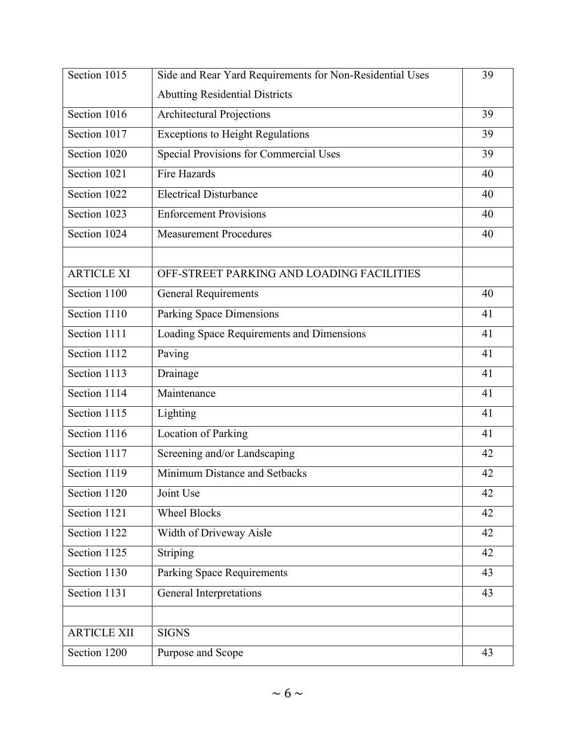| | | |
|---|---|---|
| Section 1015 | Side and Rear Yard Requirements for Non-Residential Uses Abutting Residential Districts | 39 |
| Section 1016 | Architectural Projections | 39 |
| Section 1017 | Exceptions to Height Regulations | 39 |
| Section 1020 | Special Provisions for Commercial Uses | 39 |
| Section 1021 | Fire Hazards | 40 |
| Section 1022 | Electrical Disturbance | 40 |
| Section 1023 | Enforcement Provisions | 40 |
| Section 1024 | Measurement Procedures | 40 |
| | | |
| ARTICLE XI | OFF-STREET PARKING AND LOADING FACILITIES | |
| Section 1100 | General Requirements | 40 |
| Section 1110 | Parking Space Dimensions | 41 |
| Section 1111 | Loading Space Requirements and Dimensions | 41 |
| Section 1112 | Paving | 41 |
| Section 1113 | Drainage | 41 |
| Section 1114 | Maintenance | 41 |
| Section 1115 | Lighting | 41 |
| Section 1116 | Location of Parking | 41 |
| Section 1117 | Screening and/or Landscaping | 42 |
| Section 1119 | Minimum Distance and Setbacks | 42 |
| Section 1120 | Joint Use | 42 |
| Section 1121 | Wheel Blocks | 42 |
| Section 1122 | Width of Driveway Aisle | 42 |
| Section 1125 | Striping | 42 |
| Section 1130 | Parking Space Requirements | 43 |
| Section 1131 | General Interpretations | 43 |
| | | |
| ARTICLE XII | SIGNS | |
| Section 1200 | Purpose and Scope | 43 |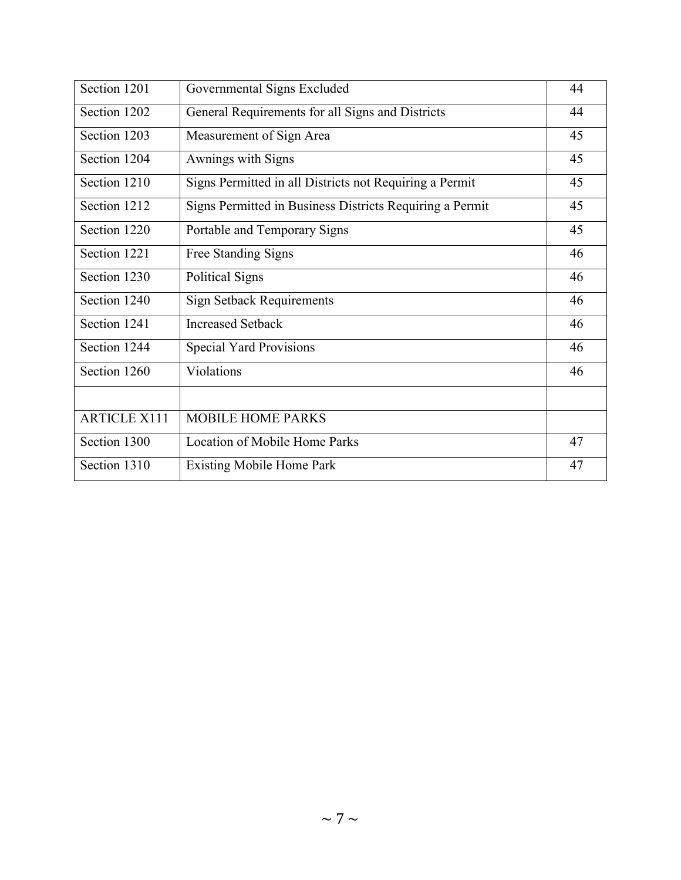| Section 1201 | Governmental Signs Excluded | 44 |
|---|---|---|
| Section 1202 | General Requirements for all Signs and Districts | 44 |
| Section 1203 | Measurement of Sign Area | 45 |
| Section 1204 | Awnings with Signs | 45 |
| Section 1210 | Signs Permitted in all Districts not Requiring a Permit | 45 |
| Section 1212 | Signs Permitted in Business Districts Requiring a Permit | 45 |
| Section 1220 | Portable and Temporary Signs | 45 |
| Section 1221 | Free Standing Signs | 46 |
| Section 1230 | Political Signs | 46 |
| Section 1240 | Sign Setback Requirements | 46 |
| Section 1241 | Increased Setback | 46 |
| Section 1244 | Special Yard Provisions | 46 |
| Section 1260 | Violations | 46 |
| | | |
| ARTICLE X111 | MOBILE HOME PARKS | |
| Section 1300 | Location of Mobile Home Parks | 47 |
| Section 1310 | Existing Mobile Home Park | 47 |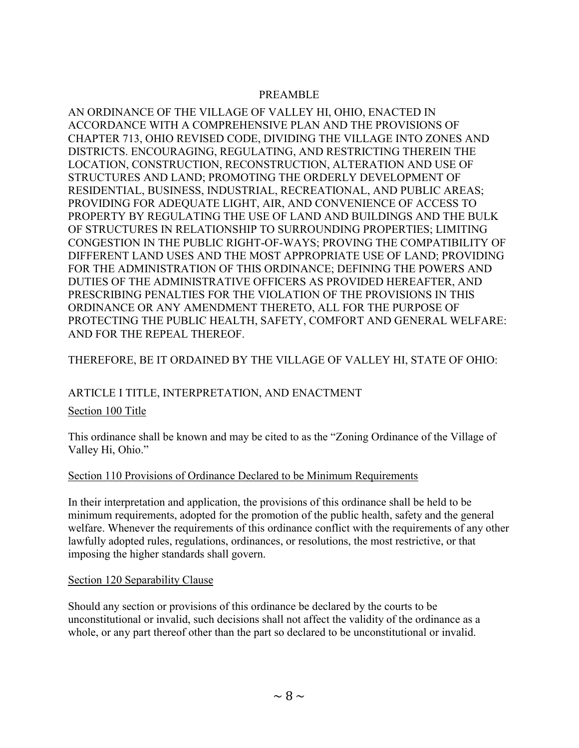## PREAMBLE

AN ORDINANCE OF THE VILLAGE OF VALLEY HI, OHIO, ENACTED IN ACCORDANCE WITH A COMPREHENSIVE PLAN AND THE PROVISIONS OF CHAPTER 713, OHIO REVISED CODE, DIVIDING THE VILLAGE INTO ZONES AND DISTRICTS. ENCOURAGING, REGULATING, AND RESTRICTING THEREIN THE LOCATION, CONSTRUCTION, RECONSTRUCTION, ALTERATION AND USE OF STRUCTURES AND LAND; PROMOTING THE ORDERLY DEVELOPMENT OF RESIDENTIAL, BUSINESS, INDUSTRIAL, RECREATIONAL, AND PUBLIC AREAS; PROVIDING FOR ADEQUATE LIGHT, AIR, AND CONVENIENCE OF ACCESS TO PROPERTY BY REGULATING THE USE OF LAND AND BUILDINGS AND THE BULK OF STRUCTURES IN RELATIONSHIP TO SURROUNDING PROPERTIES; LIMITING CONGESTION IN THE PUBLIC RIGHT-OF-WAYS; PROVING THE COMPATIBILITY OF DIFFERENT LAND USES AND THE MOST APPROPRIATE USE OF LAND; PROVIDING FOR THE ADMINISTRATION OF THIS ORDINANCE; DEFINING THE POWERS AND DUTIES OF THE ADMINISTRATIVE OFFICERS AS PROVIDED HEREAFTER, AND PRESCRIBING PENALTIES FOR THE VIOLATION OF THE PROVISIONS IN THIS ORDINANCE OR ANY AMENDMENT THERETO, ALL FOR THE PURPOSE OF PROTECTING THE PUBLIC HEALTH, SAFETY, COMFORT AND GENERAL WELFARE: AND FOR THE REPEAL THEREOF.

THEREFORE, BE IT ORDAINED BY THE VILLAGE OF VALLEY HI, STATE OF OHIO:

## ARTICLE I TITLE, INTERPRETATION, AND ENACTMENT

### Section 100 Title

This ordinance shall be known and may be cited to as the "Zoning Ordinance of the Village of Valley Hi, Ohio."

### Section 110 Provisions of Ordinance Declared to be Minimum Requirements

In their interpretation and application, the provisions of this ordinance shall be held to be minimum requirements, adopted for the promotion of the public health, safety and the general welfare. Whenever the requirements of this ordinance conflict with the requirements of any other lawfully adopted rules, regulations, ordinances, or resolutions, the most restrictive, or that imposing the higher standards shall govern.

### Section 120 Separability Clause

Should any section or provisions of this ordinance be declared by the courts to be unconstitutional or invalid, such decisions shall not affect the validity of the ordinance as a whole, or any part thereof other than the part so declared to be unconstitutional or invalid.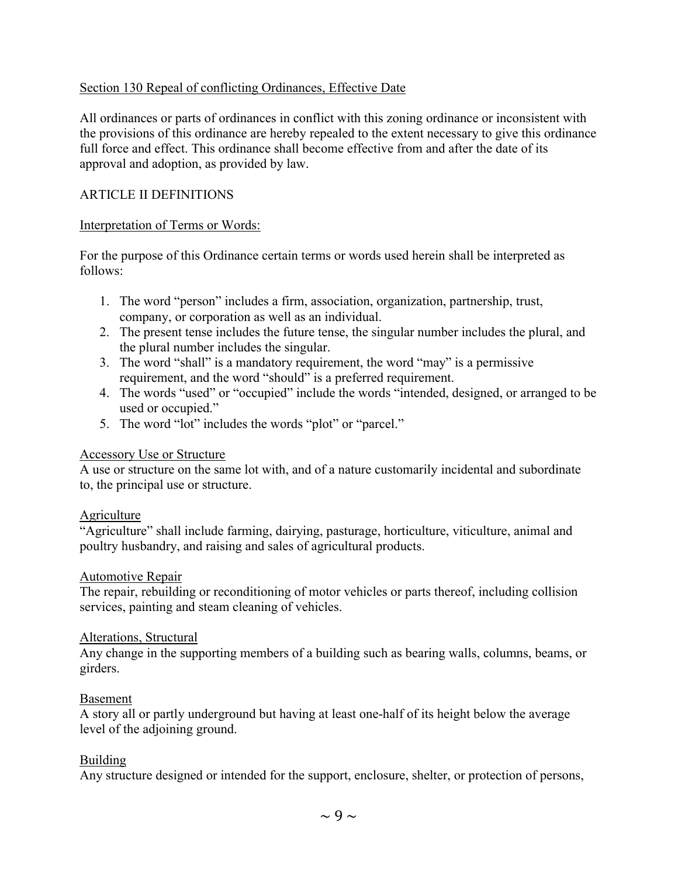Section 130 Repeal of conflicting Ordinances, Effective Date

All ordinances or parts of ordinances in conflict with this zoning ordinance or inconsistent with the provisions of this ordinance are hereby repealed to the extent necessary to give this ordinance full force and effect. This ordinance shall become effective from and after the date of its approval and adoption, as provided by law.

## ARTICLE II DEFINITIONS

Interpretation of Terms or Words:

For the purpose of this Ordinance certain terms or words used herein shall be interpreted as follows:

1. The word "person" includes a firm, association, organization, partnership, trust, company, or corporation as well as an individual.
2. The present tense includes the future tense, the singular number includes the plural, and the plural number includes the singular.
3. The word "shall" is a mandatory requirement, the word "may" is a permissive requirement, and the word "should" is a preferred requirement.
4. The words "used" or "occupied" include the words "intended, designed, or arranged to be used or occupied."
5. The word "lot" includes the words "plot" or "parcel."

Accessory Use or Structure
A use or structure on the same lot with, and of a nature customarily incidental and subordinate to, the principal use or structure.

Agriculture
"Agriculture" shall include farming, dairying, pasturage, horticulture, viticulture, animal and poultry husbandry, and raising and sales of agricultural products.

Automotive Repair
The repair, rebuilding or reconditioning of motor vehicles or parts thereof, including collision services, painting and steam cleaning of vehicles.

Alterations, Structural
Any change in the supporting members of a building such as bearing walls, columns, beams, or girders.

Basement
A story all or partly underground but having at least one-half of its height below the average level of the adjoining ground.

Building
Any structure designed or intended for the support, enclosure, shelter, or protection of persons,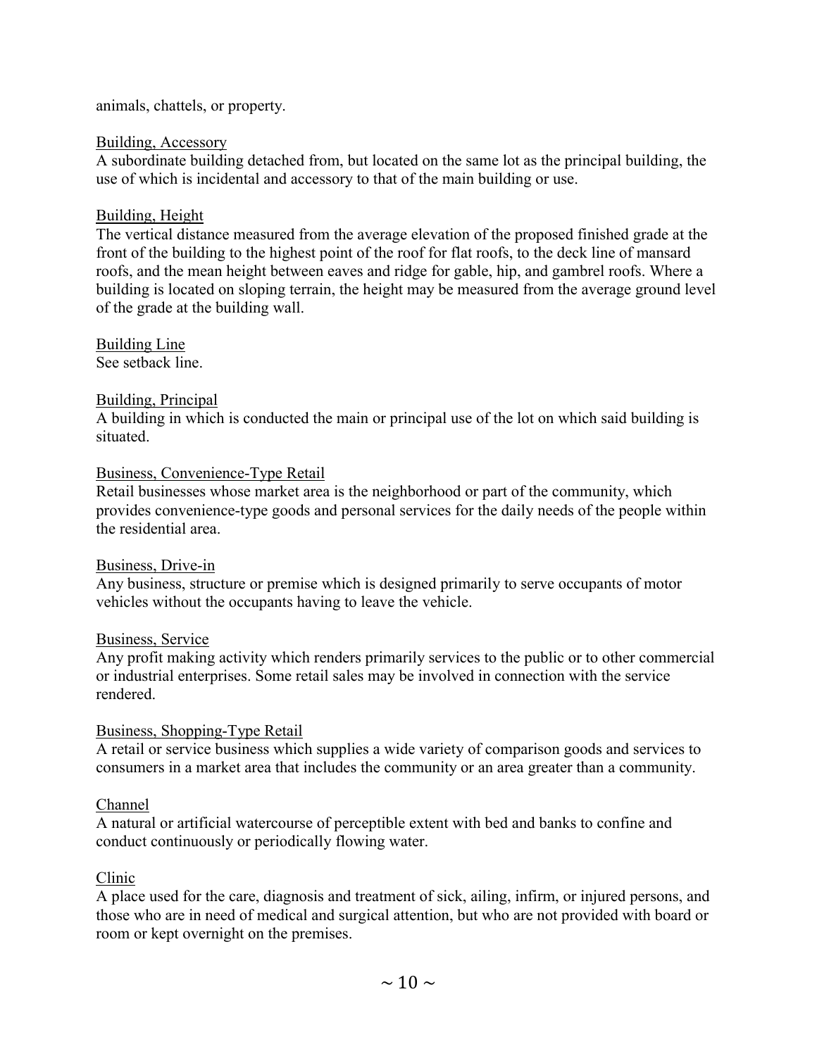animals, chattels, or property.

Building, Accessory
A subordinate building detached from, but located on the same lot as the principal building, the use of which is incidental and accessory to that of the main building or use.

Building, Height
The vertical distance measured from the average elevation of the proposed finished grade at the front of the building to the highest point of the roof for flat roofs, to the deck line of mansard roofs, and the mean height between eaves and ridge for gable, hip, and gambrel roofs. Where a building is located on sloping terrain, the height may be measured from the average ground level of the grade at the building wall.

Building Line
See setback line.

Building, Principal
A building in which is conducted the main or principal use of the lot on which said building is situated.

Business, Convenience-Type Retail
Retail businesses whose market area is the neighborhood or part of the community, which provides convenience-type goods and personal services for the daily needs of the people within the residential area.

Business, Drive-in
Any business, structure or premise which is designed primarily to serve occupants of motor vehicles without the occupants having to leave the vehicle.

Business, Service
Any profit making activity which renders primarily services to the public or to other commercial or industrial enterprises. Some retail sales may be involved in connection with the service rendered.

Business, Shopping-Type Retail
A retail or service business which supplies a wide variety of comparison goods and services to consumers in a market area that includes the community or an area greater than a community.

Channel
A natural or artificial watercourse of perceptible extent with bed and banks to confine and conduct continuously or periodically flowing water.

Clinic
A place used for the care, diagnosis and treatment of sick, ailing, infirm, or injured persons, and those who are in need of medical and surgical attention, but who are not provided with board or room or kept overnight on the premises.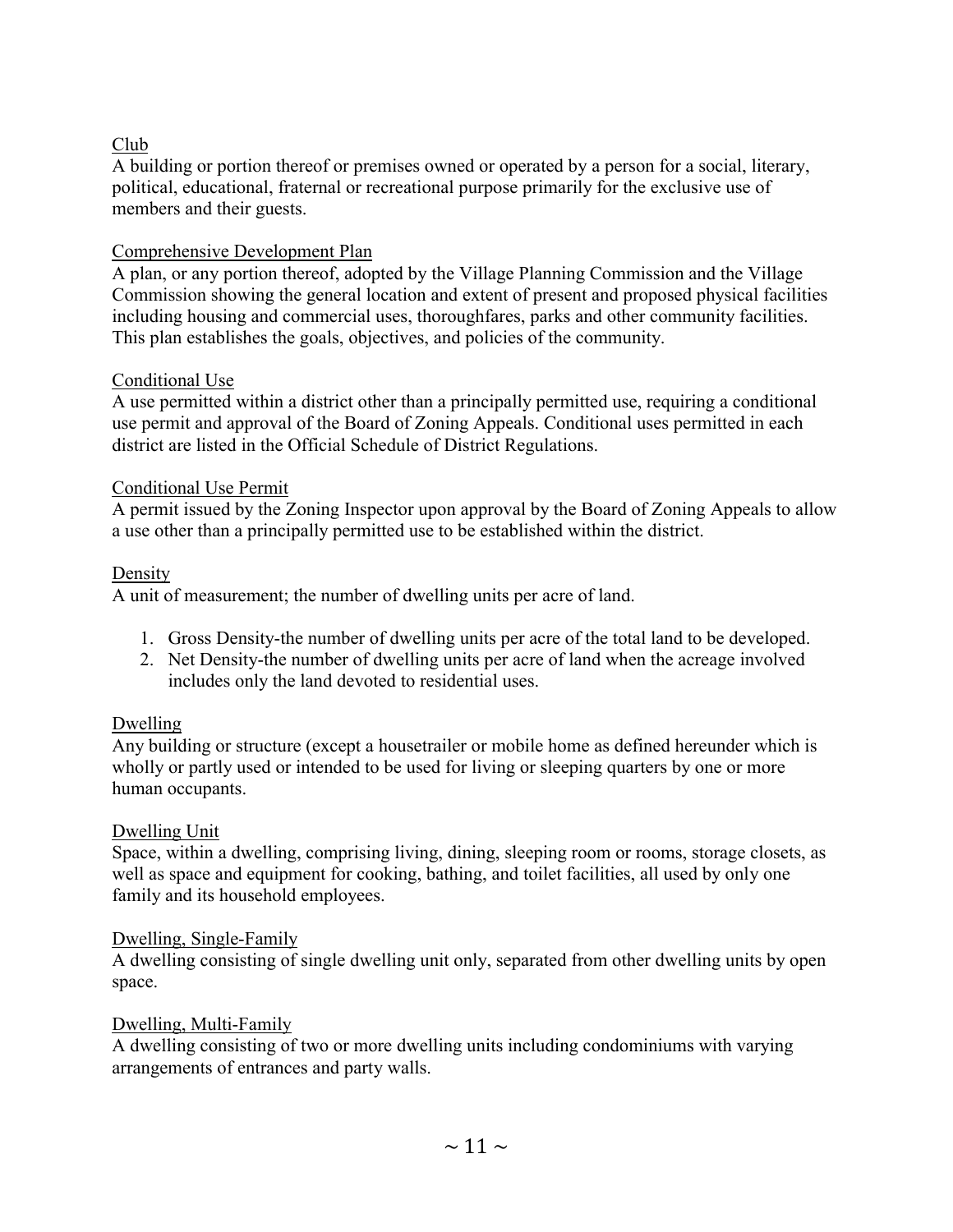<u>Club</u>
A building or portion thereof or premises owned or operated by a person for a social, literary, political, educational, fraternal or recreational purpose primarily for the exclusive use of members and their guests.

<u>Comprehensive Development Plan</u>
A plan, or any portion thereof, adopted by the Village Planning Commission and the Village Commission showing the general location and extent of present and proposed physical facilities including housing and commercial uses, thoroughfares, parks and other community facilities. This plan establishes the goals, objectives, and policies of the community.

<u>Conditional Use</u>
A use permitted within a district other than a principally permitted use, requiring a conditional use permit and approval of the Board of Zoning Appeals. Conditional uses permitted in each district are listed in the Official Schedule of District Regulations.

<u>Conditional Use Permit</u>
A permit issued by the Zoning Inspector upon approval by the Board of Zoning Appeals to allow a use other than a principally permitted use to be established within the district.

<u>Density</u>
A unit of measurement; the number of dwelling units per acre of land.

1. Gross Density-the number of dwelling units per acre of the total land to be developed.
2. Net Density-the number of dwelling units per acre of land when the acreage involved includes only the land devoted to residential uses.

<u>Dwelling</u>
Any building or structure (except a housetrailer or mobile home as defined hereunder which is wholly or partly used or intended to be used for living or sleeping quarters by one or more human occupants.

<u>Dwelling Unit</u>
Space, within a dwelling, comprising living, dining, sleeping room or rooms, storage closets, as well as space and equipment for cooking, bathing, and toilet facilities, all used by only one family and its household employees.

<u>Dwelling, Single-Family</u>
A dwelling consisting of single dwelling unit only, separated from other dwelling units by open space.

<u>Dwelling, Multi-Family</u>
A dwelling consisting of two or more dwelling units including condominiums with varying arrangements of entrances and party walls.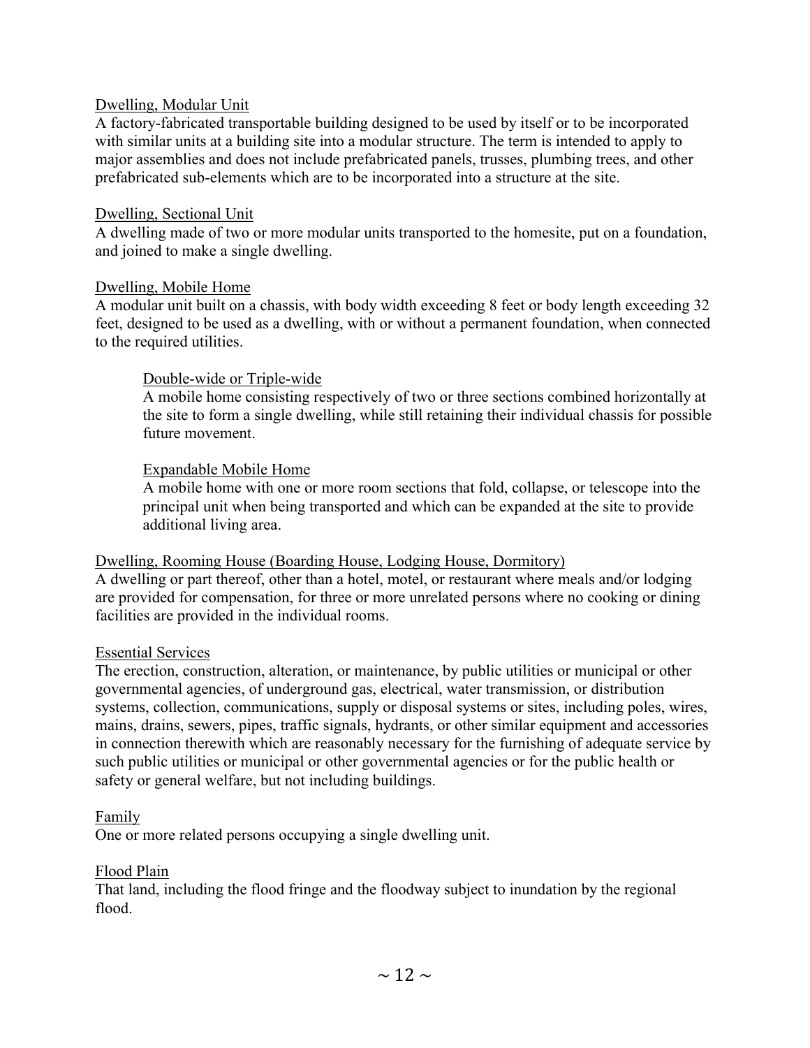Dwelling, Modular Unit

A factory-fabricated transportable building designed to be used by itself or to be incorporated with similar units at a building site into a modular structure. The term is intended to apply to major assemblies and does not include prefabricated panels, trusses, plumbing trees, and other prefabricated sub-elements which are to be incorporated into a structure at the site.

Dwelling, Sectional Unit

A dwelling made of two or more modular units transported to the homesite, put on a foundation, and joined to make a single dwelling.

Dwelling, Mobile Home

A modular unit built on a chassis, with body width exceeding 8 feet or body length exceeding 32 feet, designed to be used as a dwelling, with or without a permanent foundation, when connected to the required utilities.

> Double-wide or Triple-wide
>
> A mobile home consisting respectively of two or three sections combined horizontally at the site to form a single dwelling, while still retaining their individual chassis for possible future movement.
>
> Expandable Mobile Home
>
> A mobile home with one or more room sections that fold, collapse, or telescope into the principal unit when being transported and which can be expanded at the site to provide additional living area.

Dwelling, Rooming House (Boarding House, Lodging House, Dormitory)

A dwelling or part thereof, other than a hotel, motel, or restaurant where meals and/or lodging are provided for compensation, for three or more unrelated persons where no cooking or dining facilities are provided in the individual rooms.

Essential Services

The erection, construction, alteration, or maintenance, by public utilities or municipal or other governmental agencies, of underground gas, electrical, water transmission, or distribution systems, collection, communications, supply or disposal systems or sites, including poles, wires, mains, drains, sewers, pipes, traffic signals, hydrants, or other similar equipment and accessories in connection therewith which are reasonably necessary for the furnishing of adequate service by such public utilities or municipal or other governmental agencies or for the public health or safety or general welfare, but not including buildings.

Family

One or more related persons occupying a single dwelling unit.

Flood Plain

That land, including the flood fringe and the floodway subject to inundation by the regional flood.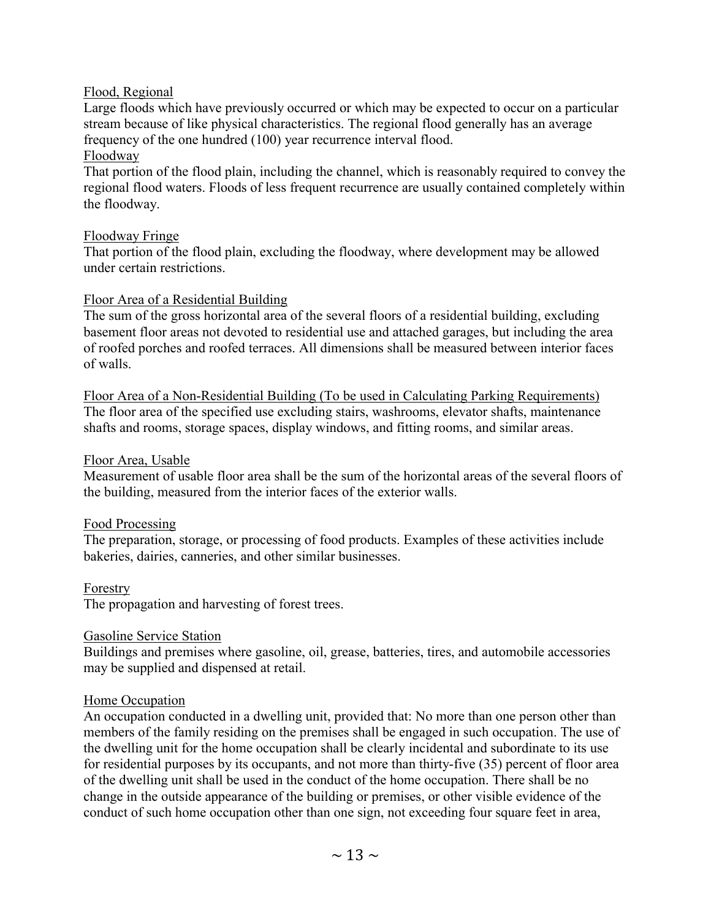Flood, Regional

Large floods which have previously occurred or which may be expected to occur on a particular stream because of like physical characteristics. The regional flood generally has an average frequency of the one hundred (100) year recurrence interval flood.

Floodway

That portion of the flood plain, including the channel, which is reasonably required to convey the regional flood waters. Floods of less frequent recurrence are usually contained completely within the floodway.

Floodway Fringe

That portion of the flood plain, excluding the floodway, where development may be allowed under certain restrictions.

Floor Area of a Residential Building

The sum of the gross horizontal area of the several floors of a residential building, excluding basement floor areas not devoted to residential use and attached garages, but including the area of roofed porches and roofed terraces. All dimensions shall be measured between interior faces of walls.

Floor Area of a Non-Residential Building (To be used in Calculating Parking Requirements)

The floor area of the specified use excluding stairs, washrooms, elevator shafts, maintenance shafts and rooms, storage spaces, display windows, and fitting rooms, and similar areas.

Floor Area, Usable

Measurement of usable floor area shall be the sum of the horizontal areas of the several floors of the building, measured from the interior faces of the exterior walls.

Food Processing

The preparation, storage, or processing of food products. Examples of these activities include bakeries, dairies, canneries, and other similar businesses.

Forestry

The propagation and harvesting of forest trees.

Gasoline Service Station

Buildings and premises where gasoline, oil, grease, batteries, tires, and automobile accessories may be supplied and dispensed at retail.

Home Occupation

An occupation conducted in a dwelling unit, provided that: No more than one person other than members of the family residing on the premises shall be engaged in such occupation. The use of the dwelling unit for the home occupation shall be clearly incidental and subordinate to its use for residential purposes by its occupants, and not more than thirty-five (35) percent of floor area of the dwelling unit shall be used in the conduct of the home occupation. There shall be no change in the outside appearance of the building or premises, or other visible evidence of the conduct of such home occupation other than one sign, not exceeding four square feet in area,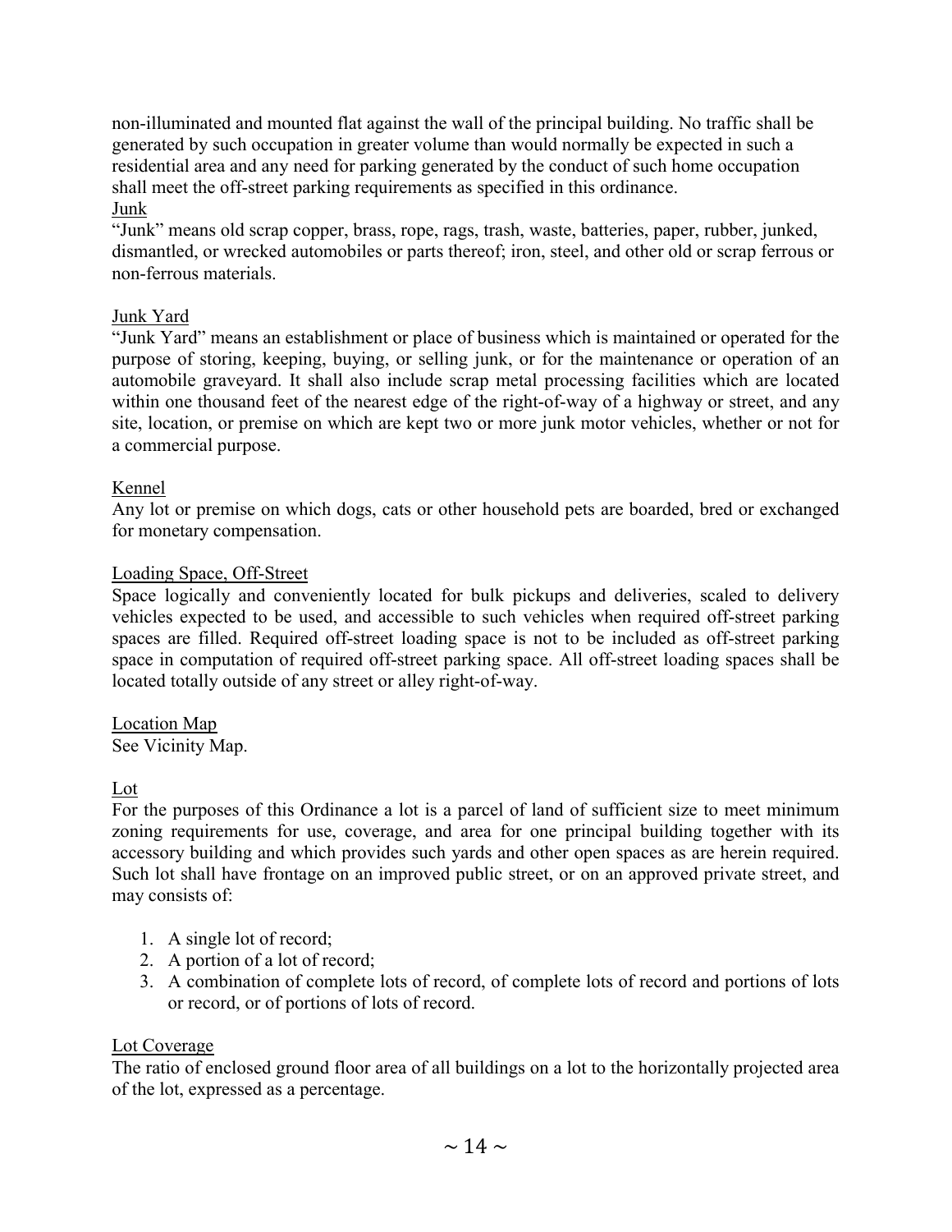non-illuminated and mounted flat against the wall of the principal building. No traffic shall be generated by such occupation in greater volume than would normally be expected in such a residential area and any need for parking generated by the conduct of such home occupation shall meet the off-street parking requirements as specified in this ordinance.

<u>Junk</u>

"Junk" means old scrap copper, brass, rope, rags, trash, waste, batteries, paper, rubber, junked, dismantled, or wrecked automobiles or parts thereof; iron, steel, and other old or scrap ferrous or non-ferrous materials.

<u>Junk Yard</u>

"Junk Yard" means an establishment or place of business which is maintained or operated for the purpose of storing, keeping, buying, or selling junk, or for the maintenance or operation of an automobile graveyard. It shall also include scrap metal processing facilities which are located within one thousand feet of the nearest edge of the right-of-way of a highway or street, and any site, location, or premise on which are kept two or more junk motor vehicles, whether or not for a commercial purpose.

<u>Kennel</u>

Any lot or premise on which dogs, cats or other household pets are boarded, bred or exchanged for monetary compensation.

<u>Loading Space, Off-Street</u>

Space logically and conveniently located for bulk pickups and deliveries, scaled to delivery vehicles expected to be used, and accessible to such vehicles when required off-street parking spaces are filled. Required off-street loading space is not to be included as off-street parking space in computation of required off-street parking space. All off-street loading spaces shall be located totally outside of any street or alley right-of-way.

<u>Location Map</u>

See Vicinity Map.

<u>Lot</u>

For the purposes of this Ordinance a lot is a parcel of land of sufficient size to meet minimum zoning requirements for use, coverage, and area for one principal building together with its accessory building and which provides such yards and other open spaces as are herein required. Such lot shall have frontage on an improved public street, or on an approved private street, and may consists of:

1. A single lot of record;
2. A portion of a lot of record;
3. A combination of complete lots of record, of complete lots of record and portions of lots or record, or of portions of lots of record.

<u>Lot Coverage</u>

The ratio of enclosed ground floor area of all buildings on a lot to the horizontally projected area of the lot, expressed as a percentage.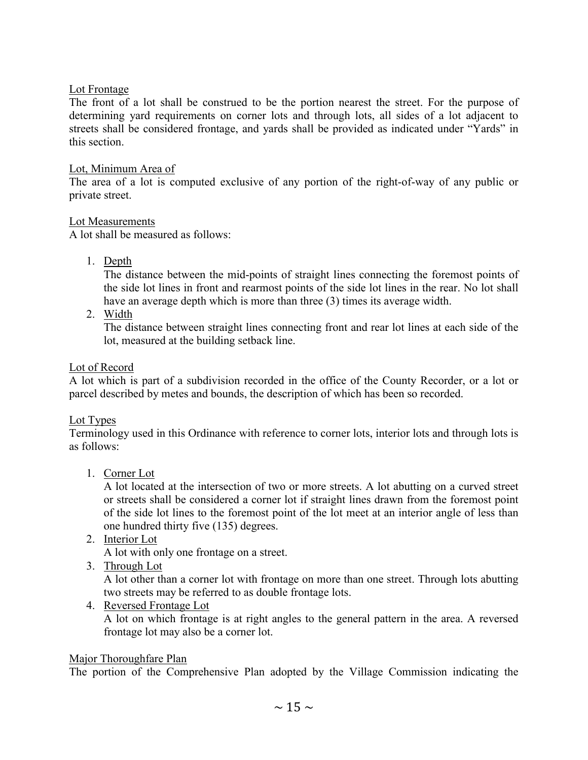Lot Frontage

The front of a lot shall be construed to be the portion nearest the street. For the purpose of determining yard requirements on corner lots and through lots, all sides of a lot adjacent to streets shall be considered frontage, and yards shall be provided as indicated under "Yards" in this section.

Lot, Minimum Area of

The area of a lot is computed exclusive of any portion of the right-of-way of any public or private street.

Lot Measurements

A lot shall be measured as follows:

1. Depth

   The distance between the mid-points of straight lines connecting the foremost points of the side lot lines in front and rearmost points of the side lot lines in the rear. No lot shall have an average depth which is more than three (3) times its average width.

2. Width

   The distance between straight lines connecting front and rear lot lines at each side of the lot, measured at the building setback line.

Lot of Record

A lot which is part of a subdivision recorded in the office of the County Recorder, or a lot or parcel described by metes and bounds, the description of which has been so recorded.

Lot Types

Terminology used in this Ordinance with reference to corner lots, interior lots and through lots is as follows:

1. Corner Lot

   A lot located at the intersection of two or more streets. A lot abutting on a curved street or streets shall be considered a corner lot if straight lines drawn from the foremost point of the side lot lines to the foremost point of the lot meet at an interior angle of less than one hundred thirty five (135) degrees.

2. Interior Lot

   A lot with only one frontage on a street.

3. Through Lot

   A lot other than a corner lot with frontage on more than one street. Through lots abutting two streets may be referred to as double frontage lots.

4. Reversed Frontage Lot

   A lot on which frontage is at right angles to the general pattern in the area. A reversed frontage lot may also be a corner lot.

Major Thoroughfare Plan

The portion of the Comprehensive Plan adopted by the Village Commission indicating the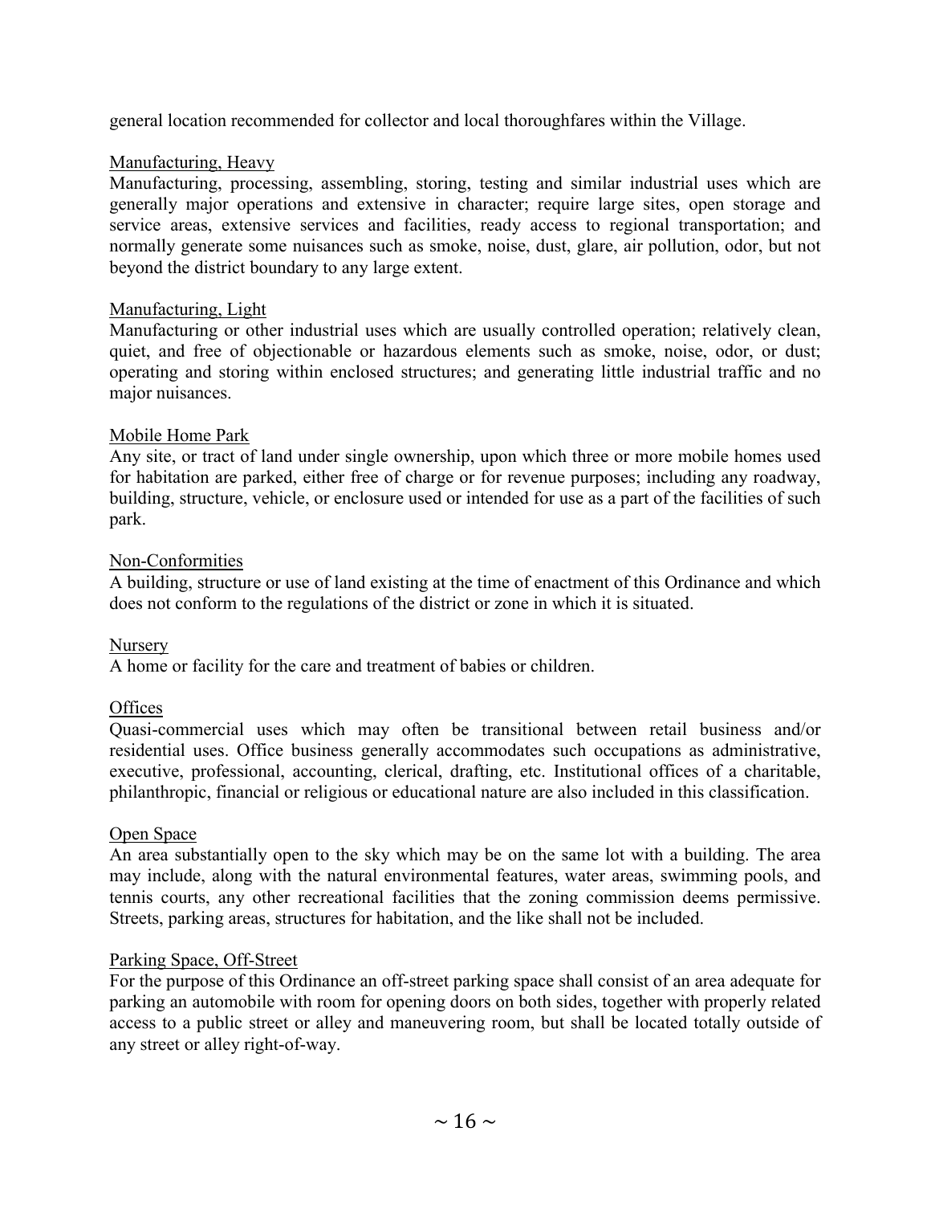general location recommended for collector and local thoroughfares within the Village.

Manufacturing, Heavy

Manufacturing, processing, assembling, storing, testing and similar industrial uses which are generally major operations and extensive in character; require large sites, open storage and service areas, extensive services and facilities, ready access to regional transportation; and normally generate some nuisances such as smoke, noise, dust, glare, air pollution, odor, but not beyond the district boundary to any large extent.

Manufacturing, Light

Manufacturing or other industrial uses which are usually controlled operation; relatively clean, quiet, and free of objectionable or hazardous elements such as smoke, noise, odor, or dust; operating and storing within enclosed structures; and generating little industrial traffic and no major nuisances.

Mobile Home Park

Any site, or tract of land under single ownership, upon which three or more mobile homes used for habitation are parked, either free of charge or for revenue purposes; including any roadway, building, structure, vehicle, or enclosure used or intended for use as a part of the facilities of such park.

Non-Conformities

A building, structure or use of land existing at the time of enactment of this Ordinance and which does not conform to the regulations of the district or zone in which it is situated.

Nursery

A home or facility for the care and treatment of babies or children.

Offices

Quasi-commercial uses which may often be transitional between retail business and/or residential uses. Office business generally accommodates such occupations as administrative, executive, professional, accounting, clerical, drafting, etc. Institutional offices of a charitable, philanthropic, financial or religious or educational nature are also included in this classification.

Open Space

An area substantially open to the sky which may be on the same lot with a building. The area may include, along with the natural environmental features, water areas, swimming pools, and tennis courts, any other recreational facilities that the zoning commission deems permissive. Streets, parking areas, structures for habitation, and the like shall not be included.

Parking Space, Off-Street

For the purpose of this Ordinance an off-street parking space shall consist of an area adequate for parking an automobile with room for opening doors on both sides, together with properly related access to a public street or alley and maneuvering room, but shall be located totally outside of any street or alley right-of-way.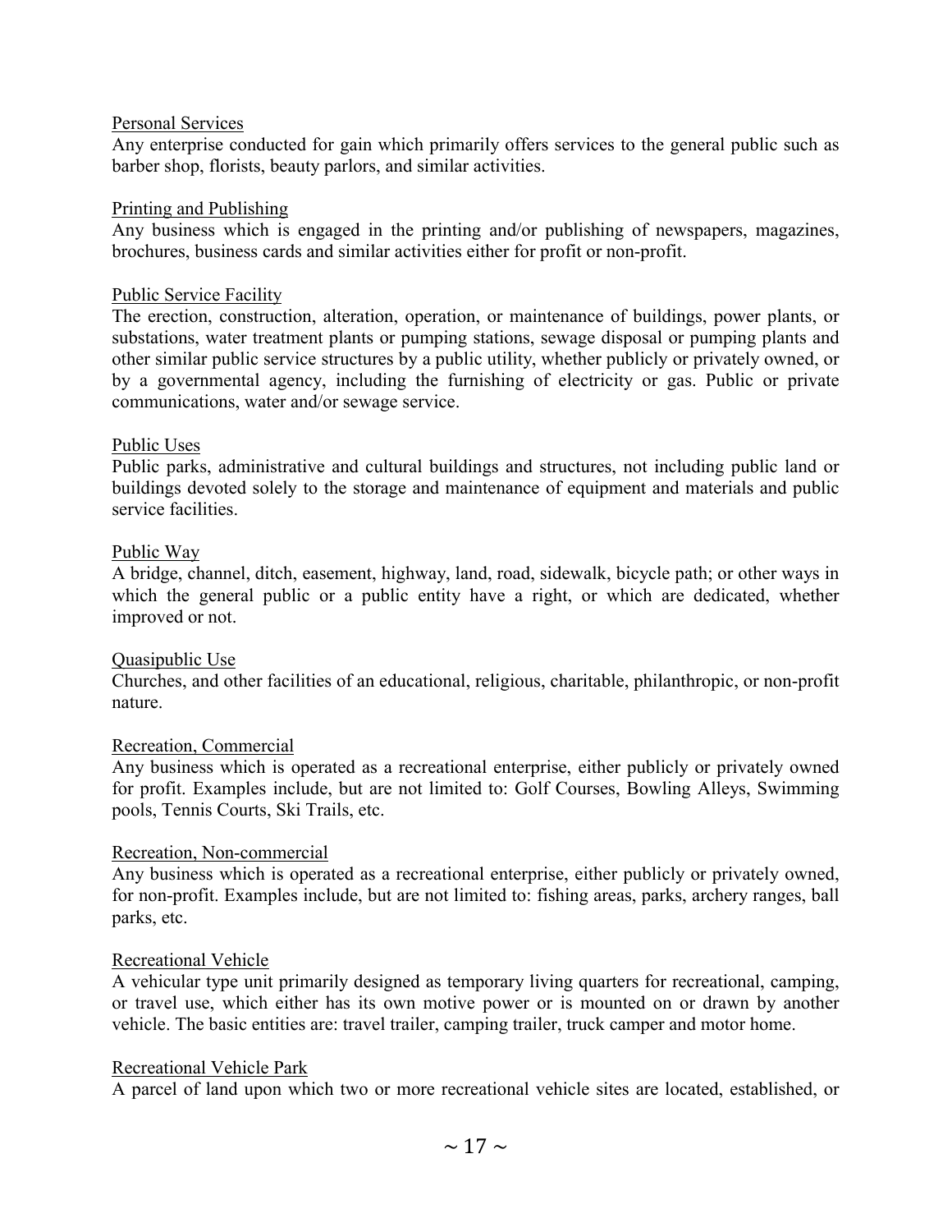<u>Personal Services</u>

Any enterprise conducted for gain which primarily offers services to the general public such as barber shop, florists, beauty parlors, and similar activities.

<u>Printing and Publishing</u>

Any business which is engaged in the printing and/or publishing of newspapers, magazines, brochures, business cards and similar activities either for profit or non-profit.

<u>Public Service Facility</u>

The erection, construction, alteration, operation, or maintenance of buildings, power plants, or substations, water treatment plants or pumping stations, sewage disposal or pumping plants and other similar public service structures by a public utility, whether publicly or privately owned, or by a governmental agency, including the furnishing of electricity or gas. Public or private communications, water and/or sewage service.

<u>Public Uses</u>

Public parks, administrative and cultural buildings and structures, not including public land or buildings devoted solely to the storage and maintenance of equipment and materials and public service facilities.

<u>Public Way</u>

A bridge, channel, ditch, easement, highway, land, road, sidewalk, bicycle path; or other ways in which the general public or a public entity have a right, or which are dedicated, whether improved or not.

<u>Quasipublic Use</u>

Churches, and other facilities of an educational, religious, charitable, philanthropic, or non-profit nature.

<u>Recreation, Commercial</u>

Any business which is operated as a recreational enterprise, either publicly or privately owned for profit. Examples include, but are not limited to: Golf Courses, Bowling Alleys, Swimming pools, Tennis Courts, Ski Trails, etc.

<u>Recreation, Non-commercial</u>

Any business which is operated as a recreational enterprise, either publicly or privately owned, for non-profit. Examples include, but are not limited to: fishing areas, parks, archery ranges, ball parks, etc.

<u>Recreational Vehicle</u>

A vehicular type unit primarily designed as temporary living quarters for recreational, camping, or travel use, which either has its own motive power or is mounted on or drawn by another vehicle. The basic entities are: travel trailer, camping trailer, truck camper and motor home.

<u>Recreational Vehicle Park</u>

A parcel of land upon which two or more recreational vehicle sites are located, established, or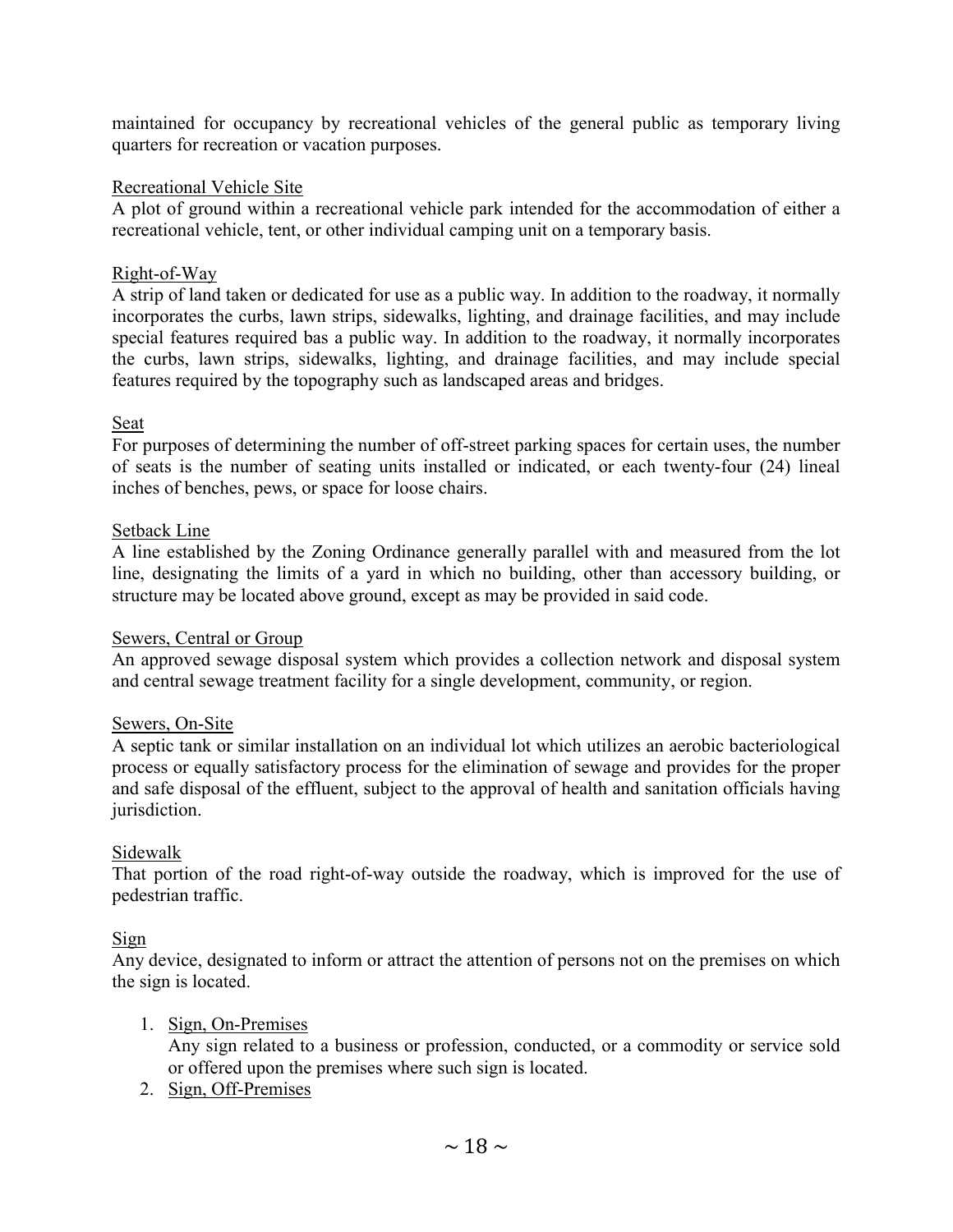maintained for occupancy by recreational vehicles of the general public as temporary living quarters for recreation or vacation purposes.

Recreational Vehicle Site
A plot of ground within a recreational vehicle park intended for the accommodation of either a recreational vehicle, tent, or other individual camping unit on a temporary basis.

Right-of-Way
A strip of land taken or dedicated for use as a public way. In addition to the roadway, it normally incorporates the curbs, lawn strips, sidewalks, lighting, and drainage facilities, and may include special features required bas a public way. In addition to the roadway, it normally incorporates the curbs, lawn strips, sidewalks, lighting, and drainage facilities, and may include special features required by the topography such as landscaped areas and bridges.

Seat
For purposes of determining the number of off-street parking spaces for certain uses, the number of seats is the number of seating units installed or indicated, or each twenty-four (24) lineal inches of benches, pews, or space for loose chairs.

Setback Line
A line established by the Zoning Ordinance generally parallel with and measured from the lot line, designating the limits of a yard in which no building, other than accessory building, or structure may be located above ground, except as may be provided in said code.

Sewers, Central or Group
An approved sewage disposal system which provides a collection network and disposal system and central sewage treatment facility for a single development, community, or region.

Sewers, On-Site
A septic tank or similar installation on an individual lot which utilizes an aerobic bacteriological process or equally satisfactory process for the elimination of sewage and provides for the proper and safe disposal of the effluent, subject to the approval of health and sanitation officials having jurisdiction.

Sidewalk
That portion of the road right-of-way outside the roadway, which is improved for the use of pedestrian traffic.

Sign
Any device, designated to inform or attract the attention of persons not on the premises on which the sign is located.

1. Sign, On-Premises
   Any sign related to a business or profession, conducted, or a commodity or service sold or offered upon the premises where such sign is located.
2. Sign, Off-Premises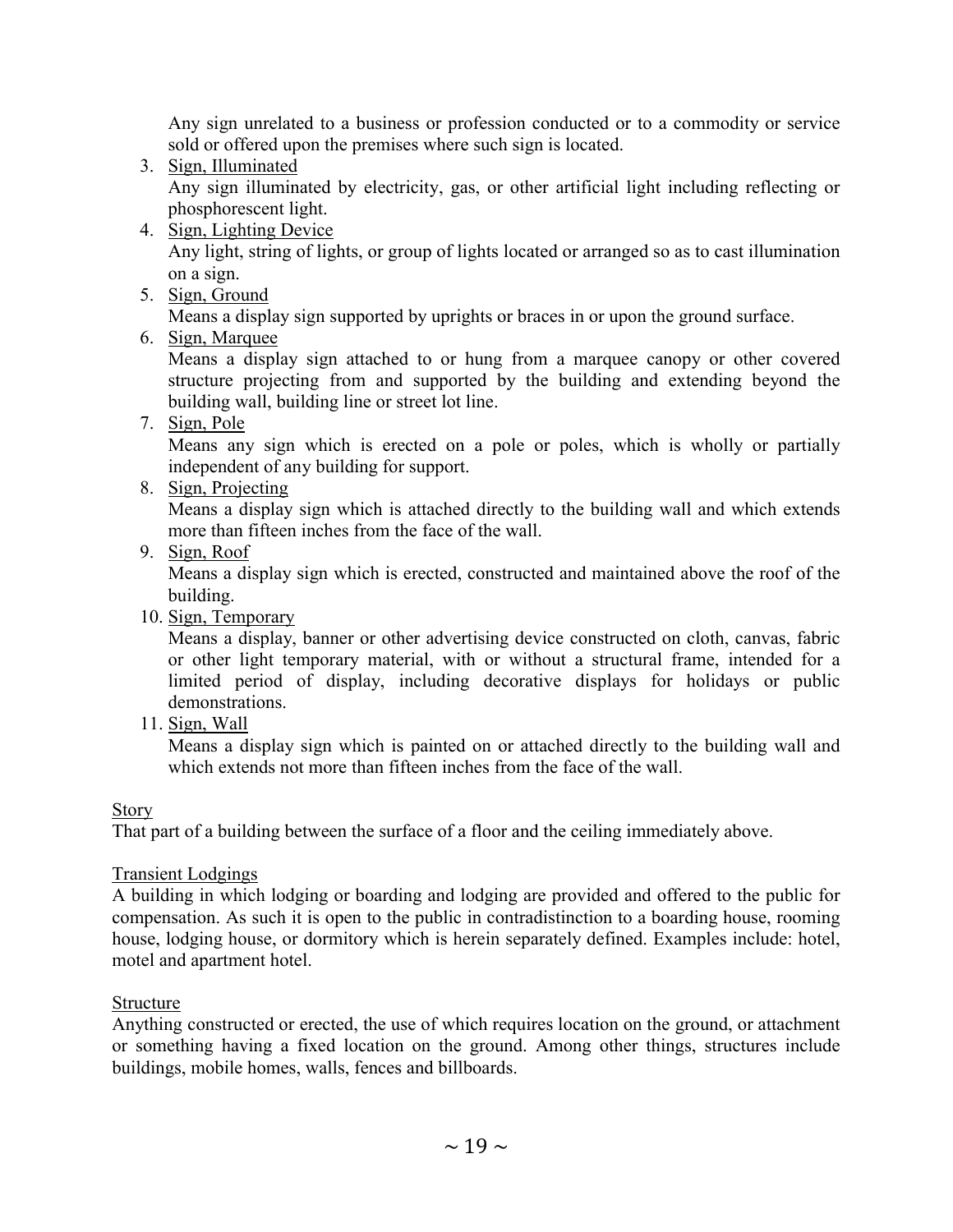Any sign unrelated to a business or profession conducted or to a commodity or service sold or offered upon the premises where such sign is located.

3. Sign, Illuminated
   Any sign illuminated by electricity, gas, or other artificial light including reflecting or phosphorescent light.
4. Sign, Lighting Device
   Any light, string of lights, or group of lights located or arranged so as to cast illumination on a sign.
5. Sign, Ground
   Means a display sign supported by uprights or braces in or upon the ground surface.
6. Sign, Marquee
   Means a display sign attached to or hung from a marquee canopy or other covered structure projecting from and supported by the building and extending beyond the building wall, building line or street lot line.
7. Sign, Pole
   Means any sign which is erected on a pole or poles, which is wholly or partially independent of any building for support.
8. Sign, Projecting
   Means a display sign which is attached directly to the building wall and which extends more than fifteen inches from the face of the wall.
9. Sign, Roof
   Means a display sign which is erected, constructed and maintained above the roof of the building.
10. Sign, Temporary
    Means a display, banner or other advertising device constructed on cloth, canvas, fabric or other light temporary material, with or without a structural frame, intended for a limited period of display, including decorative displays for holidays or public demonstrations.
11. Sign, Wall
    Means a display sign which is painted on or attached directly to the building wall and which extends not more than fifteen inches from the face of the wall.

Story

That part of a building between the surface of a floor and the ceiling immediately above.

Transient Lodgings

A building in which lodging or boarding and lodging are provided and offered to the public for compensation. As such it is open to the public in contradistinction to a boarding house, rooming house, lodging house, or dormitory which is herein separately defined. Examples include: hotel, motel and apartment hotel.

Structure

Anything constructed or erected, the use of which requires location on the ground, or attachment or something having a fixed location on the ground. Among other things, structures include buildings, mobile homes, walls, fences and billboards.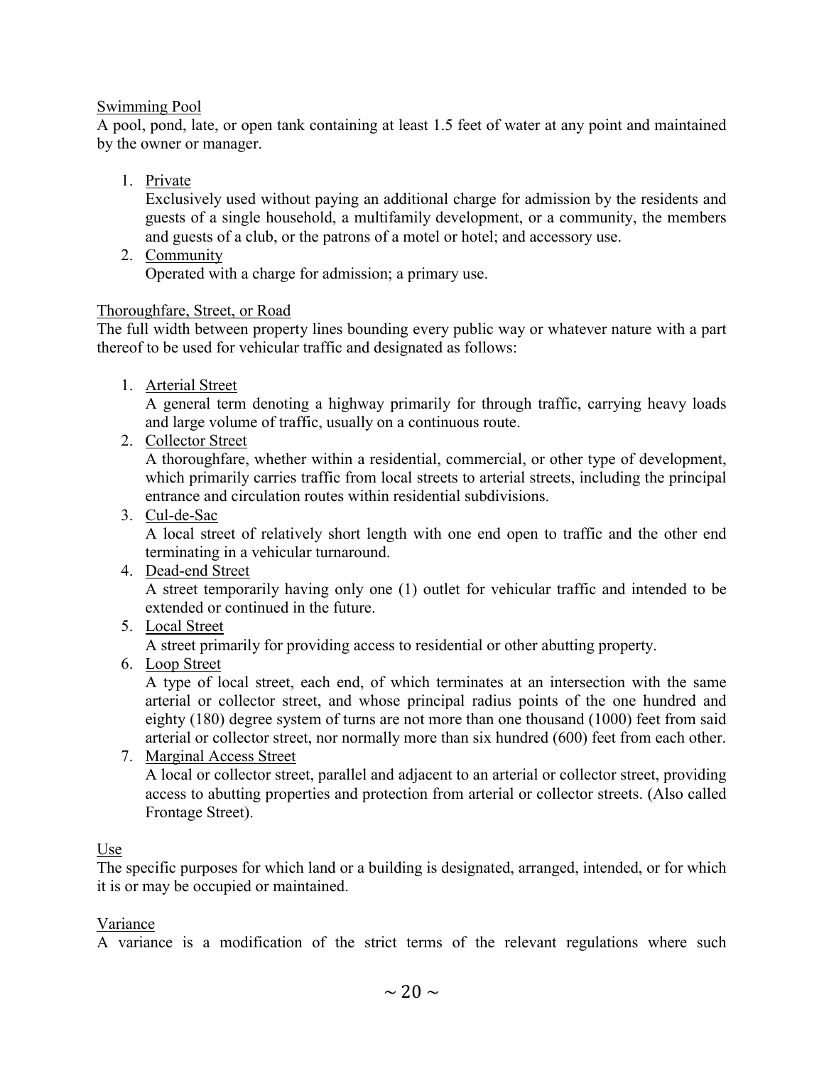<u>Swimming Pool</u>
A pool, pond, late, or open tank containing at least 1.5 feet of water at any point and maintained by the owner or manager.

1. <u>Private</u>
   Exclusively used without paying an additional charge for admission by the residents and guests of a single household, a multifamily development, or a community, the members and guests of a club, or the patrons of a motel or hotel; and accessory use.
2. <u>Community</u>
   Operated with a charge for admission; a primary use.

<u>Thoroughfare, Street, or Road</u>
The full width between property lines bounding every public way or whatever nature with a part thereof to be used for vehicular traffic and designated as follows:

1. <u>Arterial Street</u>
   A general term denoting a highway primarily for through traffic, carrying heavy loads and large volume of traffic, usually on a continuous route.
2. <u>Collector Street</u>
   A thoroughfare, whether within a residential, commercial, or other type of development, which primarily carries traffic from local streets to arterial streets, including the principal entrance and circulation routes within residential subdivisions.
3. <u>Cul-de-Sac</u>
   A local street of relatively short length with one end open to traffic and the other end terminating in a vehicular turnaround.
4. <u>Dead-end Street</u>
   A street temporarily having only one (1) outlet for vehicular traffic and intended to be extended or continued in the future.
5. <u>Local Street</u>
   A street primarily for providing access to residential or other abutting property.
6. <u>Loop Street</u>
   A type of local street, each end, of which terminates at an intersection with the same arterial or collector street, and whose principal radius points of the one hundred and eighty (180) degree system of turns are not more than one thousand (1000) feet from said arterial or collector street, nor normally more than six hundred (600) feet from each other.
7. <u>Marginal Access Street</u>
   A local or collector street, parallel and adjacent to an arterial or collector street, providing access to abutting properties and protection from arterial or collector streets. (Also called Frontage Street).

<u>Use</u>
The specific purposes for which land or a building is designated, arranged, intended, or for which it is or may be occupied or maintained.

<u>Variance</u>
A variance is a modification of the strict terms of the relevant regulations where such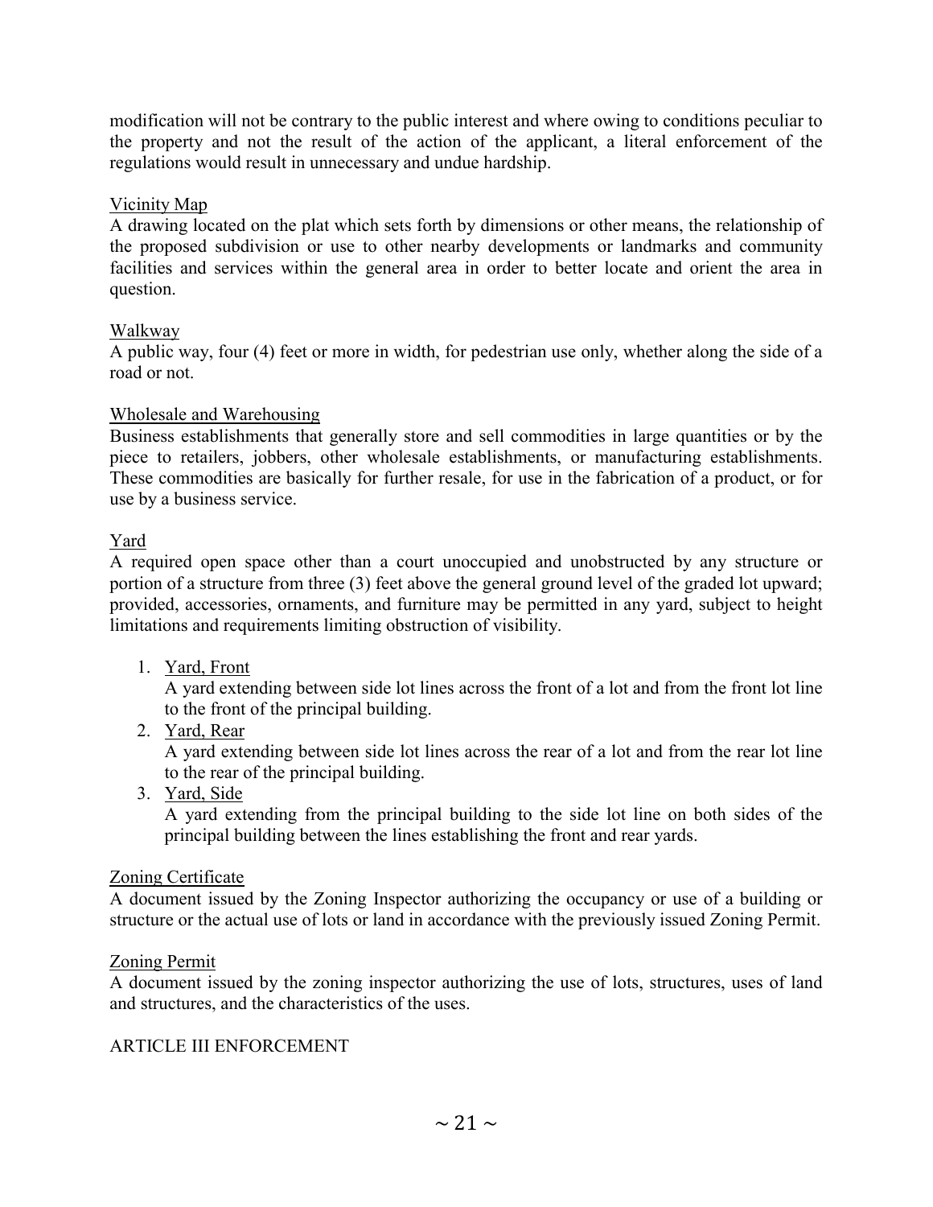modification will not be contrary to the public interest and where owing to conditions peculiar to the property and not the result of the action of the applicant, a literal enforcement of the regulations would result in unnecessary and undue hardship.

Vicinity Map

A drawing located on the plat which sets forth by dimensions or other means, the relationship of the proposed subdivision or use to other nearby developments or landmarks and community facilities and services within the general area in order to better locate and orient the area in question.

Walkway

A public way, four (4) feet or more in width, for pedestrian use only, whether along the side of a road or not.

Wholesale and Warehousing

Business establishments that generally store and sell commodities in large quantities or by the piece to retailers, jobbers, other wholesale establishments, or manufacturing establishments. These commodities are basically for further resale, for use in the fabrication of a product, or for use by a business service.

Yard

A required open space other than a court unoccupied and unobstructed by any structure or portion of a structure from three (3) feet above the general ground level of the graded lot upward; provided, accessories, ornaments, and furniture may be permitted in any yard, subject to height limitations and requirements limiting obstruction of visibility.

1. Yard, Front
   A yard extending between side lot lines across the front of a lot and from the front lot line to the front of the principal building.
2. Yard, Rear
   A yard extending between side lot lines across the rear of a lot and from the rear lot line to the rear of the principal building.
3. Yard, Side
   A yard extending from the principal building to the side lot line on both sides of the principal building between the lines establishing the front and rear yards.

Zoning Certificate

A document issued by the Zoning Inspector authorizing the occupancy or use of a building or structure or the actual use of lots or land in accordance with the previously issued Zoning Permit.

Zoning Permit

A document issued by the zoning inspector authorizing the use of lots, structures, uses of land and structures, and the characteristics of the uses.

## ARTICLE III ENFORCEMENT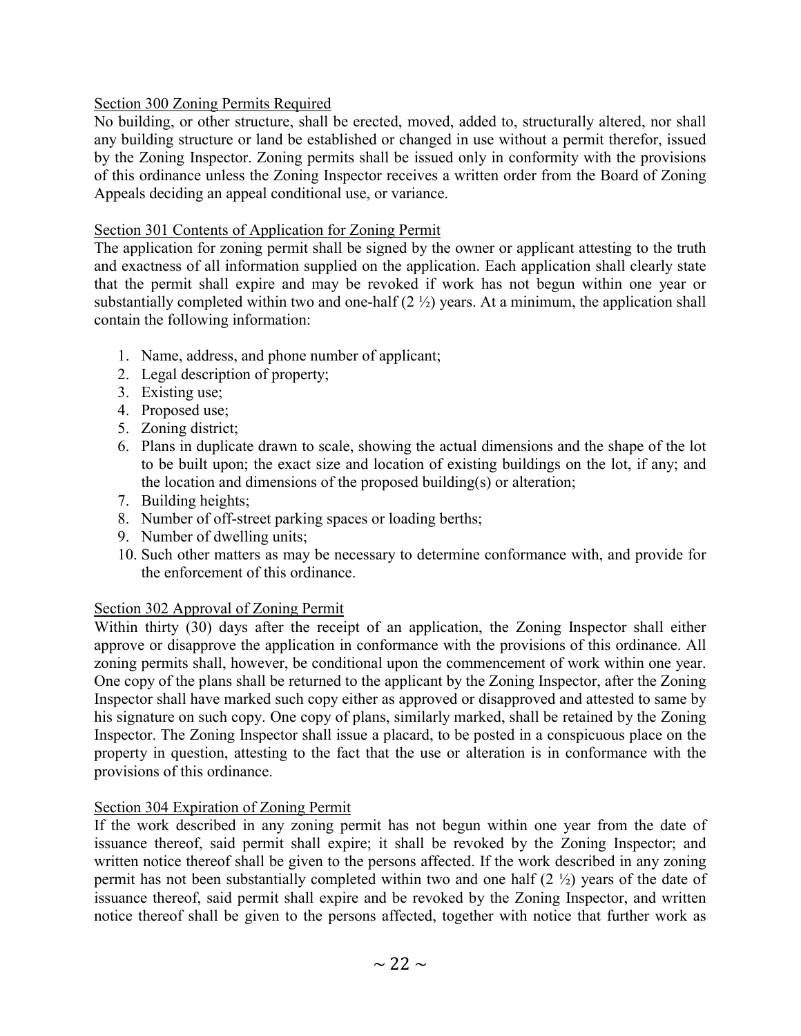## Section 300 Zoning Permits Required

No building, or other structure, shall be erected, moved, added to, structurally altered, nor shall any building structure or land be established or changed in use without a permit therefor, issued by the Zoning Inspector. Zoning permits shall be issued only in conformity with the provisions of this ordinance unless the Zoning Inspector receives a written order from the Board of Zoning Appeals deciding an appeal conditional use, or variance.

## Section 301 Contents of Application for Zoning Permit

The application for zoning permit shall be signed by the owner or applicant attesting to the truth and exactness of all information supplied on the application. Each application shall clearly state that the permit shall expire and may be revoked if work has not begun within one year or substantially completed within two and one-half (2 ½) years. At a minimum, the application shall contain the following information:

1. Name, address, and phone number of applicant;
2. Legal description of property;
3. Existing use;
4. Proposed use;
5. Zoning district;
6. Plans in duplicate drawn to scale, showing the actual dimensions and the shape of the lot to be built upon; the exact size and location of existing buildings on the lot, if any; and the location and dimensions of the proposed building(s) or alteration;
7. Building heights;
8. Number of off-street parking spaces or loading berths;
9. Number of dwelling units;
10. Such other matters as may be necessary to determine conformance with, and provide for the enforcement of this ordinance.

## Section 302 Approval of Zoning Permit

Within thirty (30) days after the receipt of an application, the Zoning Inspector shall either approve or disapprove the application in conformance with the provisions of this ordinance. All zoning permits shall, however, be conditional upon the commencement of work within one year. One copy of the plans shall be returned to the applicant by the Zoning Inspector, after the Zoning Inspector shall have marked such copy either as approved or disapproved and attested to same by his signature on such copy. One copy of plans, similarly marked, shall be retained by the Zoning Inspector. The Zoning Inspector shall issue a placard, to be posted in a conspicuous place on the property in question, attesting to the fact that the use or alteration is in conformance with the provisions of this ordinance.

## Section 304 Expiration of Zoning Permit

If the work described in any zoning permit has not begun within one year from the date of issuance thereof, said permit shall expire; it shall be revoked by the Zoning Inspector; and written notice thereof shall be given to the persons affected. If the work described in any zoning permit has not been substantially completed within two and one half (2 ½) years of the date of issuance thereof, said permit shall expire and be revoked by the Zoning Inspector, and written notice thereof shall be given to the persons affected, together with notice that further work as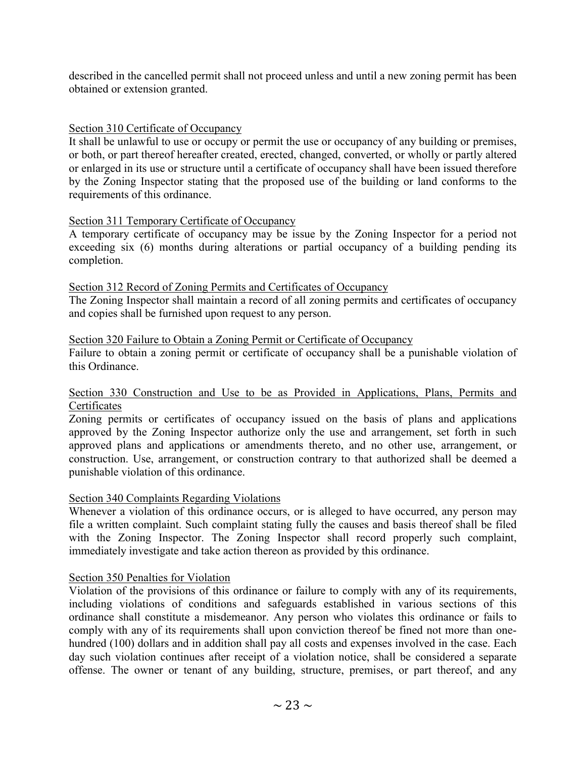described in the cancelled permit shall not proceed unless and until a new zoning permit has been obtained or extension granted.

### Section 310 Certificate of Occupancy

It shall be unlawful to use or occupy or permit the use or occupancy of any building or premises, or both, or part thereof hereafter created, erected, changed, converted, or wholly or partly altered or enlarged in its use or structure until a certificate of occupancy shall have been issued therefore by the Zoning Inspector stating that the proposed use of the building or land conforms to the requirements of this ordinance.

### Section 311 Temporary Certificate of Occupancy

A temporary certificate of occupancy may be issue by the Zoning Inspector for a period not exceeding six (6) months during alterations or partial occupancy of a building pending its completion.

### Section 312 Record of Zoning Permits and Certificates of Occupancy

The Zoning Inspector shall maintain a record of all zoning permits and certificates of occupancy and copies shall be furnished upon request to any person.

### Section 320 Failure to Obtain a Zoning Permit or Certificate of Occupancy

Failure to obtain a zoning permit or certificate of occupancy shall be a punishable violation of this Ordinance.

### Section 330 Construction and Use to be as Provided in Applications, Plans, Permits and Certificates

Zoning permits or certificates of occupancy issued on the basis of plans and applications approved by the Zoning Inspector authorize only the use and arrangement, set forth in such approved plans and applications or amendments thereto, and no other use, arrangement, or construction. Use, arrangement, or construction contrary to that authorized shall be deemed a punishable violation of this ordinance.

### Section 340 Complaints Regarding Violations

Whenever a violation of this ordinance occurs, or is alleged to have occurred, any person may file a written complaint. Such complaint stating fully the causes and basis thereof shall be filed with the Zoning Inspector. The Zoning Inspector shall record properly such complaint, immediately investigate and take action thereon as provided by this ordinance.

### Section 350 Penalties for Violation

Violation of the provisions of this ordinance or failure to comply with any of its requirements, including violations of conditions and safeguards established in various sections of this ordinance shall constitute a misdemeanor. Any person who violates this ordinance or fails to comply with any of its requirements shall upon conviction thereof be fined not more than one-hundred (100) dollars and in addition shall pay all costs and expenses involved in the case. Each day such violation continues after receipt of a violation notice, shall be considered a separate offense. The owner or tenant of any building, structure, premises, or part thereof, and any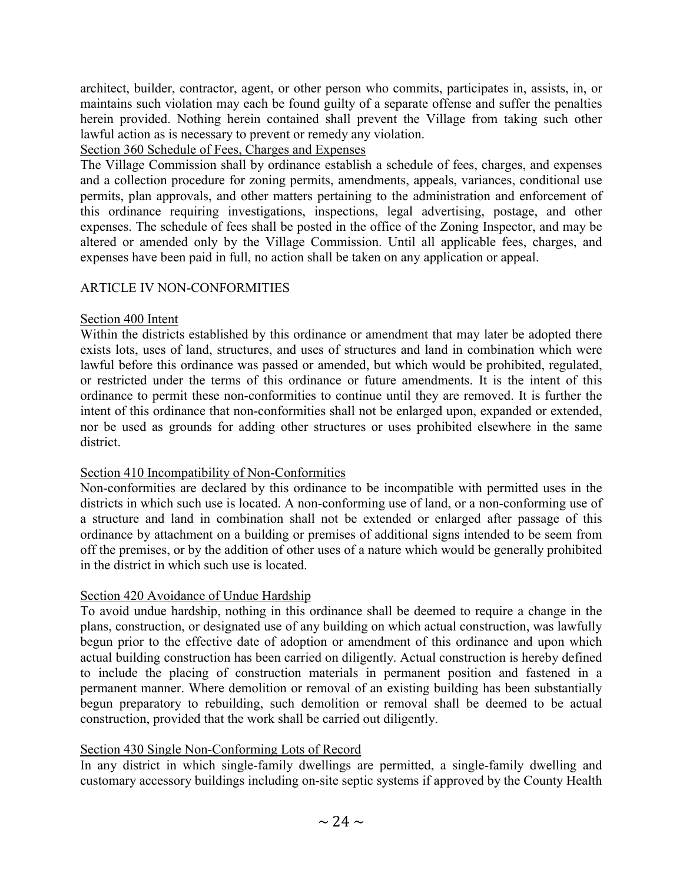architect, builder, contractor, agent, or other person who commits, participates in, assists, in, or maintains such violation may each be found guilty of a separate offense and suffer the penalties herein provided. Nothing herein contained shall prevent the Village from taking such other lawful action as is necessary to prevent or remedy any violation.

Section 360 Schedule of Fees, Charges and Expenses

The Village Commission shall by ordinance establish a schedule of fees, charges, and expenses and a collection procedure for zoning permits, amendments, appeals, variances, conditional use permits, plan approvals, and other matters pertaining to the administration and enforcement of this ordinance requiring investigations, inspections, legal advertising, postage, and other expenses. The schedule of fees shall be posted in the office of the Zoning Inspector, and may be altered or amended only by the Village Commission. Until all applicable fees, charges, and expenses have been paid in full, no action shall be taken on any application or appeal.

## ARTICLE IV NON-CONFORMITIES

### Section 400 Intent

Within the districts established by this ordinance or amendment that may later be adopted there exists lots, uses of land, structures, and uses of structures and land in combination which were lawful before this ordinance was passed or amended, but which would be prohibited, regulated, or restricted under the terms of this ordinance or future amendments. It is the intent of this ordinance to permit these non-conformities to continue until they are removed. It is further the intent of this ordinance that non-conformities shall not be enlarged upon, expanded or extended, nor be used as grounds for adding other structures or uses prohibited elsewhere in the same district.

### Section 410 Incompatibility of Non-Conformities

Non-conformities are declared by this ordinance to be incompatible with permitted uses in the districts in which such use is located. A non-conforming use of land, or a non-conforming use of a structure and land in combination shall not be extended or enlarged after passage of this ordinance by attachment on a building or premises of additional signs intended to be seem from off the premises, or by the addition of other uses of a nature which would be generally prohibited in the district in which such use is located.

### Section 420 Avoidance of Undue Hardship

To avoid undue hardship, nothing in this ordinance shall be deemed to require a change in the plans, construction, or designated use of any building on which actual construction, was lawfully begun prior to the effective date of adoption or amendment of this ordinance and upon which actual building construction has been carried on diligently. Actual construction is hereby defined to include the placing of construction materials in permanent position and fastened in a permanent manner. Where demolition or removal of an existing building has been substantially begun preparatory to rebuilding, such demolition or removal shall be deemed to be actual construction, provided that the work shall be carried out diligently.

### Section 430 Single Non-Conforming Lots of Record

In any district in which single-family dwellings are permitted, a single-family dwelling and customary accessory buildings including on-site septic systems if approved by the County Health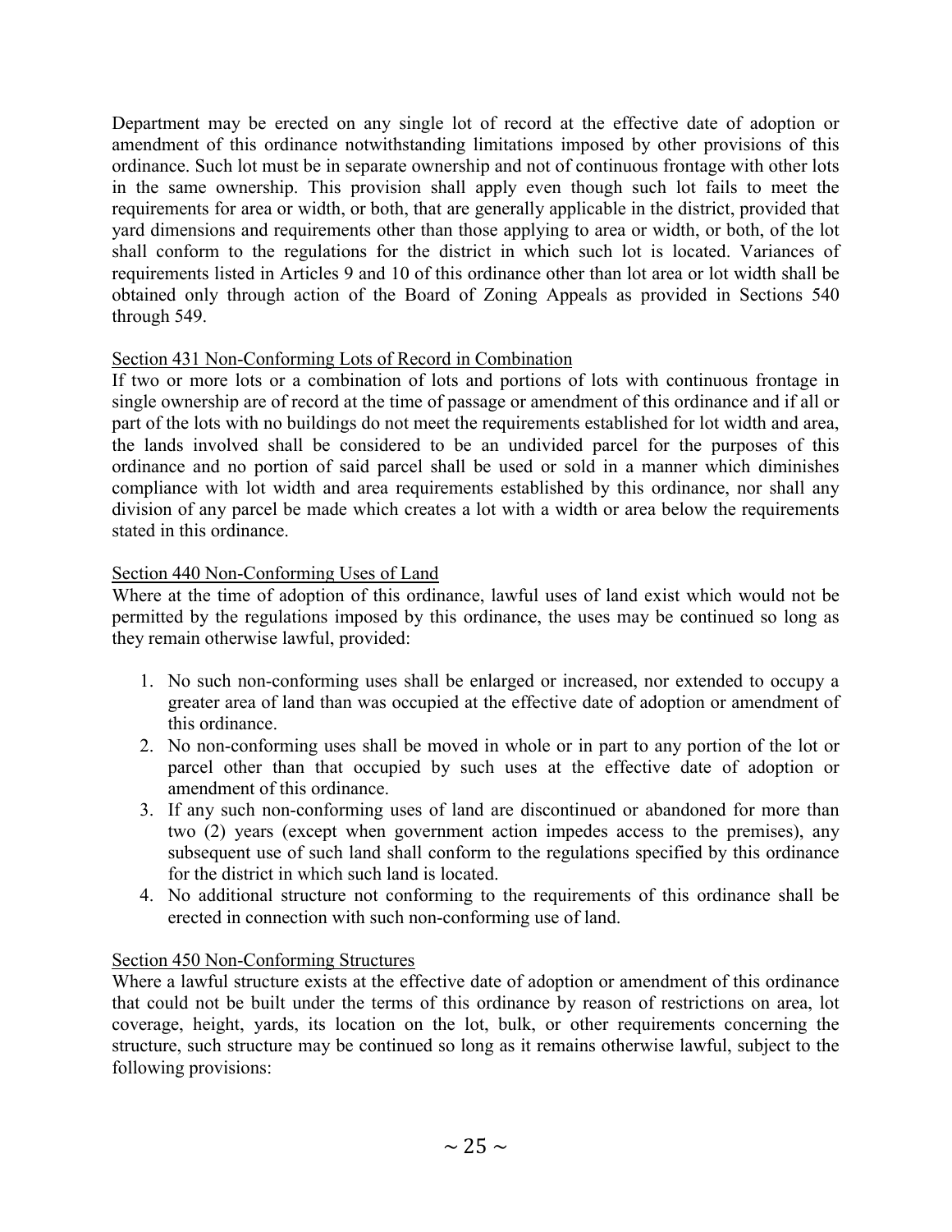Department may be erected on any single lot of record at the effective date of adoption or amendment of this ordinance notwithstanding limitations imposed by other provisions of this ordinance. Such lot must be in separate ownership and not of continuous frontage with other lots in the same ownership. This provision shall apply even though such lot fails to meet the requirements for area or width, or both, that are generally applicable in the district, provided that yard dimensions and requirements other than those applying to area or width, or both, of the lot shall conform to the regulations for the district in which such lot is located. Variances of requirements listed in Articles 9 and 10 of this ordinance other than lot area or lot width shall be obtained only through action of the Board of Zoning Appeals as provided in Sections 540 through 549.

Section 431 Non-Conforming Lots of Record in Combination

If two or more lots or a combination of lots and portions of lots with continuous frontage in single ownership are of record at the time of passage or amendment of this ordinance and if all or part of the lots with no buildings do not meet the requirements established for lot width and area, the lands involved shall be considered to be an undivided parcel for the purposes of this ordinance and no portion of said parcel shall be used or sold in a manner which diminishes compliance with lot width and area requirements established by this ordinance, nor shall any division of any parcel be made which creates a lot with a width or area below the requirements stated in this ordinance.

Section 440 Non-Conforming Uses of Land

Where at the time of adoption of this ordinance, lawful uses of land exist which would not be permitted by the regulations imposed by this ordinance, the uses may be continued so long as they remain otherwise lawful, provided:

1. No such non-conforming uses shall be enlarged or increased, nor extended to occupy a greater area of land than was occupied at the effective date of adoption or amendment of this ordinance.
2. No non-conforming uses shall be moved in whole or in part to any portion of the lot or parcel other than that occupied by such uses at the effective date of adoption or amendment of this ordinance.
3. If any such non-conforming uses of land are discontinued or abandoned for more than two (2) years (except when government action impedes access to the premises), any subsequent use of such land shall conform to the regulations specified by this ordinance for the district in which such land is located.
4. No additional structure not conforming to the requirements of this ordinance shall be erected in connection with such non-conforming use of land.

Section 450 Non-Conforming Structures

Where a lawful structure exists at the effective date of adoption or amendment of this ordinance that could not be built under the terms of this ordinance by reason of restrictions on area, lot coverage, height, yards, its location on the lot, bulk, or other requirements concerning the structure, such structure may be continued so long as it remains otherwise lawful, subject to the following provisions: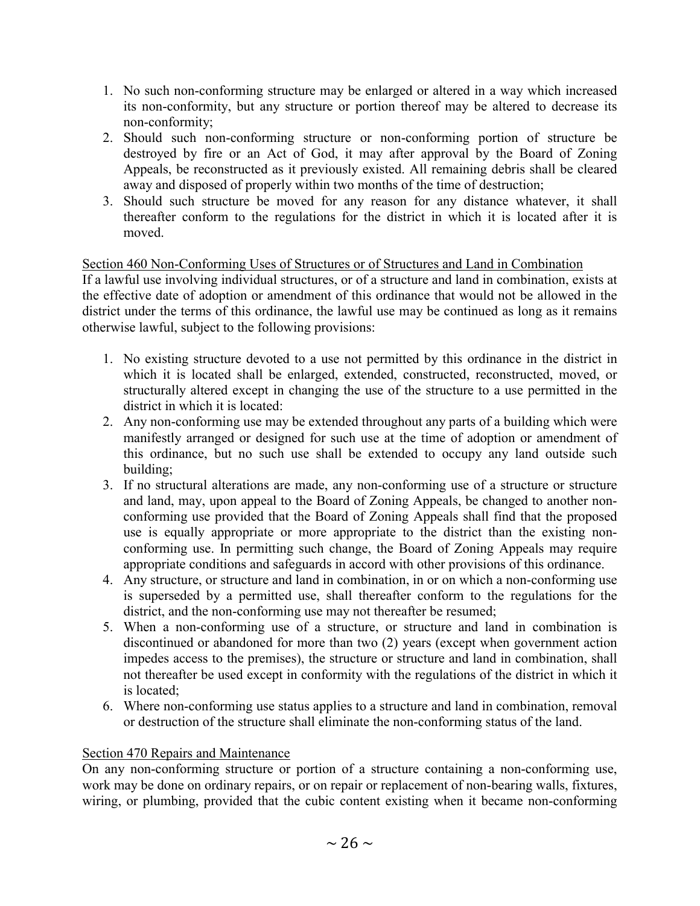1. No such non-conforming structure may be enlarged or altered in a way which increased its non-conformity, but any structure or portion thereof may be altered to decrease its non-conformity;
2. Should such non-conforming structure or non-conforming portion of structure be destroyed by fire or an Act of God, it may after approval by the Board of Zoning Appeals, be reconstructed as it previously existed. All remaining debris shall be cleared away and disposed of properly within two months of the time of destruction;
3. Should such structure be moved for any reason for any distance whatever, it shall thereafter conform to the regulations for the district in which it is located after it is moved.

Section 460 Non-Conforming Uses of Structures or of Structures and Land in Combination

If a lawful use involving individual structures, or of a structure and land in combination, exists at the effective date of adoption or amendment of this ordinance that would not be allowed in the district under the terms of this ordinance, the lawful use may be continued as long as it remains otherwise lawful, subject to the following provisions:

1. No existing structure devoted to a use not permitted by this ordinance in the district in which it is located shall be enlarged, extended, constructed, reconstructed, moved, or structurally altered except in changing the use of the structure to a use permitted in the district in which it is located:
2. Any non-conforming use may be extended throughout any parts of a building which were manifestly arranged or designed for such use at the time of adoption or amendment of this ordinance, but no such use shall be extended to occupy any land outside such building;
3. If no structural alterations are made, any non-conforming use of a structure or structure and land, may, upon appeal to the Board of Zoning Appeals, be changed to another non-conforming use provided that the Board of Zoning Appeals shall find that the proposed use is equally appropriate or more appropriate to the district than the existing non-conforming use. In permitting such change, the Board of Zoning Appeals may require appropriate conditions and safeguards in accord with other provisions of this ordinance.
4. Any structure, or structure and land in combination, in or on which a non-conforming use is superseded by a permitted use, shall thereafter conform to the regulations for the district, and the non-conforming use may not thereafter be resumed;
5. When a non-conforming use of a structure, or structure and land in combination is discontinued or abandoned for more than two (2) years (except when government action impedes access to the premises), the structure or structure and land in combination, shall not thereafter be used except in conformity with the regulations of the district in which it is located;
6. Where non-conforming use status applies to a structure and land in combination, removal or destruction of the structure shall eliminate the non-conforming status of the land.

Section 470 Repairs and Maintenance

On any non-conforming structure or portion of a structure containing a non-conforming use, work may be done on ordinary repairs, or on repair or replacement of non-bearing walls, fixtures, wiring, or plumbing, provided that the cubic content existing when it became non-conforming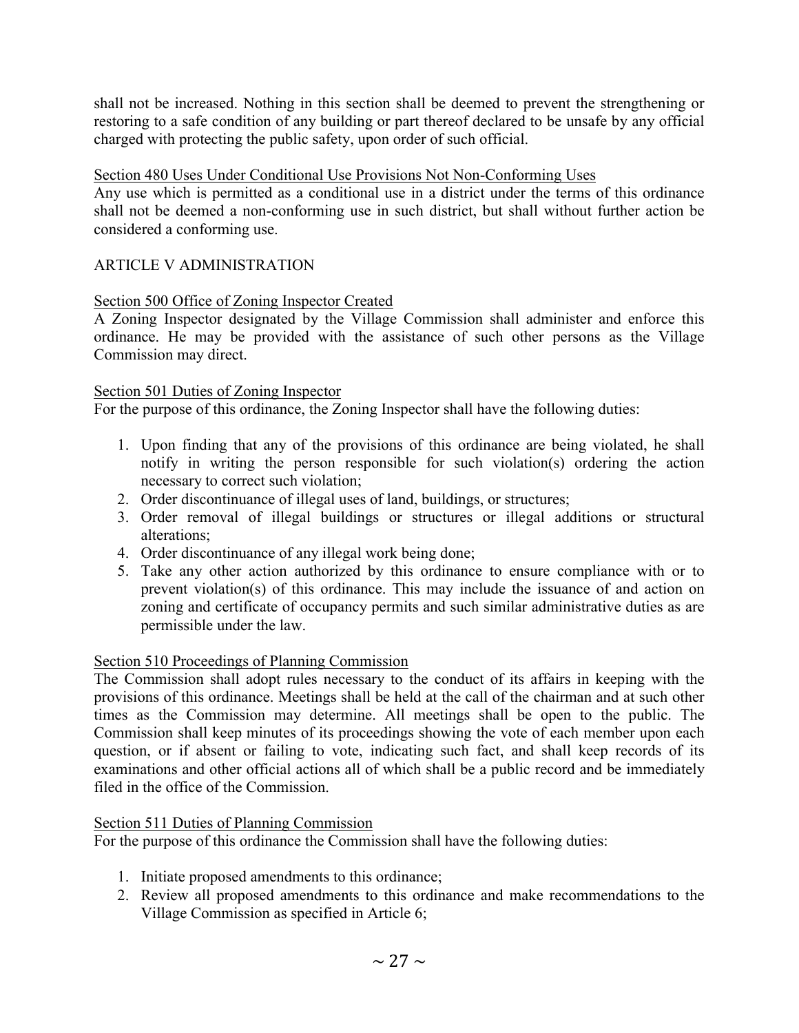shall not be increased. Nothing in this section shall be deemed to prevent the strengthening or restoring to a safe condition of any building or part thereof declared to be unsafe by any official charged with protecting the public safety, upon order of such official.

Section 480 Uses Under Conditional Use Provisions Not Non-Conforming Uses

Any use which is permitted as a conditional use in a district under the terms of this ordinance shall not be deemed a non-conforming use in such district, but shall without further action be considered a conforming use.

## ARTICLE V ADMINISTRATION

Section 500 Office of Zoning Inspector Created

A Zoning Inspector designated by the Village Commission shall administer and enforce this ordinance. He may be provided with the assistance of such other persons as the Village Commission may direct.

Section 501 Duties of Zoning Inspector

For the purpose of this ordinance, the Zoning Inspector shall have the following duties:

1. Upon finding that any of the provisions of this ordinance are being violated, he shall notify in writing the person responsible for such violation(s) ordering the action necessary to correct such violation;
2. Order discontinuance of illegal uses of land, buildings, or structures;
3. Order removal of illegal buildings or structures or illegal additions or structural alterations;
4. Order discontinuance of any illegal work being done;
5. Take any other action authorized by this ordinance to ensure compliance with or to prevent violation(s) of this ordinance. This may include the issuance of and action on zoning and certificate of occupancy permits and such similar administrative duties as are permissible under the law.

Section 510 Proceedings of Planning Commission

The Commission shall adopt rules necessary to the conduct of its affairs in keeping with the provisions of this ordinance. Meetings shall be held at the call of the chairman and at such other times as the Commission may determine. All meetings shall be open to the public. The Commission shall keep minutes of its proceedings showing the vote of each member upon each question, or if absent or failing to vote, indicating such fact, and shall keep records of its examinations and other official actions all of which shall be a public record and be immediately filed in the office of the Commission.

Section 511 Duties of Planning Commission

For the purpose of this ordinance the Commission shall have the following duties:

1. Initiate proposed amendments to this ordinance;
2. Review all proposed amendments to this ordinance and make recommendations to the Village Commission as specified in Article 6;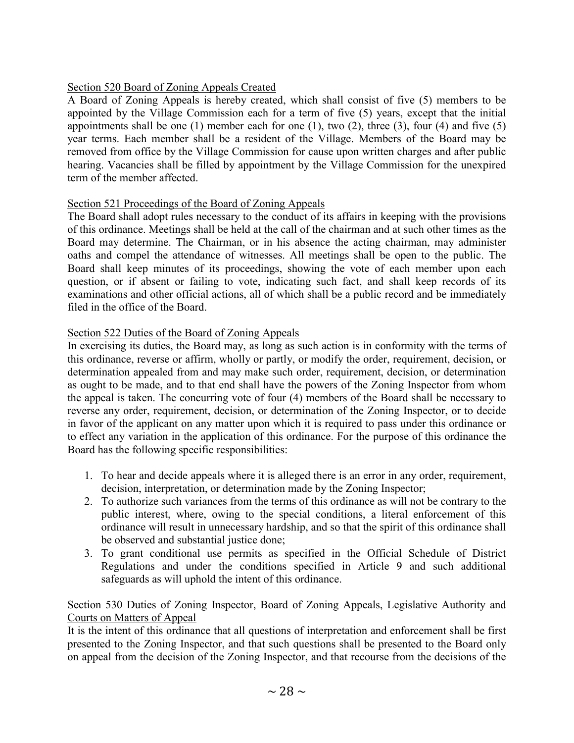## Section 520 Board of Zoning Appeals Created

A Board of Zoning Appeals is hereby created, which shall consist of five (5) members to be appointed by the Village Commission each for a term of five (5) years, except that the initial appointments shall be one (1) member each for one (1), two (2), three (3), four (4) and five (5) year terms. Each member shall be a resident of the Village. Members of the Board may be removed from office by the Village Commission for cause upon written charges and after public hearing. Vacancies shall be filled by appointment by the Village Commission for the unexpired term of the member affected.

## Section 521 Proceedings of the Board of Zoning Appeals

The Board shall adopt rules necessary to the conduct of its affairs in keeping with the provisions of this ordinance. Meetings shall be held at the call of the chairman and at such other times as the Board may determine. The Chairman, or in his absence the acting chairman, may administer oaths and compel the attendance of witnesses. All meetings shall be open to the public. The Board shall keep minutes of its proceedings, showing the vote of each member upon each question, or if absent or failing to vote, indicating such fact, and shall keep records of its examinations and other official actions, all of which shall be a public record and be immediately filed in the office of the Board.

## Section 522 Duties of the Board of Zoning Appeals

In exercising its duties, the Board may, as long as such action is in conformity with the terms of this ordinance, reverse or affirm, wholly or partly, or modify the order, requirement, decision, or determination appealed from and may make such order, requirement, decision, or determination as ought to be made, and to that end shall have the powers of the Zoning Inspector from whom the appeal is taken. The concurring vote of four (4) members of the Board shall be necessary to reverse any order, requirement, decision, or determination of the Zoning Inspector, or to decide in favor of the applicant on any matter upon which it is required to pass under this ordinance or to effect any variation in the application of this ordinance. For the purpose of this ordinance the Board has the following specific responsibilities:

1. To hear and decide appeals where it is alleged there is an error in any order, requirement, decision, interpretation, or determination made by the Zoning Inspector;
2. To authorize such variances from the terms of this ordinance as will not be contrary to the public interest, where, owing to the special conditions, a literal enforcement of this ordinance will result in unnecessary hardship, and so that the spirit of this ordinance shall be observed and substantial justice done;
3. To grant conditional use permits as specified in the Official Schedule of District Regulations and under the conditions specified in Article 9 and such additional safeguards as will uphold the intent of this ordinance.

## Section 530 Duties of Zoning Inspector, Board of Zoning Appeals, Legislative Authority and Courts on Matters of Appeal

It is the intent of this ordinance that all questions of interpretation and enforcement shall be first presented to the Zoning Inspector, and that such questions shall be presented to the Board only on appeal from the decision of the Zoning Inspector, and that recourse from the decisions of the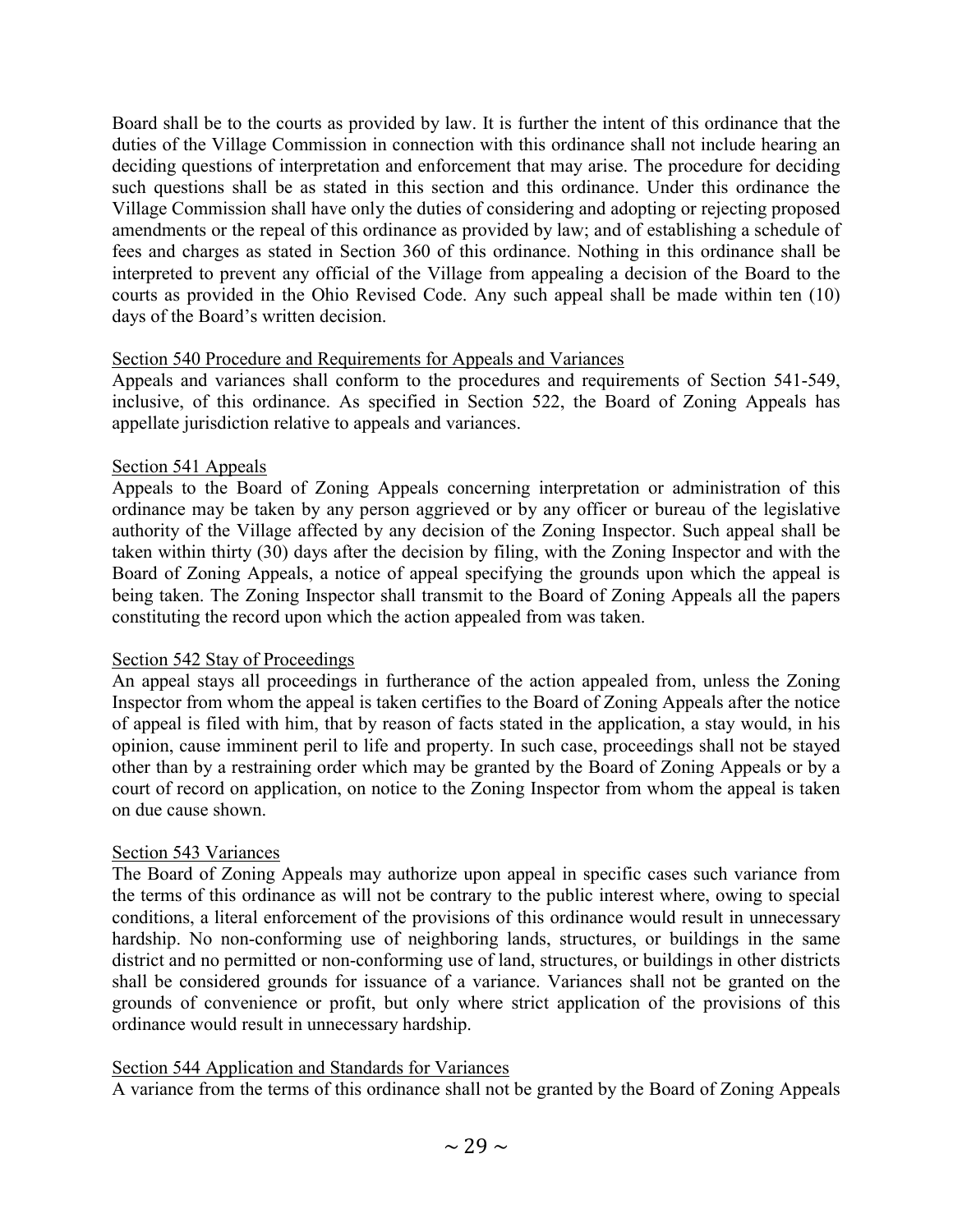Board shall be to the courts as provided by law. It is further the intent of this ordinance that the duties of the Village Commission in connection with this ordinance shall not include hearing an deciding questions of interpretation and enforcement that may arise. The procedure for deciding such questions shall be as stated in this section and this ordinance. Under this ordinance the Village Commission shall have only the duties of considering and adopting or rejecting proposed amendments or the repeal of this ordinance as provided by law; and of establishing a schedule of fees and charges as stated in Section 360 of this ordinance. Nothing in this ordinance shall be interpreted to prevent any official of the Village from appealing a decision of the Board to the courts as provided in the Ohio Revised Code. Any such appeal shall be made within ten (10) days of the Board's written decision.

Section 540 Procedure and Requirements for Appeals and Variances

Appeals and variances shall conform to the procedures and requirements of Section 541-549, inclusive, of this ordinance. As specified in Section 522, the Board of Zoning Appeals has appellate jurisdiction relative to appeals and variances.

Section 541 Appeals

Appeals to the Board of Zoning Appeals concerning interpretation or administration of this ordinance may be taken by any person aggrieved or by any officer or bureau of the legislative authority of the Village affected by any decision of the Zoning Inspector. Such appeal shall be taken within thirty (30) days after the decision by filing, with the Zoning Inspector and with the Board of Zoning Appeals, a notice of appeal specifying the grounds upon which the appeal is being taken. The Zoning Inspector shall transmit to the Board of Zoning Appeals all the papers constituting the record upon which the action appealed from was taken.

Section 542 Stay of Proceedings

An appeal stays all proceedings in furtherance of the action appealed from, unless the Zoning Inspector from whom the appeal is taken certifies to the Board of Zoning Appeals after the notice of appeal is filed with him, that by reason of facts stated in the application, a stay would, in his opinion, cause imminent peril to life and property. In such case, proceedings shall not be stayed other than by a restraining order which may be granted by the Board of Zoning Appeals or by a court of record on application, on notice to the Zoning Inspector from whom the appeal is taken on due cause shown.

Section 543 Variances

The Board of Zoning Appeals may authorize upon appeal in specific cases such variance from the terms of this ordinance as will not be contrary to the public interest where, owing to special conditions, a literal enforcement of the provisions of this ordinance would result in unnecessary hardship. No non-conforming use of neighboring lands, structures, or buildings in the same district and no permitted or non-conforming use of land, structures, or buildings in other districts shall be considered grounds for issuance of a variance. Variances shall not be granted on the grounds of convenience or profit, but only where strict application of the provisions of this ordinance would result in unnecessary hardship.

Section 544 Application and Standards for Variances

A variance from the terms of this ordinance shall not be granted by the Board of Zoning Appeals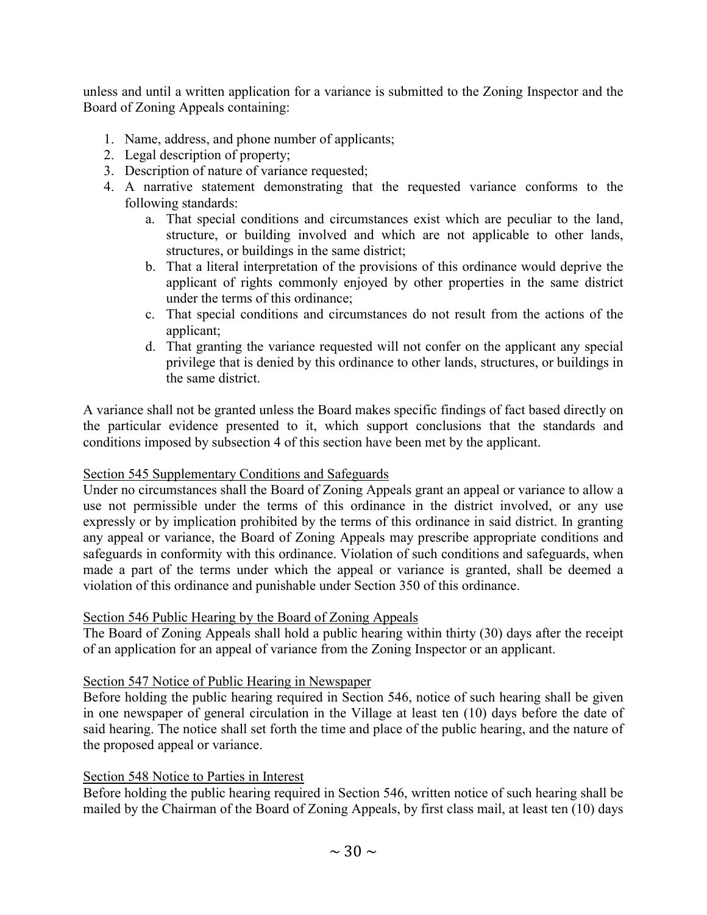unless and until a written application for a variance is submitted to the Zoning Inspector and the Board of Zoning Appeals containing:

1. Name, address, and phone number of applicants;
2. Legal description of property;
3. Description of nature of variance requested;
4. A narrative statement demonstrating that the requested variance conforms to the following standards:
    a. That special conditions and circumstances exist which are peculiar to the land, structure, or building involved and which are not applicable to other lands, structures, or buildings in the same district;
    b. That a literal interpretation of the provisions of this ordinance would deprive the applicant of rights commonly enjoyed by other properties in the same district under the terms of this ordinance;
    c. That special conditions and circumstances do not result from the actions of the applicant;
    d. That granting the variance requested will not confer on the applicant any special privilege that is denied by this ordinance to other lands, structures, or buildings in the same district.

A variance shall not be granted unless the Board makes specific findings of fact based directly on the particular evidence presented to it, which support conclusions that the standards and conditions imposed by subsection 4 of this section have been met by the applicant.

<u>Section 545 Supplementary Conditions and Safeguards</u>

Under no circumstances shall the Board of Zoning Appeals grant an appeal or variance to allow a use not permissible under the terms of this ordinance in the district involved, or any use expressly or by implication prohibited by the terms of this ordinance in said district. In granting any appeal or variance, the Board of Zoning Appeals may prescribe appropriate conditions and safeguards in conformity with this ordinance. Violation of such conditions and safeguards, when made a part of the terms under which the appeal or variance is granted, shall be deemed a violation of this ordinance and punishable under Section 350 of this ordinance.

<u>Section 546 Public Hearing by the Board of Zoning Appeals</u>

The Board of Zoning Appeals shall hold a public hearing within thirty (30) days after the receipt of an application for an appeal of variance from the Zoning Inspector or an applicant.

<u>Section 547 Notice of Public Hearing in Newspaper</u>

Before holding the public hearing required in Section 546, notice of such hearing shall be given in one newspaper of general circulation in the Village at least ten (10) days before the date of said hearing. The notice shall set forth the time and place of the public hearing, and the nature of the proposed appeal or variance.

<u>Section 548 Notice to Parties in Interest</u>

Before holding the public hearing required in Section 546, written notice of such hearing shall be mailed by the Chairman of the Board of Zoning Appeals, by first class mail, at least ten (10) days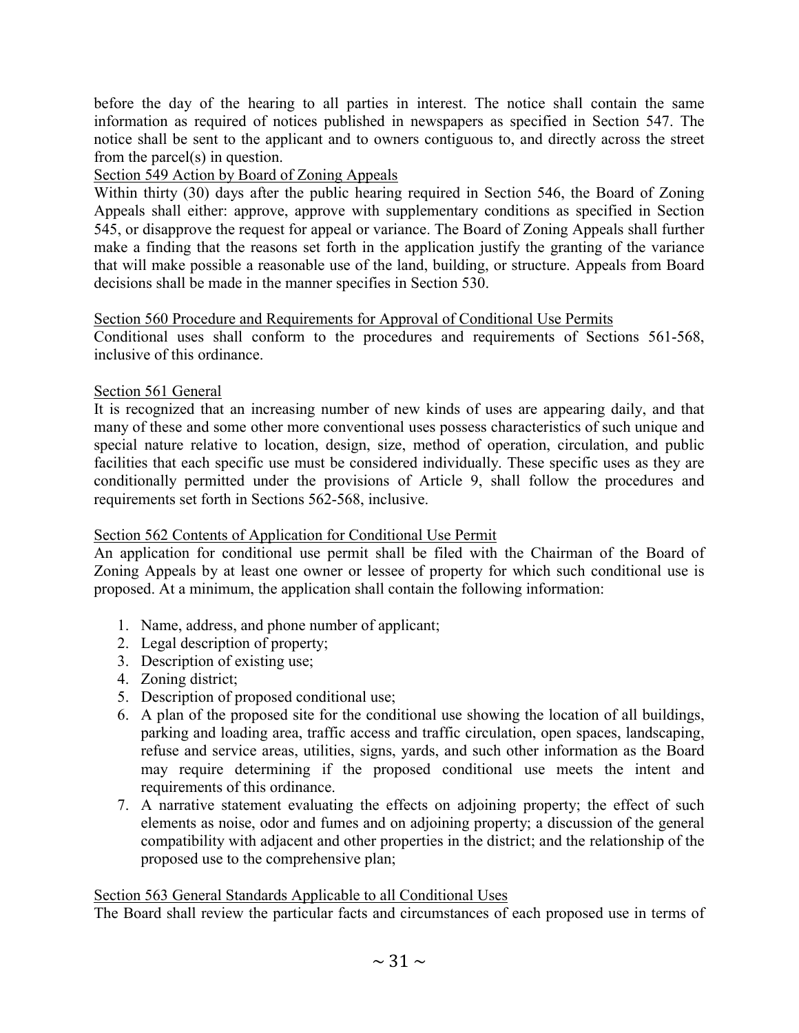before the day of the hearing to all parties in interest. The notice shall contain the same information as required of notices published in newspapers as specified in Section 547. The notice shall be sent to the applicant and to owners contiguous to, and directly across the street from the parcel(s) in question.

Section 549 Action by Board of Zoning Appeals

Within thirty (30) days after the public hearing required in Section 546, the Board of Zoning Appeals shall either: approve, approve with supplementary conditions as specified in Section 545, or disapprove the request for appeal or variance. The Board of Zoning Appeals shall further make a finding that the reasons set forth in the application justify the granting of the variance that will make possible a reasonable use of the land, building, or structure. Appeals from Board decisions shall be made in the manner specifies in Section 530.

Section 560 Procedure and Requirements for Approval of Conditional Use Permits

Conditional uses shall conform to the procedures and requirements of Sections 561-568, inclusive of this ordinance.

Section 561 General

It is recognized that an increasing number of new kinds of uses are appearing daily, and that many of these and some other more conventional uses possess characteristics of such unique and special nature relative to location, design, size, method of operation, circulation, and public facilities that each specific use must be considered individually. These specific uses as they are conditionally permitted under the provisions of Article 9, shall follow the procedures and requirements set forth in Sections 562-568, inclusive.

Section 562 Contents of Application for Conditional Use Permit

An application for conditional use permit shall be filed with the Chairman of the Board of Zoning Appeals by at least one owner or lessee of property for which such conditional use is proposed. At a minimum, the application shall contain the following information:

1. Name, address, and phone number of applicant;
2. Legal description of property;
3. Description of existing use;
4. Zoning district;
5. Description of proposed conditional use;
6. A plan of the proposed site for the conditional use showing the location of all buildings, parking and loading area, traffic access and traffic circulation, open spaces, landscaping, refuse and service areas, utilities, signs, yards, and such other information as the Board may require determining if the proposed conditional use meets the intent and requirements of this ordinance.
7. A narrative statement evaluating the effects on adjoining property; the effect of such elements as noise, odor and fumes and on adjoining property; a discussion of the general compatibility with adjacent and other properties in the district; and the relationship of the proposed use to the comprehensive plan;

Section 563 General Standards Applicable to all Conditional Uses

The Board shall review the particular facts and circumstances of each proposed use in terms of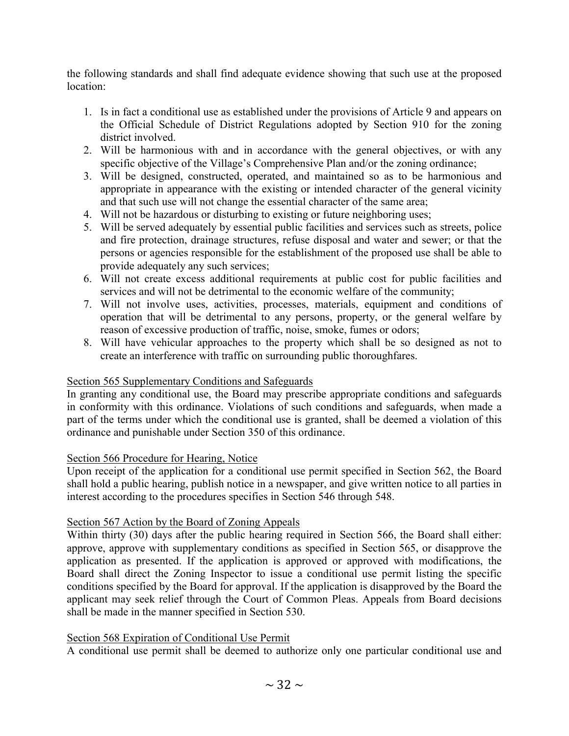the following standards and shall find adequate evidence showing that such use at the proposed location:

1. Is in fact a conditional use as established under the provisions of Article 9 and appears on the Official Schedule of District Regulations adopted by Section 910 for the zoning district involved.
2. Will be harmonious with and in accordance with the general objectives, or with any specific objective of the Village's Comprehensive Plan and/or the zoning ordinance;
3. Will be designed, constructed, operated, and maintained so as to be harmonious and appropriate in appearance with the existing or intended character of the general vicinity and that such use will not change the essential character of the same area;
4. Will not be hazardous or disturbing to existing or future neighboring uses;
5. Will be served adequately by essential public facilities and services such as streets, police and fire protection, drainage structures, refuse disposal and water and sewer; or that the persons or agencies responsible for the establishment of the proposed use shall be able to provide adequately any such services;
6. Will not create excess additional requirements at public cost for public facilities and services and will not be detrimental to the economic welfare of the community;
7. Will not involve uses, activities, processes, materials, equipment and conditions of operation that will be detrimental to any persons, property, or the general welfare by reason of excessive production of traffic, noise, smoke, fumes or odors;
8. Will have vehicular approaches to the property which shall be so designed as not to create an interference with traffic on surrounding public thoroughfares.

Section 565 Supplementary Conditions and Safeguards

In granting any conditional use, the Board may prescribe appropriate conditions and safeguards in conformity with this ordinance. Violations of such conditions and safeguards, when made a part of the terms under which the conditional use is granted, shall be deemed a violation of this ordinance and punishable under Section 350 of this ordinance.

Section 566 Procedure for Hearing, Notice

Upon receipt of the application for a conditional use permit specified in Section 562, the Board shall hold a public hearing, publish notice in a newspaper, and give written notice to all parties in interest according to the procedures specifies in Section 546 through 548.

Section 567 Action by the Board of Zoning Appeals

Within thirty (30) days after the public hearing required in Section 566, the Board shall either: approve, approve with supplementary conditions as specified in Section 565, or disapprove the application as presented. If the application is approved or approved with modifications, the Board shall direct the Zoning Inspector to issue a conditional use permit listing the specific conditions specified by the Board for approval. If the application is disapproved by the Board the applicant may seek relief through the Court of Common Pleas. Appeals from Board decisions shall be made in the manner specified in Section 530.

Section 568 Expiration of Conditional Use Permit

A conditional use permit shall be deemed to authorize only one particular conditional use and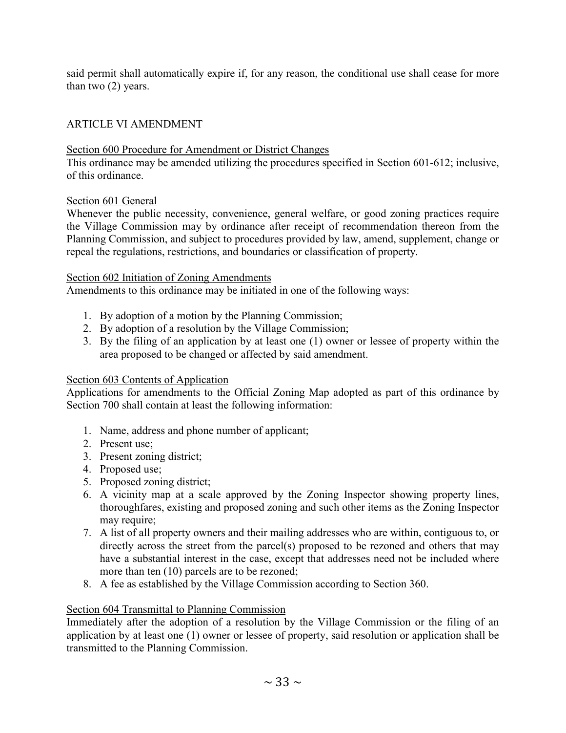said permit shall automatically expire if, for any reason, the conditional use shall cease for more than two (2) years.

## ARTICLE VI AMENDMENT

### Section 600 Procedure for Amendment or District Changes

This ordinance may be amended utilizing the procedures specified in Section 601-612; inclusive, of this ordinance.

### Section 601 General

Whenever the public necessity, convenience, general welfare, or good zoning practices require the Village Commission may by ordinance after receipt of recommendation thereon from the Planning Commission, and subject to procedures provided by law, amend, supplement, change or repeal the regulations, restrictions, and boundaries or classification of property.

### Section 602 Initiation of Zoning Amendments

Amendments to this ordinance may be initiated in one of the following ways:

1. By adoption of a motion by the Planning Commission;
2. By adoption of a resolution by the Village Commission;
3. By the filing of an application by at least one (1) owner or lessee of property within the area proposed to be changed or affected by said amendment.

### Section 603 Contents of Application

Applications for amendments to the Official Zoning Map adopted as part of this ordinance by Section 700 shall contain at least the following information:

1. Name, address and phone number of applicant;
2. Present use;
3. Present zoning district;
4. Proposed use;
5. Proposed zoning district;
6. A vicinity map at a scale approved by the Zoning Inspector showing property lines, thoroughfares, existing and proposed zoning and such other items as the Zoning Inspector may require;
7. A list of all property owners and their mailing addresses who are within, contiguous to, or directly across the street from the parcel(s) proposed to be rezoned and others that may have a substantial interest in the case, except that addresses need not be included where more than ten (10) parcels are to be rezoned;
8. A fee as established by the Village Commission according to Section 360.

### Section 604 Transmittal to Planning Commission

Immediately after the adoption of a resolution by the Village Commission or the filing of an application by at least one (1) owner or lessee of property, said resolution or application shall be transmitted to the Planning Commission.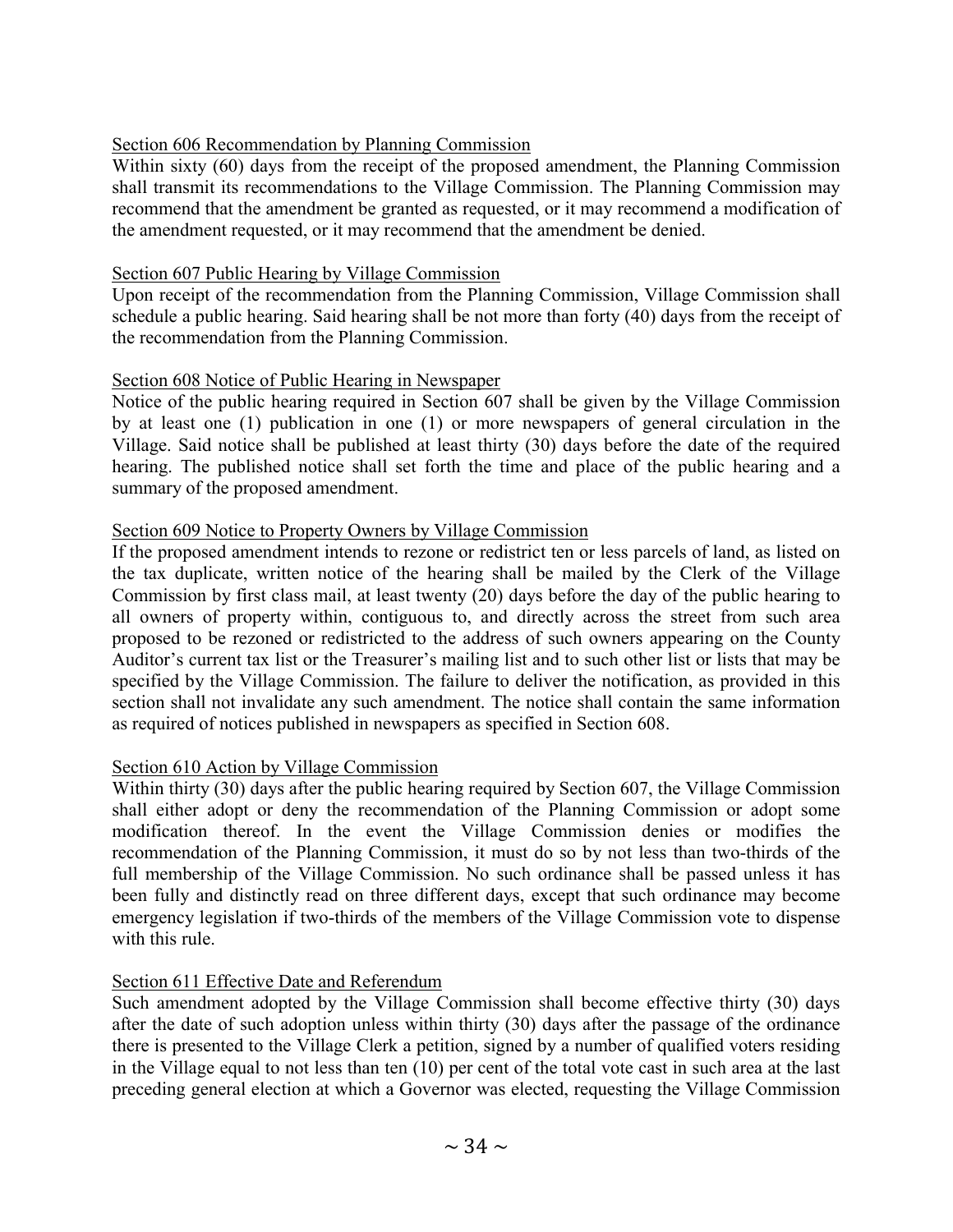### Section 606 Recommendation by Planning Commission

Within sixty (60) days from the receipt of the proposed amendment, the Planning Commission shall transmit its recommendations to the Village Commission. The Planning Commission may recommend that the amendment be granted as requested, or it may recommend a modification of the amendment requested, or it may recommend that the amendment be denied.

### Section 607 Public Hearing by Village Commission

Upon receipt of the recommendation from the Planning Commission, Village Commission shall schedule a public hearing. Said hearing shall be not more than forty (40) days from the receipt of the recommendation from the Planning Commission.

### Section 608 Notice of Public Hearing in Newspaper

Notice of the public hearing required in Section 607 shall be given by the Village Commission by at least one (1) publication in one (1) or more newspapers of general circulation in the Village. Said notice shall be published at least thirty (30) days before the date of the required hearing. The published notice shall set forth the time and place of the public hearing and a summary of the proposed amendment.

### Section 609 Notice to Property Owners by Village Commission

If the proposed amendment intends to rezone or redistrict ten or less parcels of land, as listed on the tax duplicate, written notice of the hearing shall be mailed by the Clerk of the Village Commission by first class mail, at least twenty (20) days before the day of the public hearing to all owners of property within, contiguous to, and directly across the street from such area proposed to be rezoned or redistricted to the address of such owners appearing on the County Auditor's current tax list or the Treasurer's mailing list and to such other list or lists that may be specified by the Village Commission. The failure to deliver the notification, as provided in this section shall not invalidate any such amendment. The notice shall contain the same information as required of notices published in newspapers as specified in Section 608.

### Section 610 Action by Village Commission

Within thirty (30) days after the public hearing required by Section 607, the Village Commission shall either adopt or deny the recommendation of the Planning Commission or adopt some modification thereof. In the event the Village Commission denies or modifies the recommendation of the Planning Commission, it must do so by not less than two-thirds of the full membership of the Village Commission. No such ordinance shall be passed unless it has been fully and distinctly read on three different days, except that such ordinance may become emergency legislation if two-thirds of the members of the Village Commission vote to dispense with this rule.

### Section 611 Effective Date and Referendum

Such amendment adopted by the Village Commission shall become effective thirty (30) days after the date of such adoption unless within thirty (30) days after the passage of the ordinance there is presented to the Village Clerk a petition, signed by a number of qualified voters residing in the Village equal to not less than ten (10) per cent of the total vote cast in such area at the last preceding general election at which a Governor was elected, requesting the Village Commission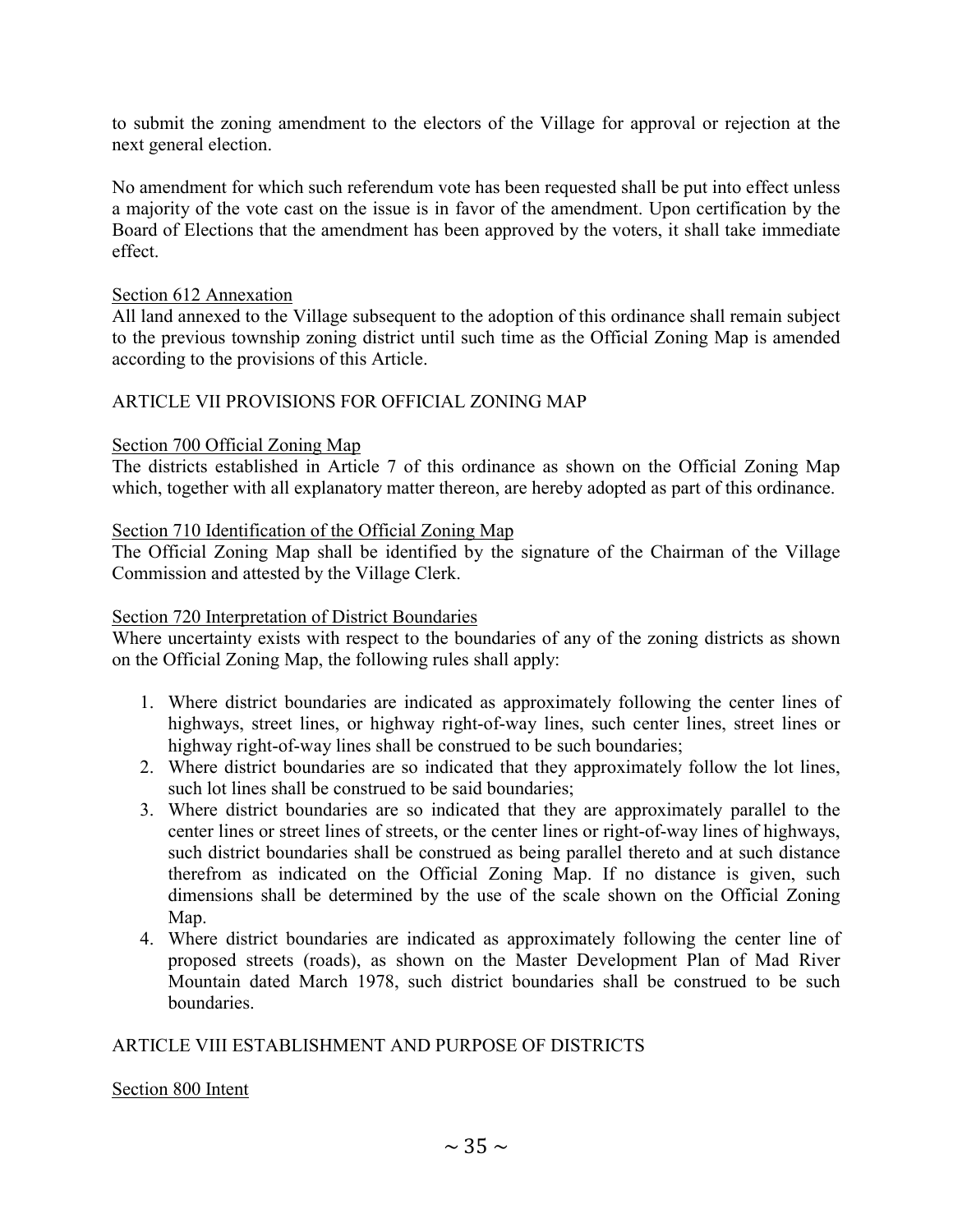to submit the zoning amendment to the electors of the Village for approval or rejection at the next general election.

No amendment for which such referendum vote has been requested shall be put into effect unless a majority of the vote cast on the issue is in favor of the amendment. Upon certification by the Board of Elections that the amendment has been approved by the voters, it shall take immediate effect.

### Section 612 Annexation

All land annexed to the Village subsequent to the adoption of this ordinance shall remain subject to the previous township zoning district until such time as the Official Zoning Map is amended according to the provisions of this Article.

## ARTICLE VII PROVISIONS FOR OFFICIAL ZONING MAP

### Section 700 Official Zoning Map

The districts established in Article 7 of this ordinance as shown on the Official Zoning Map which, together with all explanatory matter thereon, are hereby adopted as part of this ordinance.

### Section 710 Identification of the Official Zoning Map

The Official Zoning Map shall be identified by the signature of the Chairman of the Village Commission and attested by the Village Clerk.

### Section 720 Interpretation of District Boundaries

Where uncertainty exists with respect to the boundaries of any of the zoning districts as shown on the Official Zoning Map, the following rules shall apply:

1. Where district boundaries are indicated as approximately following the center lines of highways, street lines, or highway right-of-way lines, such center lines, street lines or highway right-of-way lines shall be construed to be such boundaries;
2. Where district boundaries are so indicated that they approximately follow the lot lines, such lot lines shall be construed to be said boundaries;
3. Where district boundaries are so indicated that they are approximately parallel to the center lines or street lines of streets, or the center lines or right-of-way lines of highways, such district boundaries shall be construed as being parallel thereto and at such distance therefrom as indicated on the Official Zoning Map. If no distance is given, such dimensions shall be determined by the use of the scale shown on the Official Zoning Map.
4. Where district boundaries are indicated as approximately following the center line of proposed streets (roads), as shown on the Master Development Plan of Mad River Mountain dated March 1978, such district boundaries shall be construed to be such boundaries.

## ARTICLE VIII ESTABLISHMENT AND PURPOSE OF DISTRICTS

### Section 800 Intent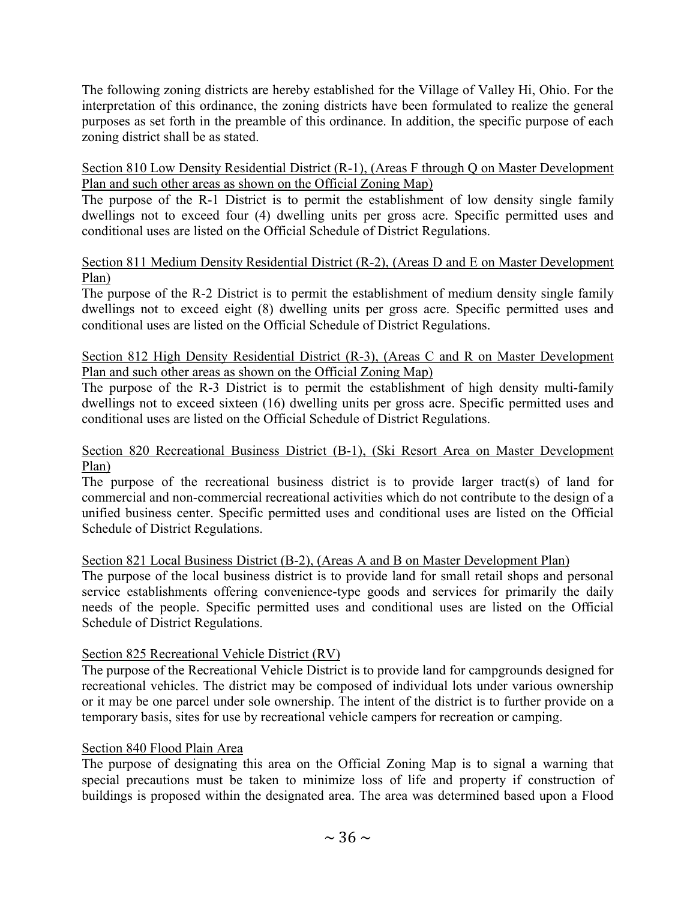The following zoning districts are hereby established for the Village of Valley Hi, Ohio. For the interpretation of this ordinance, the zoning districts have been formulated to realize the general purposes as set forth in the preamble of this ordinance. In addition, the specific purpose of each zoning district shall be as stated.

<u>Section 810 Low Density Residential District (R-1), (Areas F through Q on Master Development Plan and such other areas as shown on the Official Zoning Map)</u>

The purpose of the R-1 District is to permit the establishment of low density single family dwellings not to exceed four (4) dwelling units per gross acre. Specific permitted uses and conditional uses are listed on the Official Schedule of District Regulations.

<u>Section 811 Medium Density Residential District (R-2), (Areas D and E on Master Development Plan)</u>

The purpose of the R-2 District is to permit the establishment of medium density single family dwellings not to exceed eight (8) dwelling units per gross acre. Specific permitted uses and conditional uses are listed on the Official Schedule of District Regulations.

<u>Section 812 High Density Residential District (R-3), (Areas C and R on Master Development Plan and such other areas as shown on the Official Zoning Map)</u>

The purpose of the R-3 District is to permit the establishment of high density multi-family dwellings not to exceed sixteen (16) dwelling units per gross acre. Specific permitted uses and conditional uses are listed on the Official Schedule of District Regulations.

<u>Section 820 Recreational Business District (B-1), (Ski Resort Area on Master Development Plan)</u>

The purpose of the recreational business district is to provide larger tract(s) of land for commercial and non-commercial recreational activities which do not contribute to the design of a unified business center. Specific permitted uses and conditional uses are listed on the Official Schedule of District Regulations.

<u>Section 821 Local Business District (B-2), (Areas A and B on Master Development Plan)</u>

The purpose of the local business district is to provide land for small retail shops and personal service establishments offering convenience-type goods and services for primarily the daily needs of the people. Specific permitted uses and conditional uses are listed on the Official Schedule of District Regulations.

<u>Section 825 Recreational Vehicle District (RV)</u>

The purpose of the Recreational Vehicle District is to provide land for campgrounds designed for recreational vehicles. The district may be composed of individual lots under various ownership or it may be one parcel under sole ownership. The intent of the district is to further provide on a temporary basis, sites for use by recreational vehicle campers for recreation or camping.

<u>Section 840 Flood Plain Area</u>

The purpose of designating this area on the Official Zoning Map is to signal a warning that special precautions must be taken to minimize loss of life and property if construction of buildings is proposed within the designated area. The area was determined based upon a Flood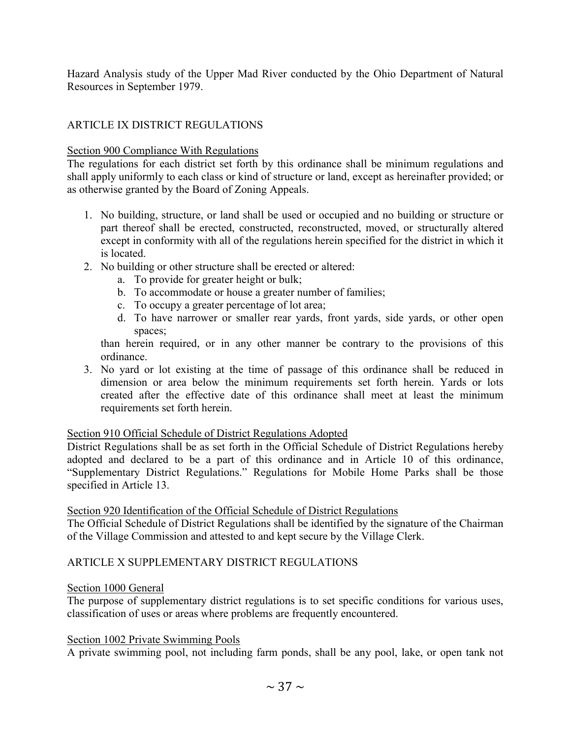Hazard Analysis study of the Upper Mad River conducted by the Ohio Department of Natural Resources in September 1979.

## ARTICLE IX DISTRICT REGULATIONS

### Section 900 Compliance With Regulations

The regulations for each district set forth by this ordinance shall be minimum regulations and shall apply uniformly to each class or kind of structure or land, except as hereinafter provided; or as otherwise granted by the Board of Zoning Appeals.

1. No building, structure, or land shall be used or occupied and no building or structure or part thereof shall be erected, constructed, reconstructed, moved, or structurally altered except in conformity with all of the regulations herein specified for the district in which it is located.
2. No building or other structure shall be erected or altered:
   a. To provide for greater height or bulk;
   b. To accommodate or house a greater number of families;
   c. To occupy a greater percentage of lot area;
   d. To have narrower or smaller rear yards, front yards, side yards, or other open spaces;

   than herein required, or in any other manner be contrary to the provisions of this ordinance.
3. No yard or lot existing at the time of passage of this ordinance shall be reduced in dimension or area below the minimum requirements set forth herein. Yards or lots created after the effective date of this ordinance shall meet at least the minimum requirements set forth herein.

### Section 910 Official Schedule of District Regulations Adopted

District Regulations shall be as set forth in the Official Schedule of District Regulations hereby adopted and declared to be a part of this ordinance and in Article 10 of this ordinance, "Supplementary District Regulations." Regulations for Mobile Home Parks shall be those specified in Article 13.

### Section 920 Identification of the Official Schedule of District Regulations

The Official Schedule of District Regulations shall be identified by the signature of the Chairman of the Village Commission and attested to and kept secure by the Village Clerk.

## ARTICLE X SUPPLEMENTARY DISTRICT REGULATIONS

### Section 1000 General

The purpose of supplementary district regulations is to set specific conditions for various uses, classification of uses or areas where problems are frequently encountered.

### Section 1002 Private Swimming Pools

A private swimming pool, not including farm ponds, shall be any pool, lake, or open tank not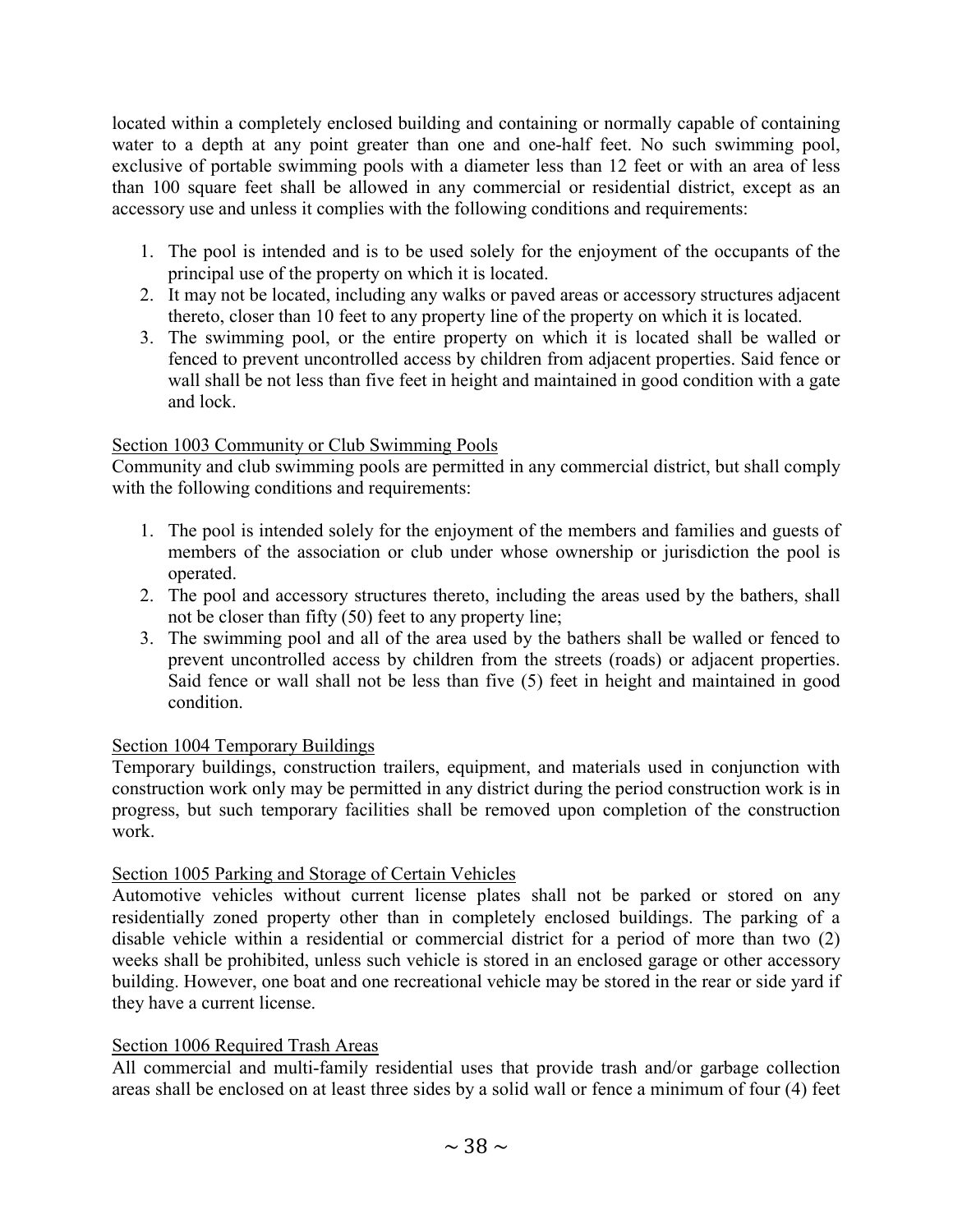located within a completely enclosed building and containing or normally capable of containing water to a depth at any point greater than one and one-half feet. No such swimming pool, exclusive of portable swimming pools with a diameter less than 12 feet or with an area of less than 100 square feet shall be allowed in any commercial or residential district, except as an accessory use and unless it complies with the following conditions and requirements:

1. The pool is intended and is to be used solely for the enjoyment of the occupants of the principal use of the property on which it is located.
2. It may not be located, including any walks or paved areas or accessory structures adjacent thereto, closer than 10 feet to any property line of the property on which it is located.
3. The swimming pool, or the entire property on which it is located shall be walled or fenced to prevent uncontrolled access by children from adjacent properties. Said fence or wall shall be not less than five feet in height and maintained in good condition with a gate and lock.

<u>Section 1003 Community or Club Swimming Pools</u>

Community and club swimming pools are permitted in any commercial district, but shall comply with the following conditions and requirements:

1. The pool is intended solely for the enjoyment of the members and families and guests of members of the association or club under whose ownership or jurisdiction the pool is operated.
2. The pool and accessory structures thereto, including the areas used by the bathers, shall not be closer than fifty (50) feet to any property line;
3. The swimming pool and all of the area used by the bathers shall be walled or fenced to prevent uncontrolled access by children from the streets (roads) or adjacent properties. Said fence or wall shall not be less than five (5) feet in height and maintained in good condition.

<u>Section 1004 Temporary Buildings</u>

Temporary buildings, construction trailers, equipment, and materials used in conjunction with construction work only may be permitted in any district during the period construction work is in progress, but such temporary facilities shall be removed upon completion of the construction work.

<u>Section 1005 Parking and Storage of Certain Vehicles</u>

Automotive vehicles without current license plates shall not be parked or stored on any residentially zoned property other than in completely enclosed buildings. The parking of a disable vehicle within a residential or commercial district for a period of more than two (2) weeks shall be prohibited, unless such vehicle is stored in an enclosed garage or other accessory building. However, one boat and one recreational vehicle may be stored in the rear or side yard if they have a current license.

<u>Section 1006 Required Trash Areas</u>

All commercial and multi-family residential uses that provide trash and/or garbage collection areas shall be enclosed on at least three sides by a solid wall or fence a minimum of four (4) feet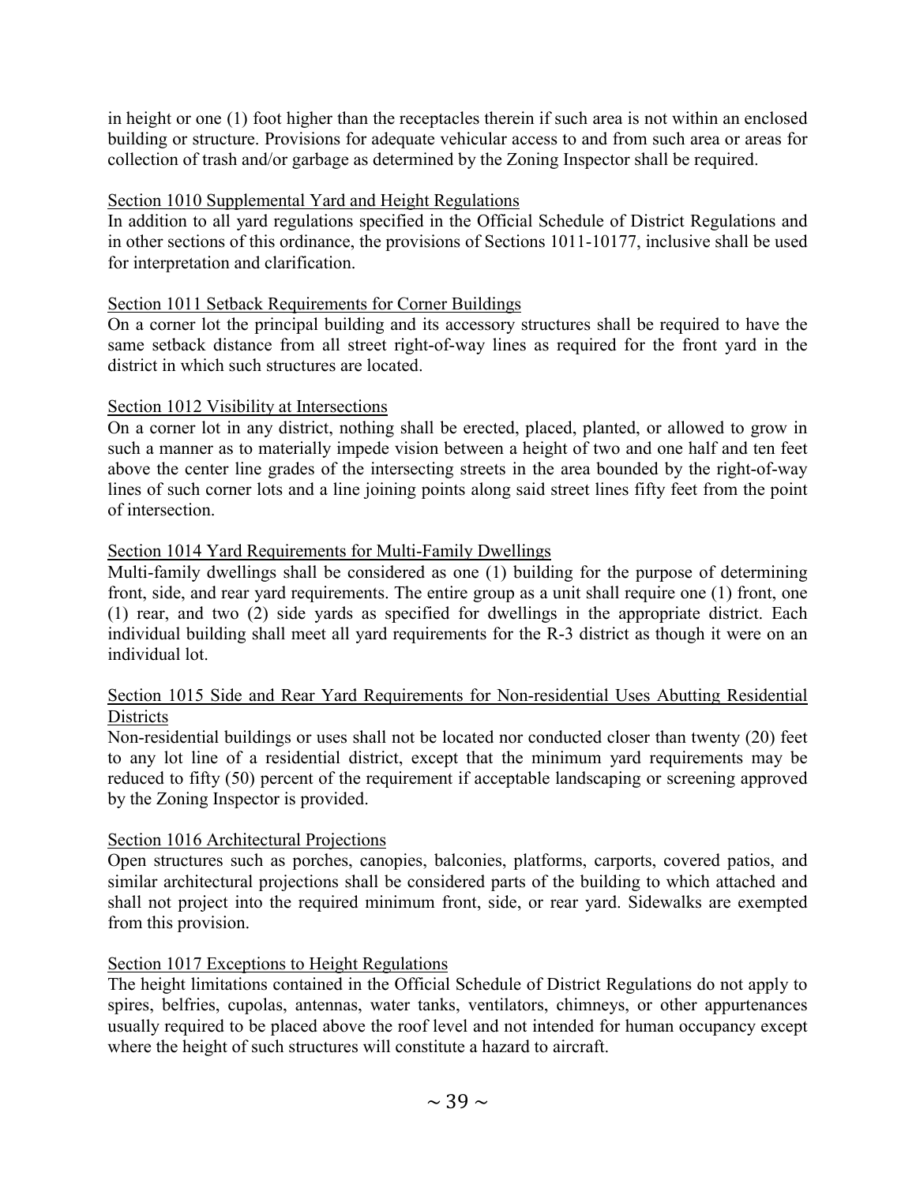in height or one (1) foot higher than the receptacles therein if such area is not within an enclosed building or structure. Provisions for adequate vehicular access to and from such area or areas for collection of trash and/or garbage as determined by the Zoning Inspector shall be required.

### Section 1010 Supplemental Yard and Height Regulations

In addition to all yard regulations specified in the Official Schedule of District Regulations and in other sections of this ordinance, the provisions of Sections 1011-10177, inclusive shall be used for interpretation and clarification.

### Section 1011 Setback Requirements for Corner Buildings

On a corner lot the principal building and its accessory structures shall be required to have the same setback distance from all street right-of-way lines as required for the front yard in the district in which such structures are located.

### Section 1012 Visibility at Intersections

On a corner lot in any district, nothing shall be erected, placed, planted, or allowed to grow in such a manner as to materially impede vision between a height of two and one half and ten feet above the center line grades of the intersecting streets in the area bounded by the right-of-way lines of such corner lots and a line joining points along said street lines fifty feet from the point of intersection.

### Section 1014 Yard Requirements for Multi-Family Dwellings

Multi-family dwellings shall be considered as one (1) building for the purpose of determining front, side, and rear yard requirements. The entire group as a unit shall require one (1) front, one (1) rear, and two (2) side yards as specified for dwellings in the appropriate district. Each individual building shall meet all yard requirements for the R-3 district as though it were on an individual lot.

### Section 1015 Side and Rear Yard Requirements for Non-residential Uses Abutting Residential Districts

Non-residential buildings or uses shall not be located nor conducted closer than twenty (20) feet to any lot line of a residential district, except that the minimum yard requirements may be reduced to fifty (50) percent of the requirement if acceptable landscaping or screening approved by the Zoning Inspector is provided.

### Section 1016 Architectural Projections

Open structures such as porches, canopies, balconies, platforms, carports, covered patios, and similar architectural projections shall be considered parts of the building to which attached and shall not project into the required minimum front, side, or rear yard. Sidewalks are exempted from this provision.

### Section 1017 Exceptions to Height Regulations

The height limitations contained in the Official Schedule of District Regulations do not apply to spires, belfries, cupolas, antennas, water tanks, ventilators, chimneys, or other appurtenances usually required to be placed above the roof level and not intended for human occupancy except where the height of such structures will constitute a hazard to aircraft.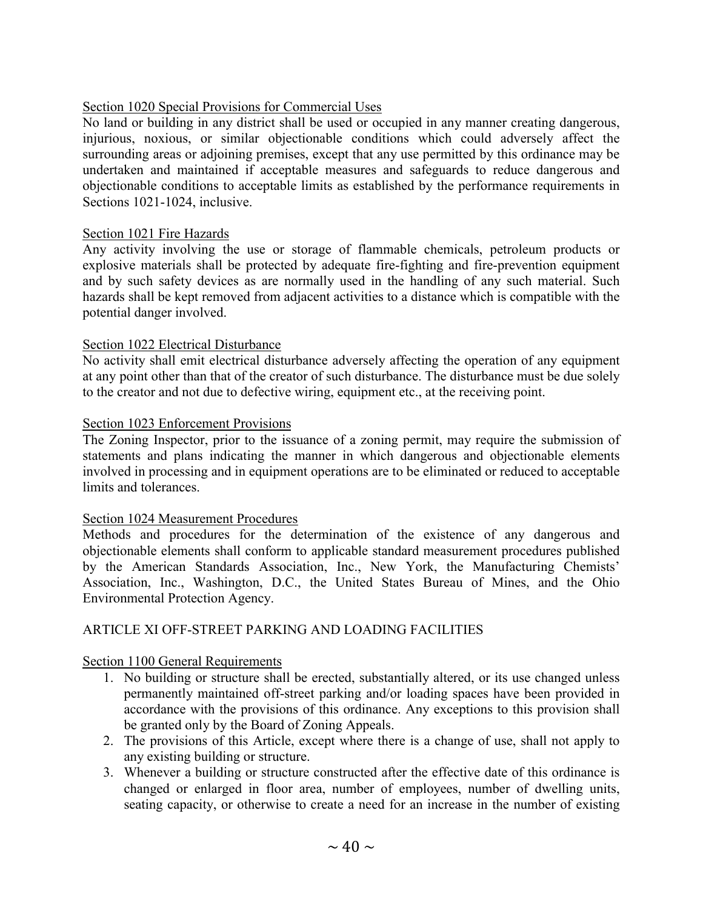### Section 1020 Special Provisions for Commercial Uses

No land or building in any district shall be used or occupied in any manner creating dangerous, injurious, noxious, or similar objectionable conditions which could adversely affect the surrounding areas or adjoining premises, except that any use permitted by this ordinance may be undertaken and maintained if acceptable measures and safeguards to reduce dangerous and objectionable conditions to acceptable limits as established by the performance requirements in Sections 1021-1024, inclusive.

### Section 1021 Fire Hazards

Any activity involving the use or storage of flammable chemicals, petroleum products or explosive materials shall be protected by adequate fire-fighting and fire-prevention equipment and by such safety devices as are normally used in the handling of any such material. Such hazards shall be kept removed from adjacent activities to a distance which is compatible with the potential danger involved.

### Section 1022 Electrical Disturbance

No activity shall emit electrical disturbance adversely affecting the operation of any equipment at any point other than that of the creator of such disturbance. The disturbance must be due solely to the creator and not due to defective wiring, equipment etc., at the receiving point.

### Section 1023 Enforcement Provisions

The Zoning Inspector, prior to the issuance of a zoning permit, may require the submission of statements and plans indicating the manner in which dangerous and objectionable elements involved in processing and in equipment operations are to be eliminated or reduced to acceptable limits and tolerances.

### Section 1024 Measurement Procedures

Methods and procedures for the determination of the existence of any dangerous and objectionable elements shall conform to applicable standard measurement procedures published by the American Standards Association, Inc., New York, the Manufacturing Chemists' Association, Inc., Washington, D.C., the United States Bureau of Mines, and the Ohio Environmental Protection Agency.

## ARTICLE XI OFF-STREET PARKING AND LOADING FACILITIES

### Section 1100 General Requirements

1. No building or structure shall be erected, substantially altered, or its use changed unless permanently maintained off-street parking and/or loading spaces have been provided in accordance with the provisions of this ordinance. Any exceptions to this provision shall be granted only by the Board of Zoning Appeals.
2. The provisions of this Article, except where there is a change of use, shall not apply to any existing building or structure.
3. Whenever a building or structure constructed after the effective date of this ordinance is changed or enlarged in floor area, number of employees, number of dwelling units, seating capacity, or otherwise to create a need for an increase in the number of existing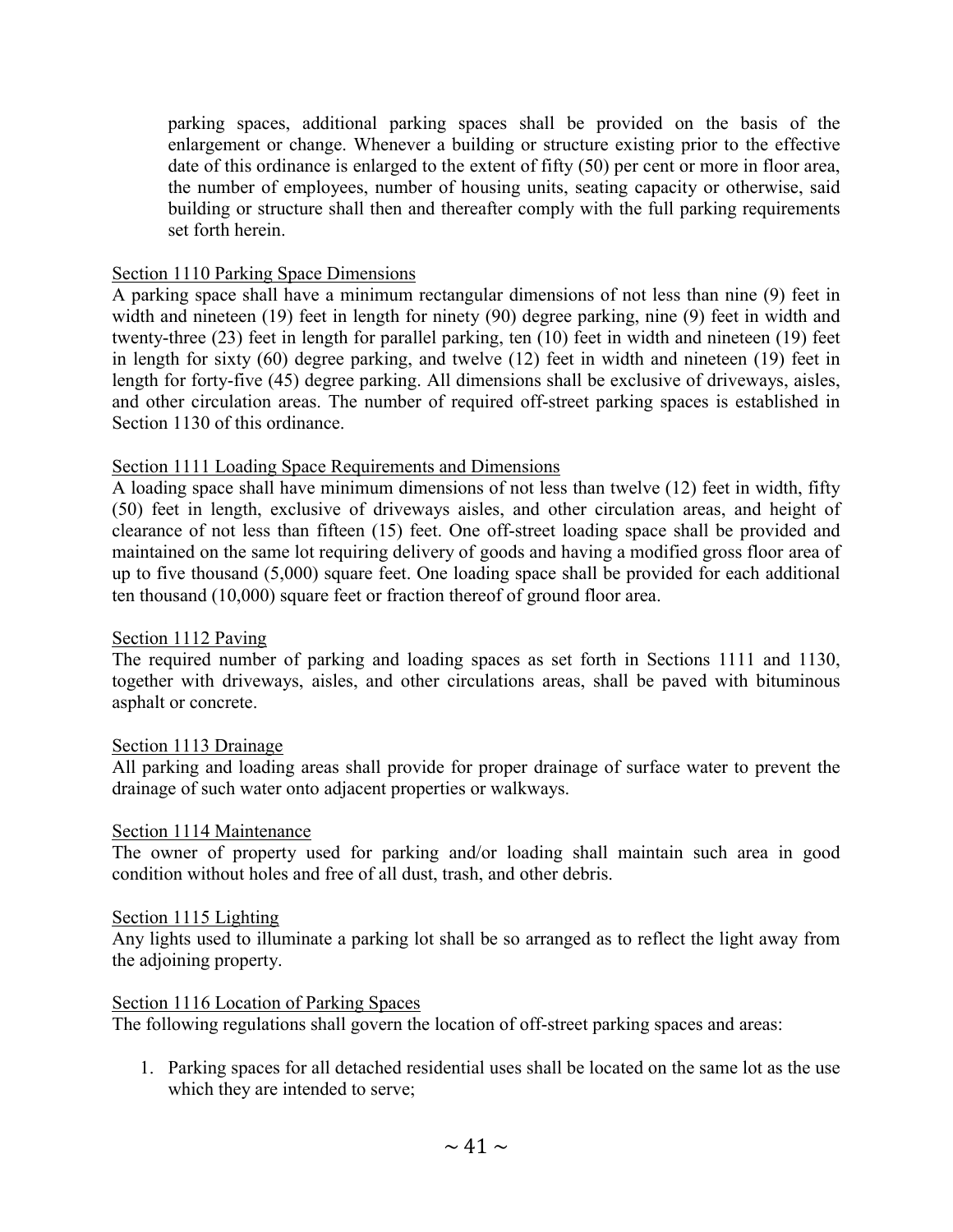parking spaces, additional parking spaces shall be provided on the basis of the enlargement or change. Whenever a building or structure existing prior to the effective date of this ordinance is enlarged to the extent of fifty (50) per cent or more in floor area, the number of employees, number of housing units, seating capacity or otherwise, said building or structure shall then and thereafter comply with the full parking requirements set forth herein.

Section 1110 Parking Space Dimensions

A parking space shall have a minimum rectangular dimensions of not less than nine (9) feet in width and nineteen (19) feet in length for ninety (90) degree parking, nine (9) feet in width and twenty-three (23) feet in length for parallel parking, ten (10) feet in width and nineteen (19) feet in length for sixty (60) degree parking, and twelve (12) feet in width and nineteen (19) feet in length for forty-five (45) degree parking. All dimensions shall be exclusive of driveways, aisles, and other circulation areas. The number of required off-street parking spaces is established in Section 1130 of this ordinance.

Section 1111 Loading Space Requirements and Dimensions

A loading space shall have minimum dimensions of not less than twelve (12) feet in width, fifty (50) feet in length, exclusive of driveways aisles, and other circulation areas, and height of clearance of not less than fifteen (15) feet. One off-street loading space shall be provided and maintained on the same lot requiring delivery of goods and having a modified gross floor area of up to five thousand (5,000) square feet. One loading space shall be provided for each additional ten thousand (10,000) square feet or fraction thereof of ground floor area.

Section 1112 Paving

The required number of parking and loading spaces as set forth in Sections 1111 and 1130, together with driveways, aisles, and other circulations areas, shall be paved with bituminous asphalt or concrete.

Section 1113 Drainage

All parking and loading areas shall provide for proper drainage of surface water to prevent the drainage of such water onto adjacent properties or walkways.

Section 1114 Maintenance

The owner of property used for parking and/or loading shall maintain such area in good condition without holes and free of all dust, trash, and other debris.

Section 1115 Lighting

Any lights used to illuminate a parking lot shall be so arranged as to reflect the light away from the adjoining property.

Section 1116 Location of Parking Spaces

The following regulations shall govern the location of off-street parking spaces and areas:

1. Parking spaces for all detached residential uses shall be located on the same lot as the use which they are intended to serve;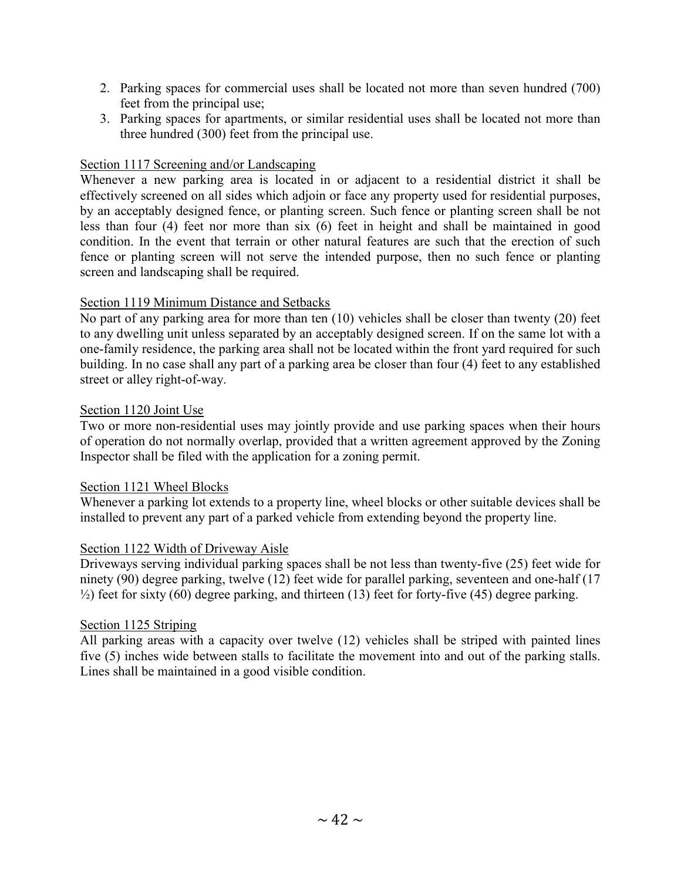2. Parking spaces for commercial uses shall be located not more than seven hundred (700) feet from the principal use;
3. Parking spaces for apartments, or similar residential uses shall be located not more than three hundred (300) feet from the principal use.

Section 1117 Screening and/or Landscaping

Whenever a new parking area is located in or adjacent to a residential district it shall be effectively screened on all sides which adjoin or face any property used for residential purposes, by an acceptably designed fence, or planting screen. Such fence or planting screen shall be not less than four (4) feet nor more than six (6) feet in height and shall be maintained in good condition. In the event that terrain or other natural features are such that the erection of such fence or planting screen will not serve the intended purpose, then no such fence or planting screen and landscaping shall be required.

Section 1119 Minimum Distance and Setbacks

No part of any parking area for more than ten (10) vehicles shall be closer than twenty (20) feet to any dwelling unit unless separated by an acceptably designed screen. If on the same lot with a one-family residence, the parking area shall not be located within the front yard required for such building. In no case shall any part of a parking area be closer than four (4) feet to any established street or alley right-of-way.

Section 1120 Joint Use

Two or more non-residential uses may jointly provide and use parking spaces when their hours of operation do not normally overlap, provided that a written agreement approved by the Zoning Inspector shall be filed with the application for a zoning permit.

Section 1121 Wheel Blocks

Whenever a parking lot extends to a property line, wheel blocks or other suitable devices shall be installed to prevent any part of a parked vehicle from extending beyond the property line.

Section 1122 Width of Driveway Aisle

Driveways serving individual parking spaces shall be not less than twenty-five (25) feet wide for ninety (90) degree parking, twelve (12) feet wide for parallel parking, seventeen and one-half (17 ½) feet for sixty (60) degree parking, and thirteen (13) feet for forty-five (45) degree parking.

Section 1125 Striping

All parking areas with a capacity over twelve (12) vehicles shall be striped with painted lines five (5) inches wide between stalls to facilitate the movement into and out of the parking stalls. Lines shall be maintained in a good visible condition.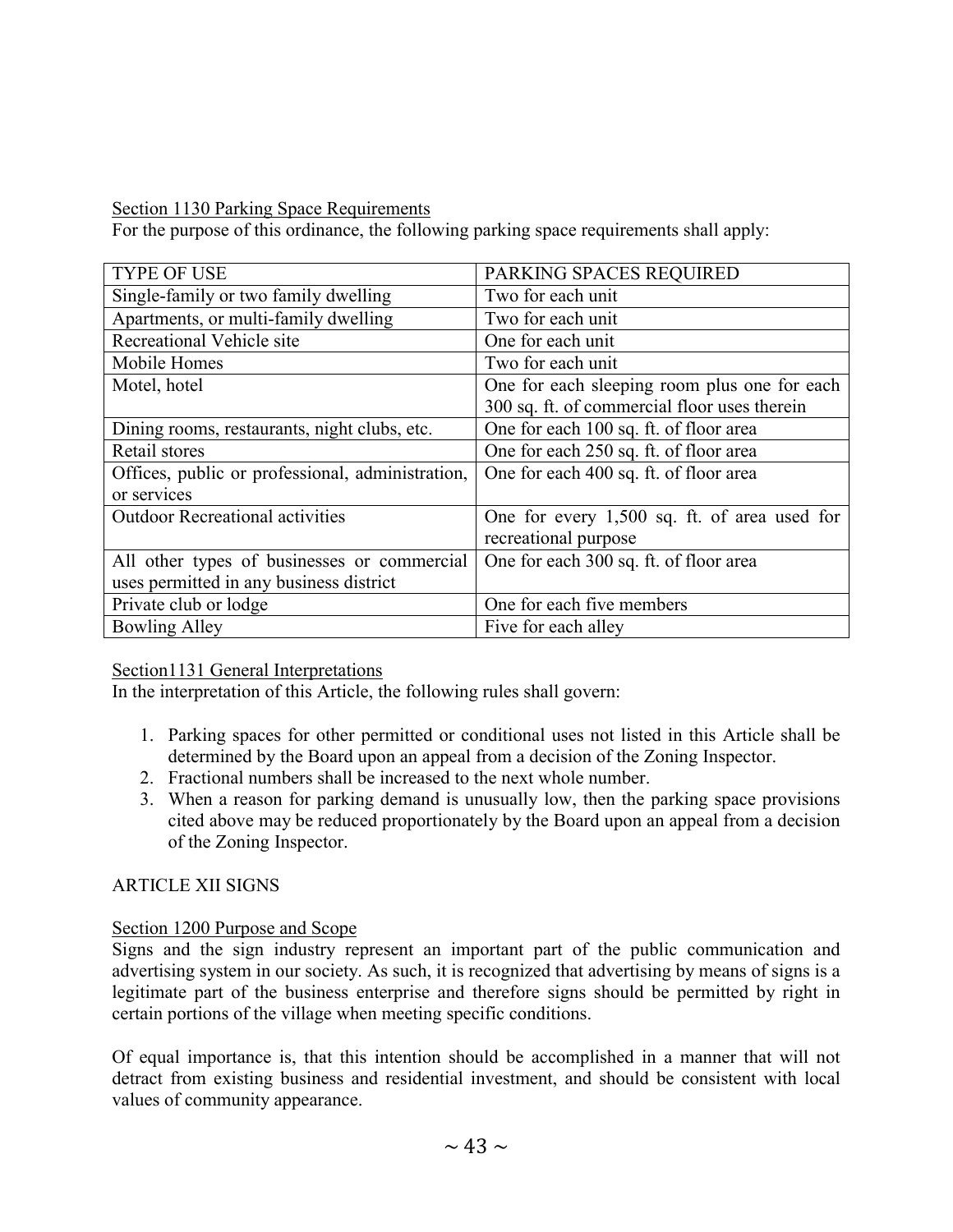Section 1130 Parking Space Requirements

For the purpose of this ordinance, the following parking space requirements shall apply:

| TYPE OF USE | PARKING SPACES REQUIRED |
|---|---|
| Single-family or two family dwelling | Two for each unit |
| Apartments, or multi-family dwelling | Two for each unit |
| Recreational Vehicle site | One for each unit |
| Mobile Homes | Two for each unit |
| Motel, hotel | One for each sleeping room plus one for each 300 sq. ft. of commercial floor uses therein |
| Dining rooms, restaurants, night clubs, etc. | One for each 100 sq. ft. of floor area |
| Retail stores | One for each 250 sq. ft. of floor area |
| Offices, public or professional, administration, or services | One for each 400 sq. ft. of floor area |
| Outdoor Recreational activities | One for every 1,500 sq. ft. of area used for recreational purpose |
| All other types of businesses or commercial uses permitted in any business district | One for each 300 sq. ft. of floor area |
| Private club or lodge | One for each five members |
| Bowling Alley | Five for each alley |

Section1131 General Interpretations

In the interpretation of this Article, the following rules shall govern:

1. Parking spaces for other permitted or conditional uses not listed in this Article shall be determined by the Board upon an appeal from a decision of the Zoning Inspector.
2. Fractional numbers shall be increased to the next whole number.
3. When a reason for parking demand is unusually low, then the parking space provisions cited above may be reduced proportionately by the Board upon an appeal from a decision of the Zoning Inspector.

## ARTICLE XII SIGNS

Section 1200 Purpose and Scope

Signs and the sign industry represent an important part of the public communication and advertising system in our society. As such, it is recognized that advertising by means of signs is a legitimate part of the business enterprise and therefore signs should be permitted by right in certain portions of the village when meeting specific conditions.

Of equal importance is, that this intention should be accomplished in a manner that will not detract from existing business and residential investment, and should be consistent with local values of community appearance.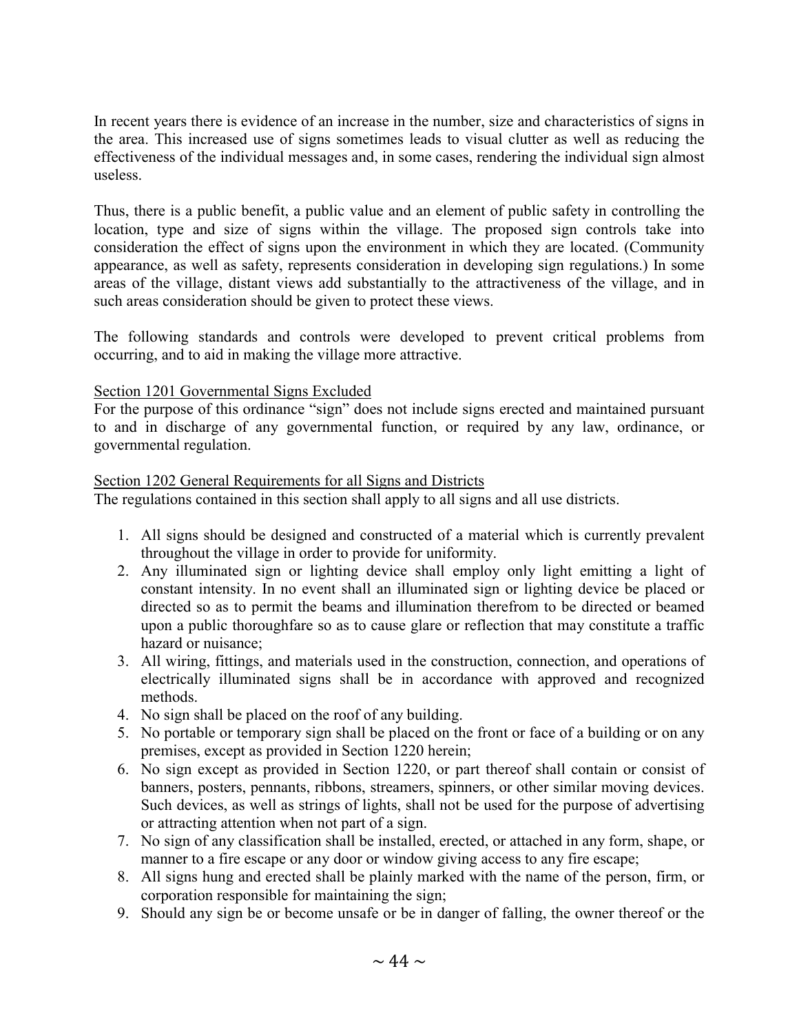In recent years there is evidence of an increase in the number, size and characteristics of signs in the area. This increased use of signs sometimes leads to visual clutter as well as reducing the effectiveness of the individual messages and, in some cases, rendering the individual sign almost useless.

Thus, there is a public benefit, a public value and an element of public safety in controlling the location, type and size of signs within the village. The proposed sign controls take into consideration the effect of signs upon the environment in which they are located. (Community appearance, as well as safety, represents consideration in developing sign regulations.) In some areas of the village, distant views add substantially to the attractiveness of the village, and in such areas consideration should be given to protect these views.

The following standards and controls were developed to prevent critical problems from occurring, and to aid in making the village more attractive.

Section 1201 Governmental Signs Excluded

For the purpose of this ordinance "sign" does not include signs erected and maintained pursuant to and in discharge of any governmental function, or required by any law, ordinance, or governmental regulation.

Section 1202 General Requirements for all Signs and Districts

The regulations contained in this section shall apply to all signs and all use districts.

1. All signs should be designed and constructed of a material which is currently prevalent throughout the village in order to provide for uniformity.
2. Any illuminated sign or lighting device shall employ only light emitting a light of constant intensity. In no event shall an illuminated sign or lighting device be placed or directed so as to permit the beams and illumination therefrom to be directed or beamed upon a public thoroughfare so as to cause glare or reflection that may constitute a traffic hazard or nuisance;
3. All wiring, fittings, and materials used in the construction, connection, and operations of electrically illuminated signs shall be in accordance with approved and recognized methods.
4. No sign shall be placed on the roof of any building.
5. No portable or temporary sign shall be placed on the front or face of a building or on any premises, except as provided in Section 1220 herein;
6. No sign except as provided in Section 1220, or part thereof shall contain or consist of banners, posters, pennants, ribbons, streamers, spinners, or other similar moving devices. Such devices, as well as strings of lights, shall not be used for the purpose of advertising or attracting attention when not part of a sign.
7. No sign of any classification shall be installed, erected, or attached in any form, shape, or manner to a fire escape or any door or window giving access to any fire escape;
8. All signs hung and erected shall be plainly marked with the name of the person, firm, or corporation responsible for maintaining the sign;
9. Should any sign be or become unsafe or be in danger of falling, the owner thereof or the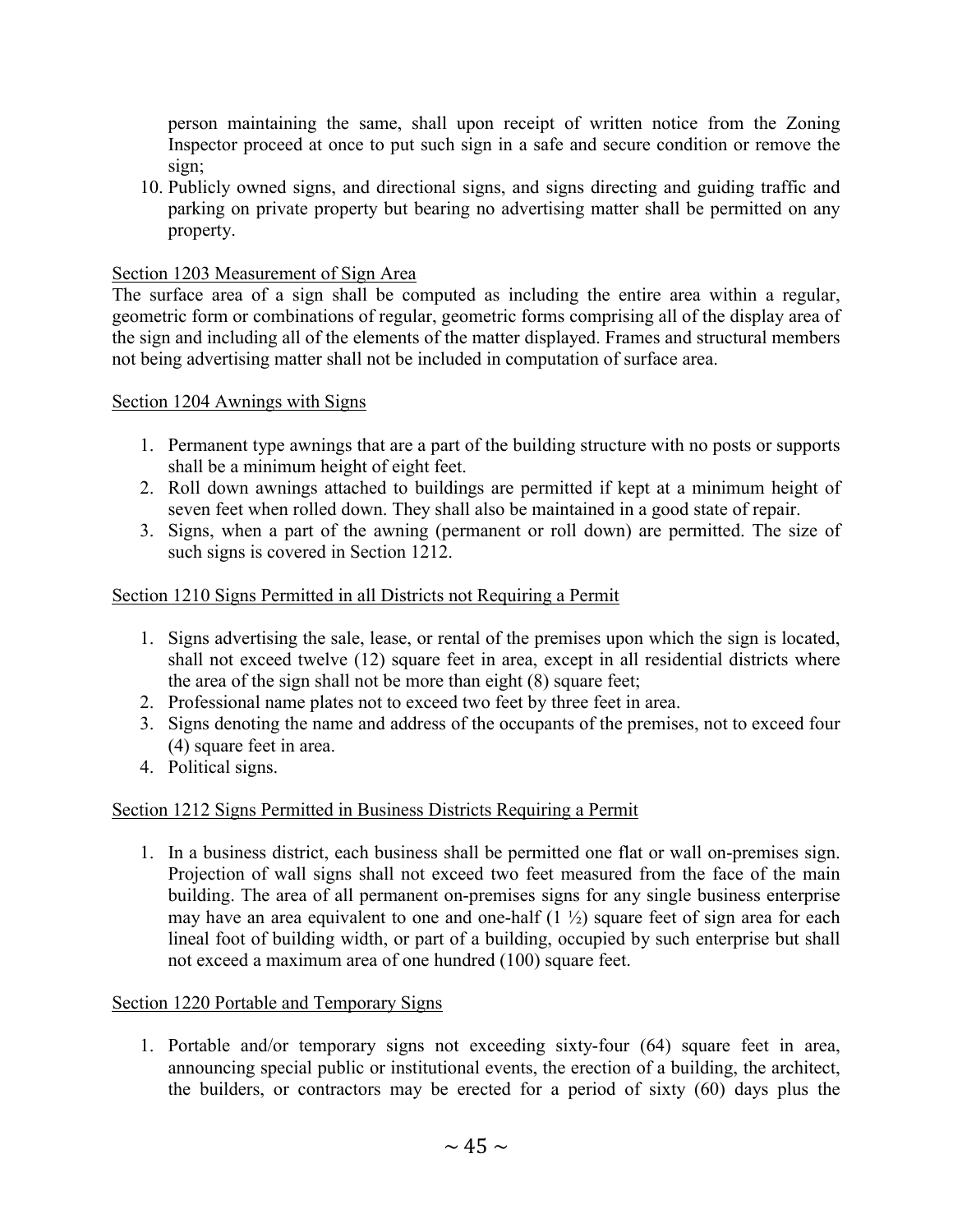person maintaining the same, shall upon receipt of written notice from the Zoning Inspector proceed at once to put such sign in a safe and secure condition or remove the sign;

10. Publicly owned signs, and directional signs, and signs directing and guiding traffic and parking on private property but bearing no advertising matter shall be permitted on any property.

Section 1203 Measurement of Sign Area

The surface area of a sign shall be computed as including the entire area within a regular, geometric form or combinations of regular, geometric forms comprising all of the display area of the sign and including all of the elements of the matter displayed. Frames and structural members not being advertising matter shall not be included in computation of surface area.

Section 1204 Awnings with Signs

1. Permanent type awnings that are a part of the building structure with no posts or supports shall be a minimum height of eight feet.
2. Roll down awnings attached to buildings are permitted if kept at a minimum height of seven feet when rolled down. They shall also be maintained in a good state of repair.
3. Signs, when a part of the awning (permanent or roll down) are permitted. The size of such signs is covered in Section 1212.

Section 1210 Signs Permitted in all Districts not Requiring a Permit

1. Signs advertising the sale, lease, or rental of the premises upon which the sign is located, shall not exceed twelve (12) square feet in area, except in all residential districts where the area of the sign shall not be more than eight (8) square feet;
2. Professional name plates not to exceed two feet by three feet in area.
3. Signs denoting the name and address of the occupants of the premises, not to exceed four (4) square feet in area.
4. Political signs.

Section 1212 Signs Permitted in Business Districts Requiring a Permit

1. In a business district, each business shall be permitted one flat or wall on-premises sign. Projection of wall signs shall not exceed two feet measured from the face of the main building. The area of all permanent on-premises signs for any single business enterprise may have an area equivalent to one and one-half (1 ½) square feet of sign area for each lineal foot of building width, or part of a building, occupied by such enterprise but shall not exceed a maximum area of one hundred (100) square feet.

Section 1220 Portable and Temporary Signs

1. Portable and/or temporary signs not exceeding sixty-four (64) square feet in area, announcing special public or institutional events, the erection of a building, the architect, the builders, or contractors may be erected for a period of sixty (60) days plus the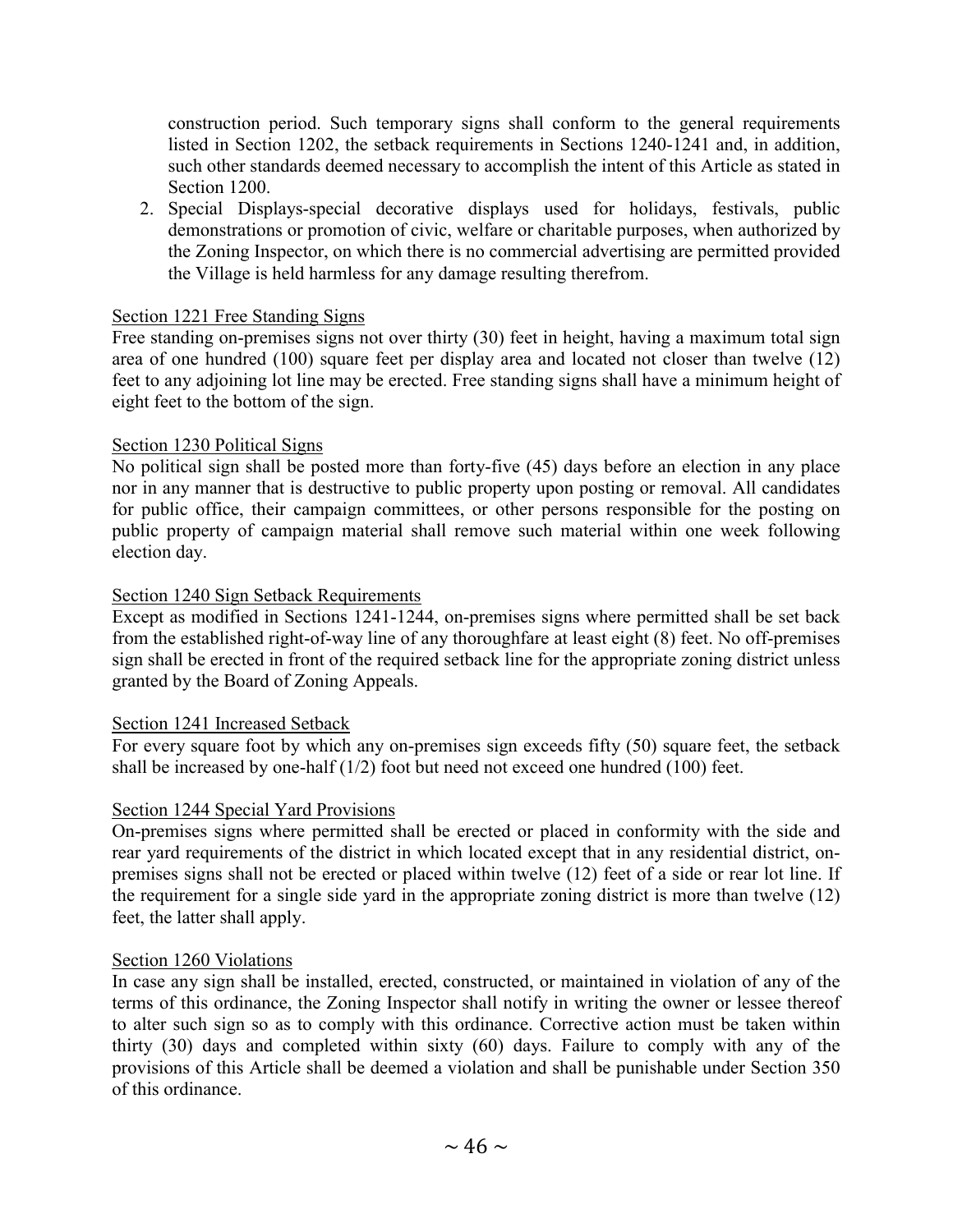construction period. Such temporary signs shall conform to the general requirements listed in Section 1202, the setback requirements in Sections 1240-1241 and, in addition, such other standards deemed necessary to accomplish the intent of this Article as stated in Section 1200.

2. Special Displays-special decorative displays used for holidays, festivals, public demonstrations or promotion of civic, welfare or charitable purposes, when authorized by the Zoning Inspector, on which there is no commercial advertising are permitted provided the Village is held harmless for any damage resulting therefrom.

Section 1221 Free Standing Signs

Free standing on-premises signs not over thirty (30) feet in height, having a maximum total sign area of one hundred (100) square feet per display area and located not closer than twelve (12) feet to any adjoining lot line may be erected. Free standing signs shall have a minimum height of eight feet to the bottom of the sign.

Section 1230 Political Signs

No political sign shall be posted more than forty-five (45) days before an election in any place nor in any manner that is destructive to public property upon posting or removal. All candidates for public office, their campaign committees, or other persons responsible for the posting on public property of campaign material shall remove such material within one week following election day.

Section 1240 Sign Setback Requirements

Except as modified in Sections 1241-1244, on-premises signs where permitted shall be set back from the established right-of-way line of any thoroughfare at least eight (8) feet. No off-premises sign shall be erected in front of the required setback line for the appropriate zoning district unless granted by the Board of Zoning Appeals.

Section 1241 Increased Setback

For every square foot by which any on-premises sign exceeds fifty (50) square feet, the setback shall be increased by one-half (1/2) foot but need not exceed one hundred (100) feet.

Section 1244 Special Yard Provisions

On-premises signs where permitted shall be erected or placed in conformity with the side and rear yard requirements of the district in which located except that in any residential district, on-premises signs shall not be erected or placed within twelve (12) feet of a side or rear lot line. If the requirement for a single side yard in the appropriate zoning district is more than twelve (12) feet, the latter shall apply.

Section 1260 Violations

In case any sign shall be installed, erected, constructed, or maintained in violation of any of the terms of this ordinance, the Zoning Inspector shall notify in writing the owner or lessee thereof to alter such sign so as to comply with this ordinance. Corrective action must be taken within thirty (30) days and completed within sixty (60) days. Failure to comply with any of the provisions of this Article shall be deemed a violation and shall be punishable under Section 350 of this ordinance.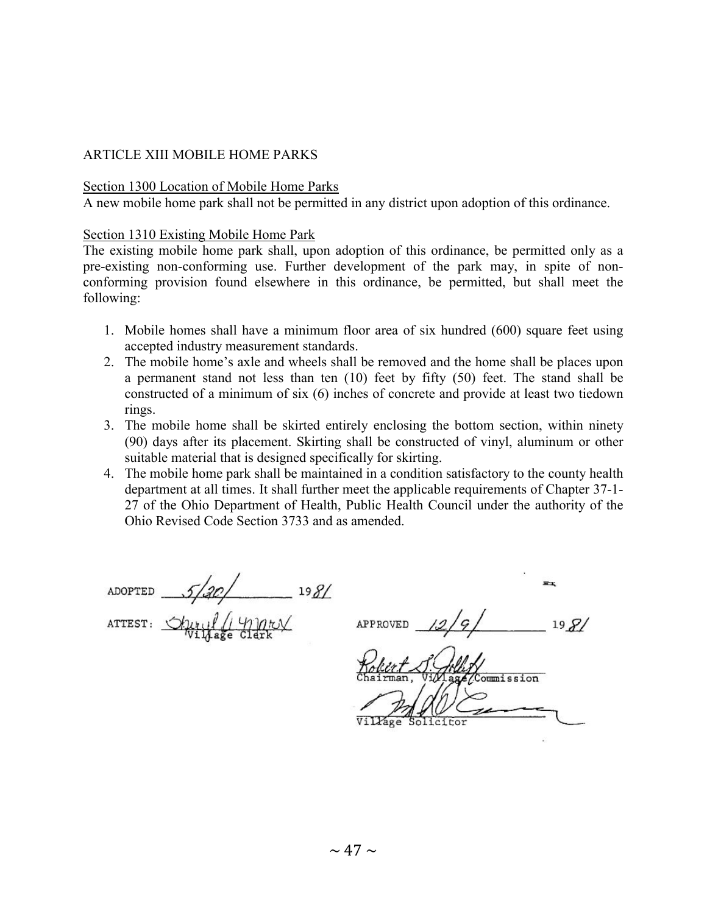# ARTICLE XIII MOBILE HOME PARKS

Section 1300 Location of Mobile Home Parks

A new mobile home park shall not be permitted in any district upon adoption of this ordinance.

Section 1310 Existing Mobile Home Park

The existing mobile home park shall, upon adoption of this ordinance, be permitted only as a pre-existing non-conforming use. Further development of the park may, in spite of non-conforming provision found elsewhere in this ordinance, be permitted, but shall meet the following:

1. Mobile homes shall have a minimum floor area of six hundred (600) square feet using accepted industry measurement standards.
2. The mobile home's axle and wheels shall be removed and the home shall be places upon a permanent stand not less than ten (10) feet by fifty (50) feet. The stand shall be constructed of a minimum of six (6) inches of concrete and provide at least two tiedown rings.
3. The mobile home shall be skirted entirely enclosing the bottom section, within ninety (90) days after its placement. Skirting shall be constructed of vinyl, aluminum or other suitable material that is designed specifically for skirting.
4. The mobile home park shall be maintained in a condition satisfactory to the county health department at all times. It shall further meet the applicable requirements of Chapter 37-1-27 of the Ohio Department of Health, Public Health Council under the authority of the Ohio Revised Code Section 3733 and as amended.

ADOPTED 5/20/ 1981

ATTEST: Village Clerk

APPROVED 12/9/ 1981

Chairman, Village Commission

Village Solicitor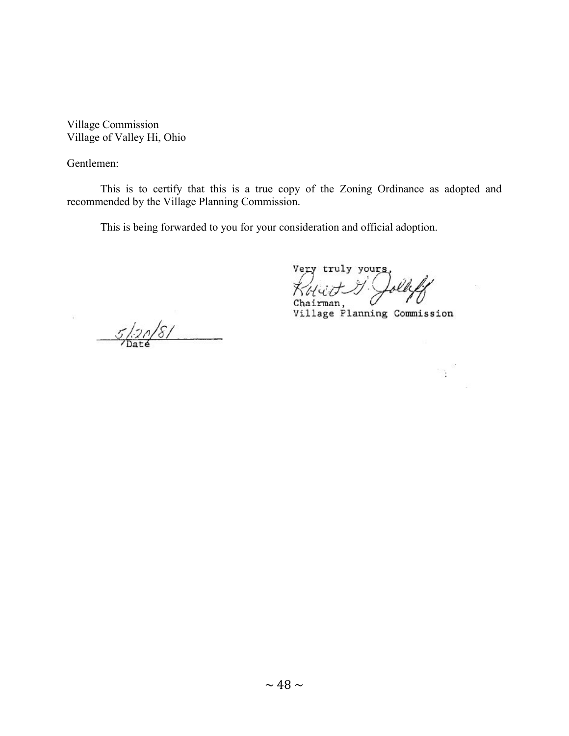Village Commission
Village of Valley Hi, Ohio

Gentlemen:

This is to certify that this is a true copy of the Zoning Ordinance as adopted and recommended by the Village Planning Commission.

This is being forwarded to you for your consideration and official adoption.

Very truly yours,

Robert G. Jolliff

Chairman,
Village Planning Commission

5/20/81
Date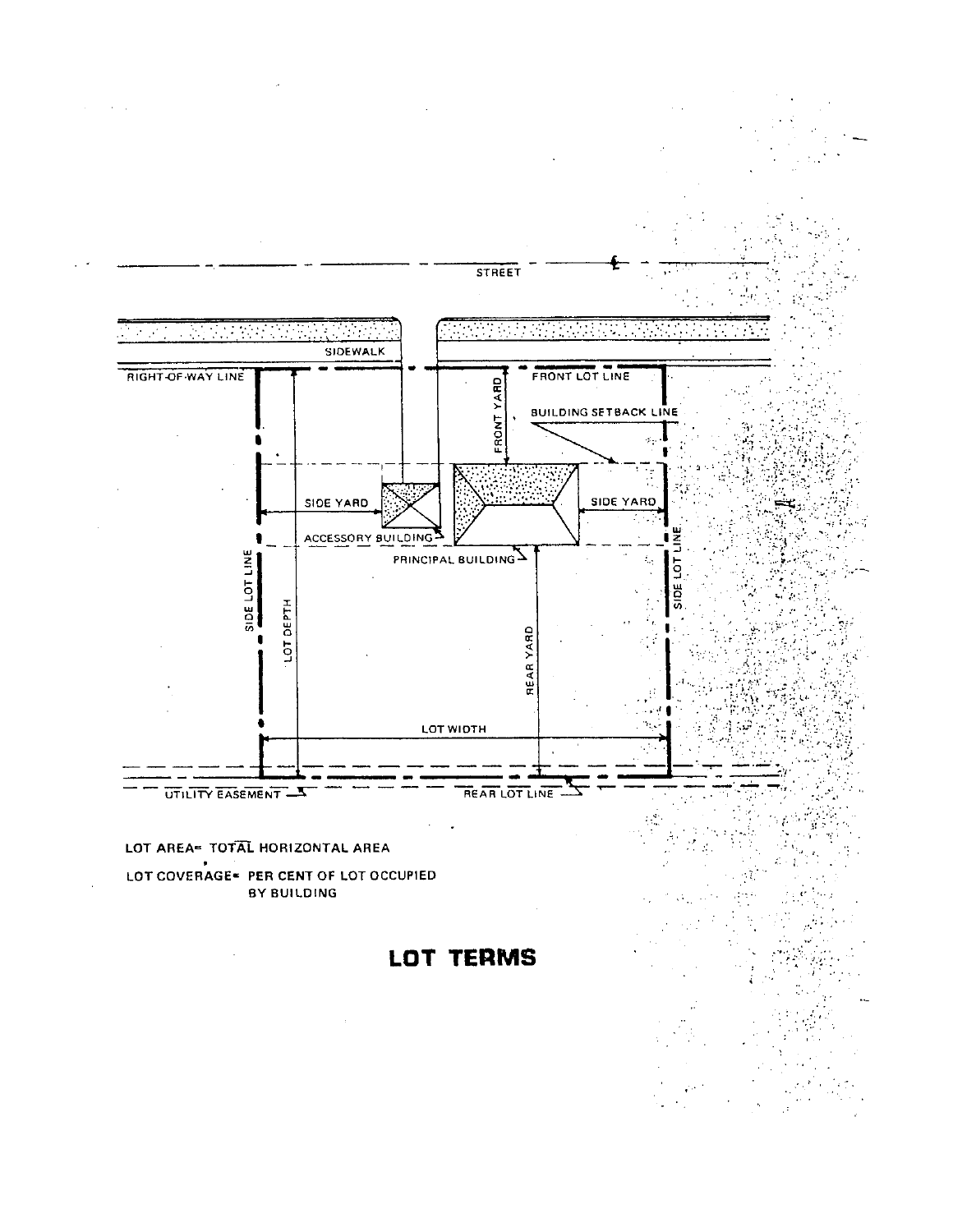STREET

SIDEWALK

RIGHT-OF-WAY LINE

FRONT LOT LINE

FRONT YARD

BUILDING SETBACK LINE

SIDE YARD

SIDE YARD

ACCESSORY BUILDING

PRINCIPAL BUILDING

SIDE LOT LINE

LOT DEPTH

REAR YARD

SIDE LOT LINE

LOT WIDTH

UTILITY EASEMENT

REAR LOT LINE

LOT AREA= TOTAL HORIZONTAL AREA

LOT COVERAGE= PER CENT OF LOT OCCUPIED BY BUILDING

## LOT TERMS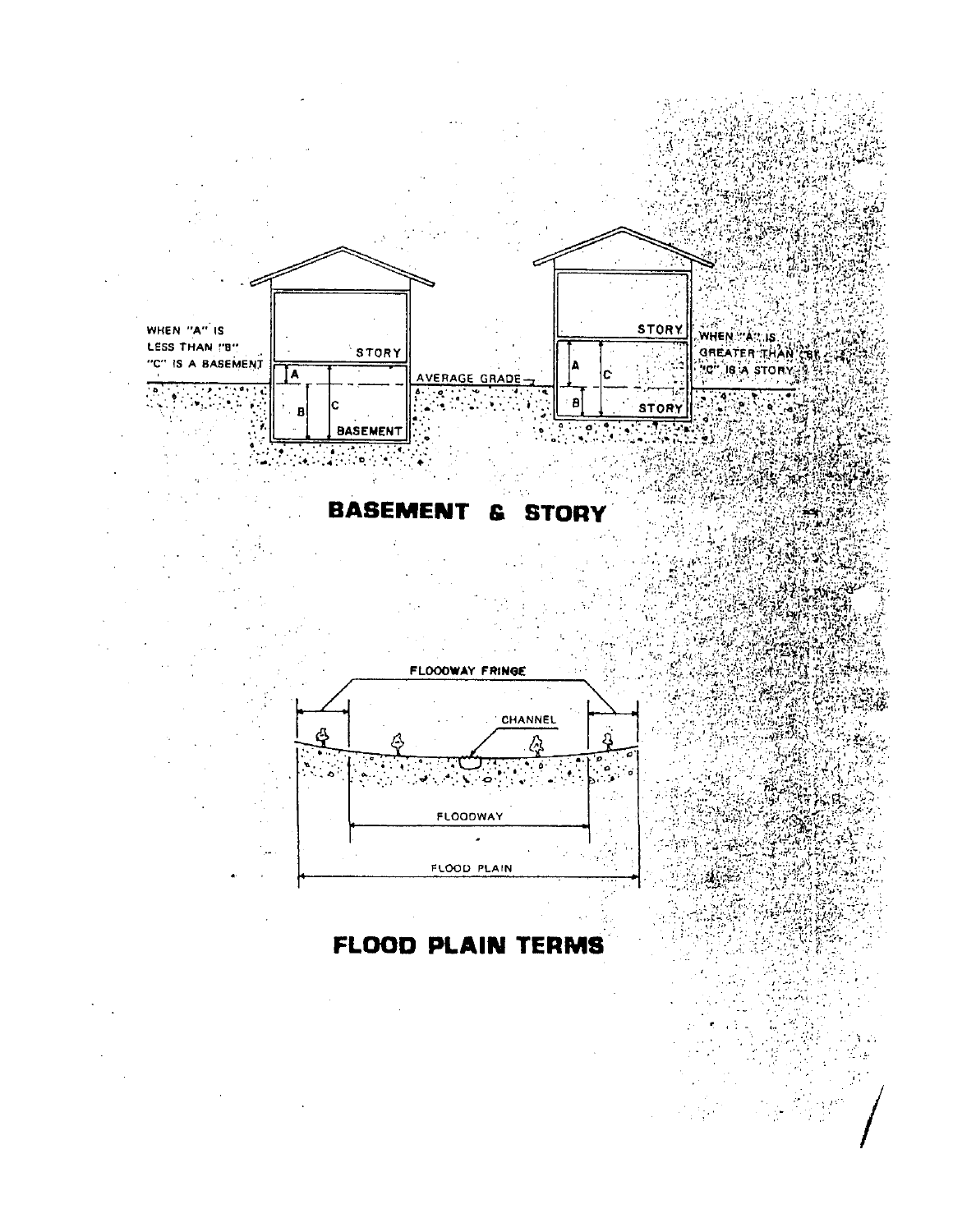WHEN "A" IS LESS THAN "B" "C" IS A BASEMENT

STORY

BASEMENT

AVERAGE GRADE

STORY

STORY

WHEN "A" IS GREATER THAN "B" "C" IS A STORY

# BASEMENT & STORY

FLOODWAY FRINGE

CHANNEL

FLOODWAY

FLOOD PLAIN

# FLOOD PLAIN TERMS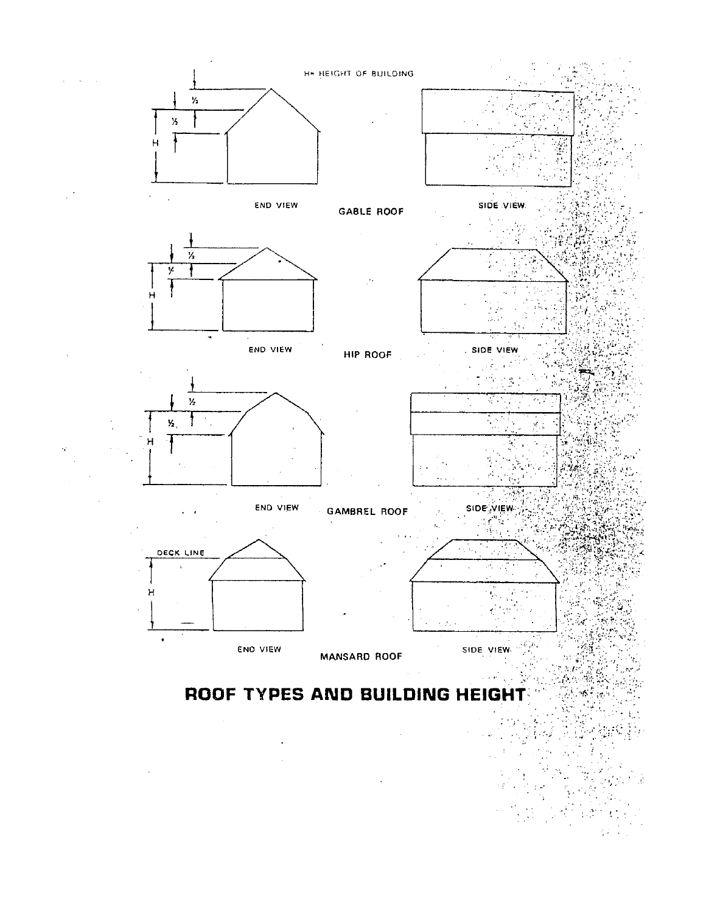H= HEIGHT OF BUILDING

½

½

H

END VIEW

GABLE ROOF

SIDE VIEW

½

½

H

END VIEW

HIP ROOF

SIDE VIEW

½

½

H

END VIEW

GAMBREL ROOF

SIDE VIEW

DECK LINE

H

END VIEW

MANSARD ROOF

SIDE VIEW

# ROOF TYPES AND BUILDING HEIGHT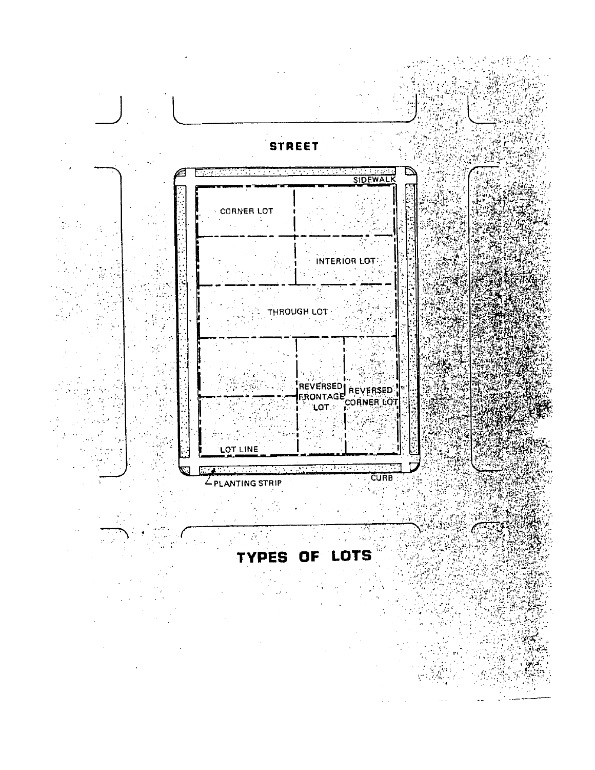STREET

SIDEWALK

CORNER LOT

INTERIOR LOT

THROUGH LOT

REVERSED FRONTAGE LOT

REVERSED CORNER LOT

LOT LINE

PLANTING STRIP

CURB

# TYPES OF LOTS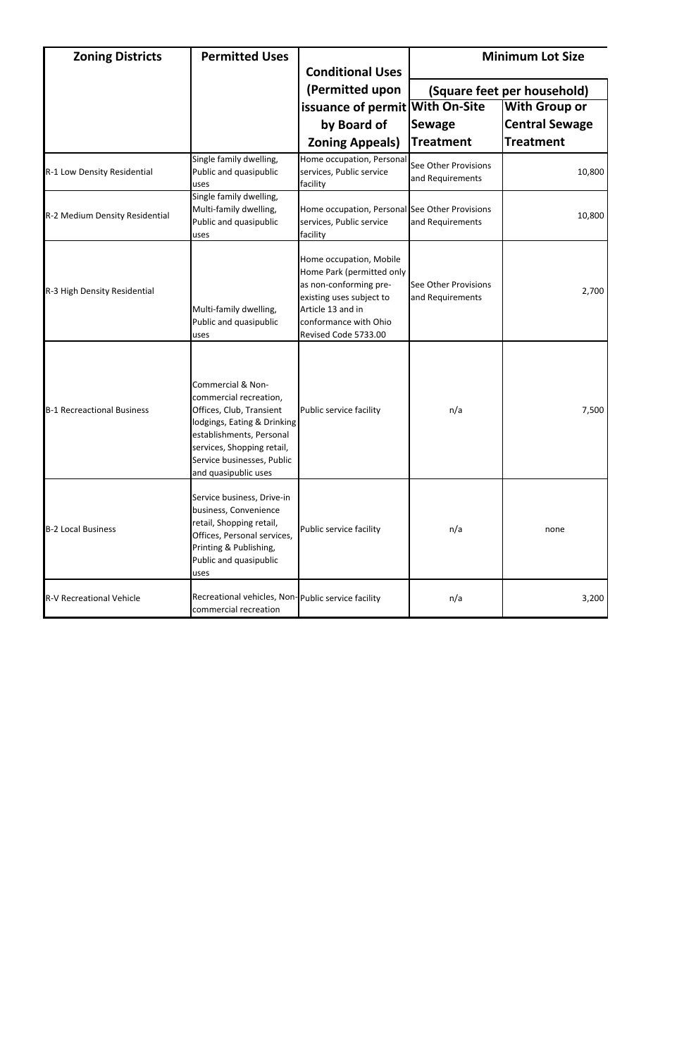| Zoning Districts | Permitted Uses | Conditional Uses (Permitted upon issuance of permit by Board of Zoning Appeals) | Minimum Lot Size (Square feet per household) | |
|---|---|---|---|---|
| | | | With On-Site Sewage Treatment | With Group or Central Sewage Treatment |
| R-1 Low Density Residential | Single family dwelling, Public and quasipublic uses | Home occupation, Personal services, Public service facility | See Other Provisions and Requirements | 10,800 |
| R-2 Medium Density Residential | Single family dwelling, Multi-family dwelling, Public and quasipublic uses | Home occupation, Personal services, Public service facility | See Other Provisions and Requirements | 10,800 |
| R-3 High Density Residential | Multi-family dwelling, Public and quasipublic uses | Home occupation, Mobile Home Park (permitted only as non-conforming pre-existing uses subject to Article 13 and in conformance with Ohio Revised Code 5733.00 | See Other Provisions and Requirements | 2,700 |
| B-1 Recreactional Business | Commercial & Non-commercial recreation, Offices, Club, Transient lodgings, Eating & Drinking establishments, Personal services, Shopping retail, Service businesses, Public and quasipublic uses | Public service facility | n/a | 7,500 |
| B-2 Local Business | Service business, Drive-in business, Convenience retail, Shopping retail, Offices, Personal services, Printing & Publishing, Public and quasipublic uses | Public service facility | n/a | none |
| R-V Recreational Vehicle | Recreational vehicles, Non-commercial recreation | Public service facility | n/a | 3,200 |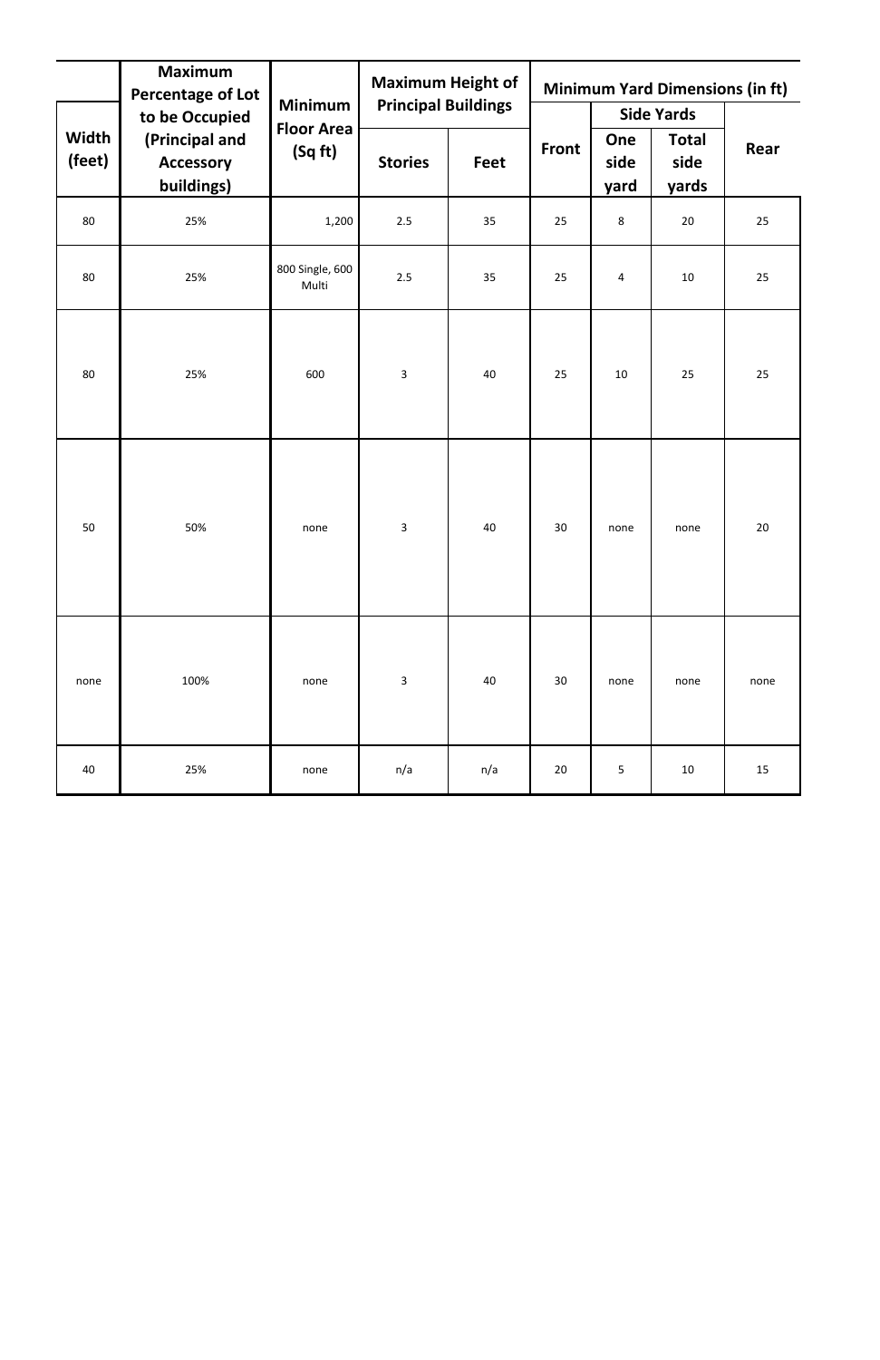| Width (feet) | Maximum Percentage of Lot to be Occupied (Principal and Accessory buildings) | Minimum Floor Area (Sq ft) | Maximum Height of Principal Buildings | | Minimum Yard Dimensions (in ft) | | | |
|---|---|---|---|---|---|---|---|---|
| | | | Stories | Feet | Front | Side Yards | | Rear |
| | | | | | | One side yard | Total side yards | |
| 80 | 25% | 1,200 | 2.5 | 35 | 25 | 8 | 20 | 25 |
| 80 | 25% | 800 Single, 600 Multi | 2.5 | 35 | 25 | 4 | 10 | 25 |
| 80 | 25% | 600 | 3 | 40 | 25 | 10 | 25 | 25 |
| 50 | 50% | none | 3 | 40 | 30 | none | none | 20 |
| none | 100% | none | 3 | 40 | 30 | none | none | none |
| 40 | 25% | none | n/a | n/a | 20 | 5 | 10 | 15 |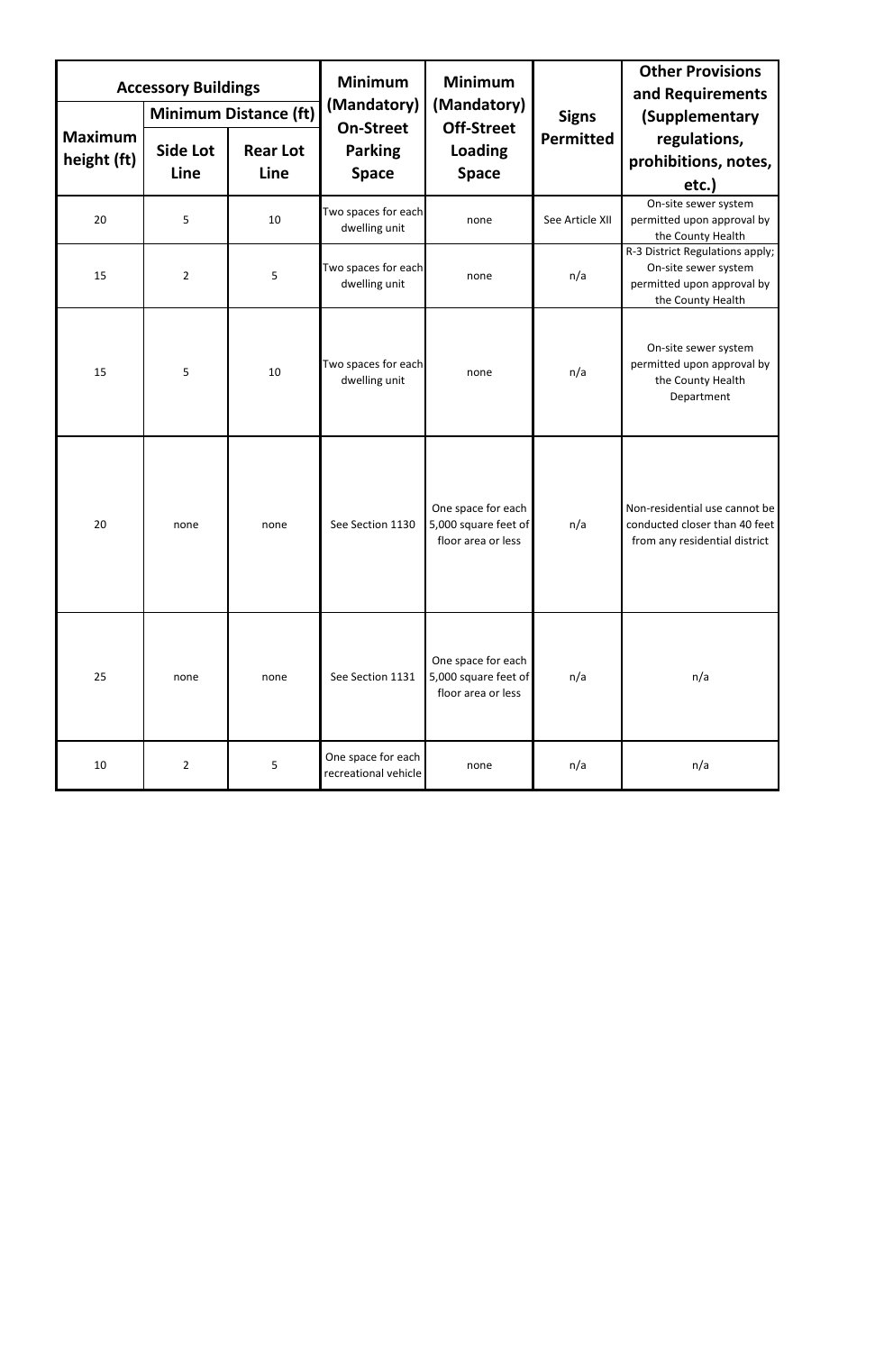| Accessory Buildings | | | Minimum (Mandatory) On-Street Parking Space | Minimum (Mandatory) Off-Street Loading Space | Signs Permitted | Other Provisions and Requirements (Supplementary regulations, prohibitions, notes, etc.) |
|---|---|---|---|---|---|---|
| Maximum height (ft) | Minimum Distance (ft) | | | | | |
| | Side Lot Line | Rear Lot Line | | | | |
| 20 | 5 | 10 | Two spaces for each dwelling unit | none | See Article XII | On-site sewer system permitted upon approval by the County Health |
| 15 | 2 | 5 | Two spaces for each dwelling unit | none | n/a | R-3 District Regulations apply; On-site sewer system permitted upon approval by the County Health |
| 15 | 5 | 10 | Two spaces for each dwelling unit | none | n/a | On-site sewer system permitted upon approval by the County Health Department |
| 20 | none | none | See Section 1130 | One space for each 5,000 square feet of floor area or less | n/a | Non-residential use cannot be conducted closer than 40 feet from any residential district |
| 25 | none | none | See Section 1131 | One space for each 5,000 square feet of floor area or less | n/a | n/a |
| 10 | 2 | 5 | One space for each recreational vehicle | none | n/a | n/a |